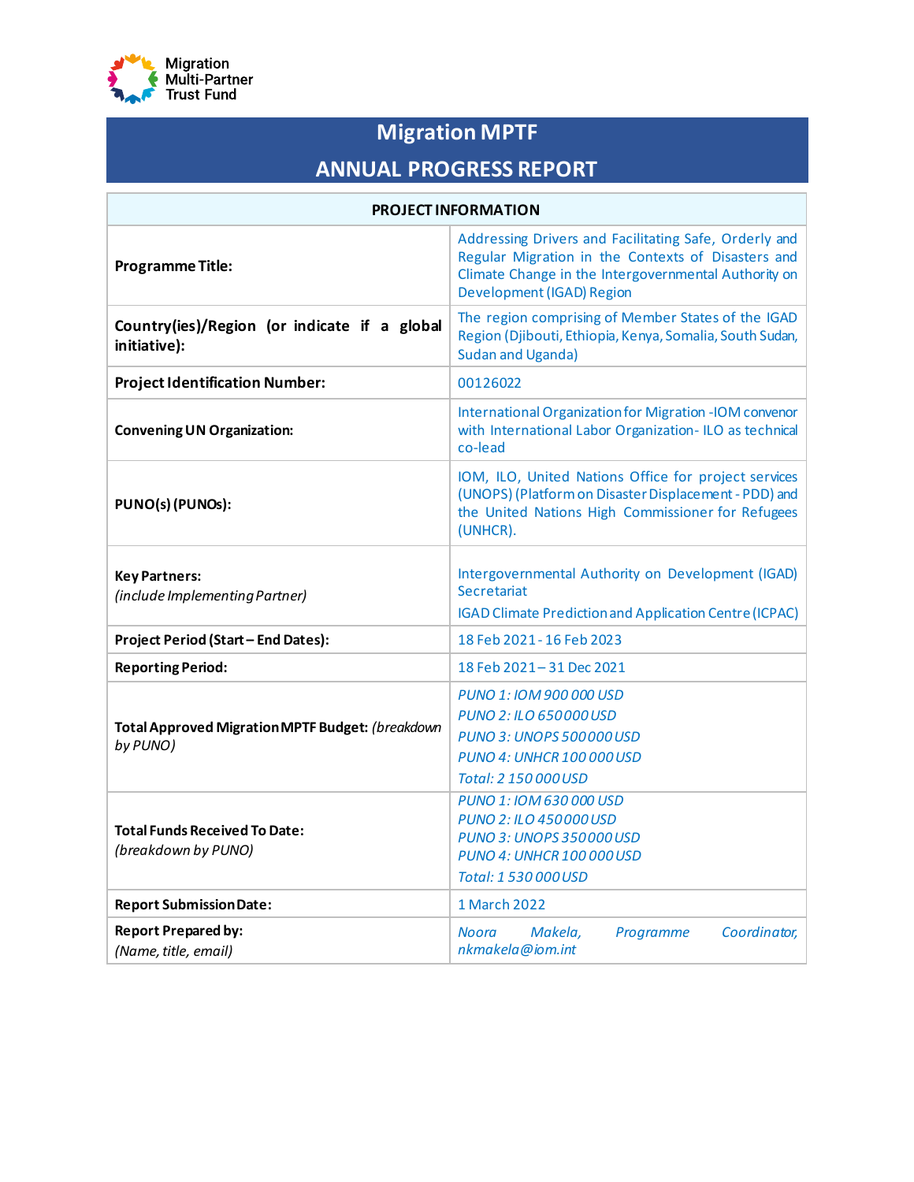Migration Multi-Partner Trust Fund

# Migration MPTF

# ANNUAL PROGRESS REPORT

| PROJECT INFORMATION | |
|---|---|
| **Programme Title:** | Addressing Drivers and Facilitating Safe, Orderly and Regular Migration in the Contexts of Disasters and Climate Change in the Intergovernmental Authority on Development (IGAD) Region |
| **Country(ies)/Region (or indicate if a global initiative):** | The region comprising of Member States of the IGAD Region (Djibouti, Ethiopia, Kenya, Somalia, South Sudan, Sudan and Uganda) |
| **Project Identification Number:** | 00126022 |
| **Convening UN Organization:** | International Organization for Migration -IOM convenor with International Labor Organization- ILO as technical co-lead |
| **PUNO(s) (PUNOs):** | IOM, ILO, United Nations Office for project services (UNOPS) (Platform on Disaster Displacement - PDD) and the United Nations High Commissioner for Refugees (UNHCR). |
| **Key Partners:** *(include Implementing Partner)* | Intergovernmental Authority on Development (IGAD) Secretariat<br>IGAD Climate Prediction and Application Centre (ICPAC) |
| **Project Period (Start – End Dates):** | 18 Feb 2021 - 16 Feb 2023 |
| **Reporting Period:** | 18 Feb 2021 – 31 Dec 2021 |
| **Total Approved Migration MPTF Budget:** *(breakdown by PUNO)* | *PUNO 1: IOM 900 000 USD*<br>*PUNO 2: ILO 650000 USD*<br>*PUNO 3: UNOPS 500000 USD*<br>*PUNO 4: UNHCR 100 000 USD*<br>*Total: 2 150 000 USD* |
| **Total Funds Received To Date:** *(breakdown by PUNO)* | *PUNO 1: IOM 630 000 USD*<br>*PUNO 2: ILO 450000 USD*<br>*PUNO 3: UNOPS 350000 USD*<br>*PUNO 4: UNHCR 100 000 USD*<br>*Total: 1 530 000 USD* |
| **Report Submission Date:** | 1 March 2022 |
| **Report Prepared by:** *(Name, title, email)* | *Noora Makela, Programme Coordinator, nkmakela@iom.int* |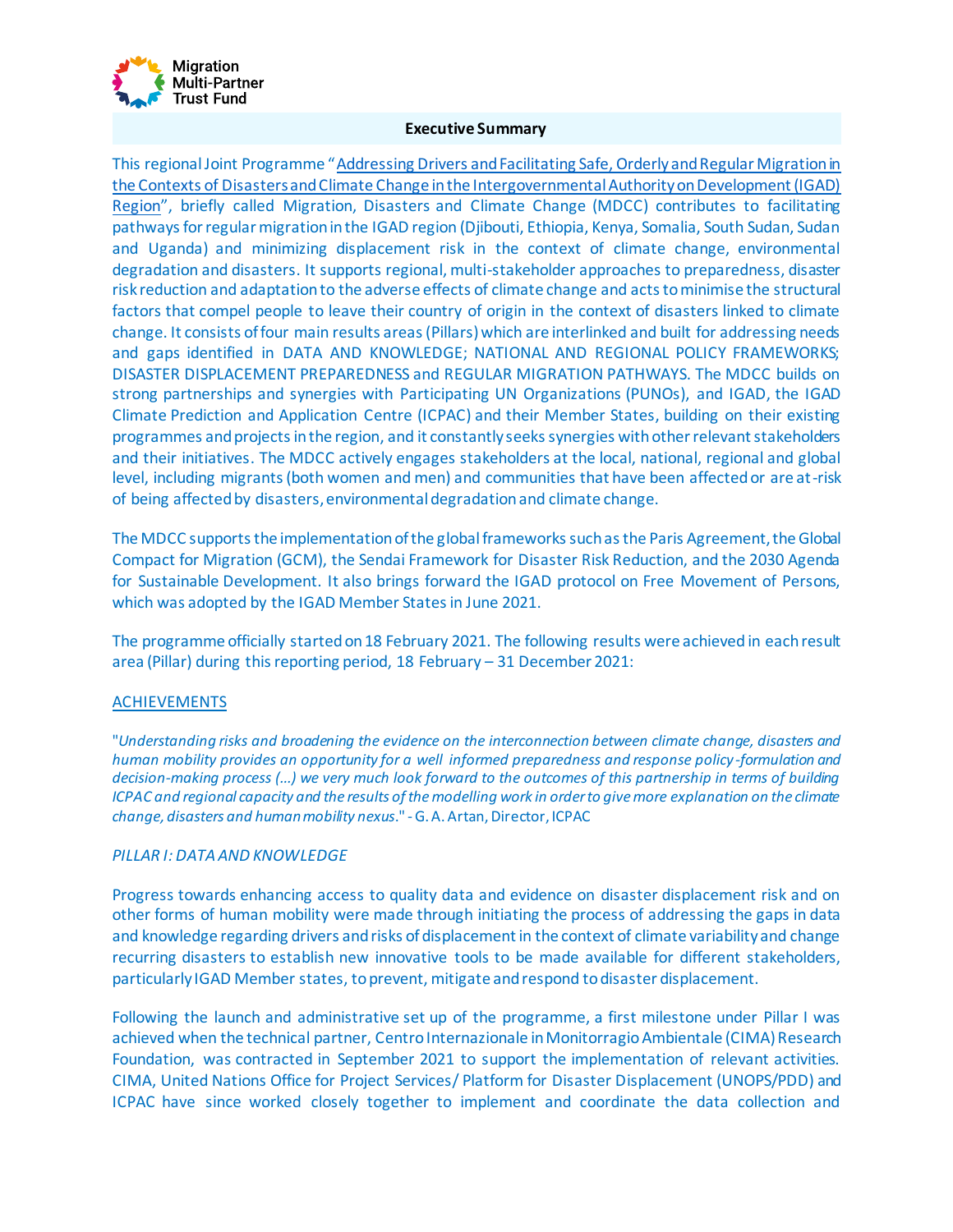## Executive Summary

This regional Joint Programme "Addressing Drivers and Facilitating Safe, Orderly and Regular Migration in the Contexts of Disasters and Climate Change in the Intergovernmental Authority on Development (IGAD) Region", briefly called Migration, Disasters and Climate Change (MDCC) contributes to facilitating pathways for regular migration in the IGAD region (Djibouti, Ethiopia, Kenya, Somalia, South Sudan, Sudan and Uganda) and minimizing displacement risk in the context of climate change, environmental degradation and disasters. It supports regional, multi-stakeholder approaches to preparedness, disaster risk reduction and adaptation to the adverse effects of climate change and acts to minimise the structural factors that compel people to leave their country of origin in the context of disasters linked to climate change. It consists of four main results areas (Pillars) which are interlinked and built for addressing needs and gaps identified in DATA AND KNOWLEDGE; NATIONAL AND REGIONAL POLICY FRAMEWORKS; DISASTER DISPLACEMENT PREPAREDNESS and REGULAR MIGRATION PATHWAYS. The MDCC builds on strong partnerships and synergies with Participating UN Organizations (PUNOs), and IGAD, the IGAD Climate Prediction and Application Centre (ICPAC) and their Member States, building on their existing programmes and projects in the region, and it constantly seeks synergies with other relevant stakeholders and their initiatives. The MDCC actively engages stakeholders at the local, national, regional and global level, including migrants (both women and men) and communities that have been affected or are at-risk of being affected by disasters, environmental degradation and climate change.

The MDCC supports the implementation of the global frameworks such as the Paris Agreement, the Global Compact for Migration (GCM), the Sendai Framework for Disaster Risk Reduction, and the 2030 Agenda for Sustainable Development. It also brings forward the IGAD protocol on Free Movement of Persons, which was adopted by the IGAD Member States in June 2021.

The programme officially started on 18 February 2021. The following results were achieved in each result area (Pillar) during this reporting period, 18 February – 31 December 2021:

### ACHIEVEMENTS

"*Understanding risks and broadening the evidence on the interconnection between climate change, disasters and human mobility provides an opportunity for a well informed preparedness and response policy-formulation and decision-making process (...) we very much look forward to the outcomes of this partnership in terms of building ICPAC and regional capacity and the results of the modelling work in order to give more explanation on the climate change, disasters and human mobility nexus*." - G. A. Artan, Director, ICPAC

#### *PILLAR I: DATA AND KNOWLEDGE*

Progress towards enhancing access to quality data and evidence on disaster displacement risk and on other forms of human mobility were made through initiating the process of addressing the gaps in data and knowledge regarding drivers and risks of displacement in the context of climate variability and change recurring disasters to establish new innovative tools to be made available for different stakeholders, particularly IGAD Member states, to prevent, mitigate and respond to disaster displacement.

Following the launch and administrative set up of the programme, a first milestone under Pillar I was achieved when the technical partner, Centro Internazionale in Monitorragio Ambientale (CIMA) Research Foundation, was contracted in September 2021 to support the implementation of relevant activities. CIMA, United Nations Office for Project Services/ Platform for Disaster Displacement (UNOPS/PDD) and ICPAC have since worked closely together to implement and coordinate the data collection and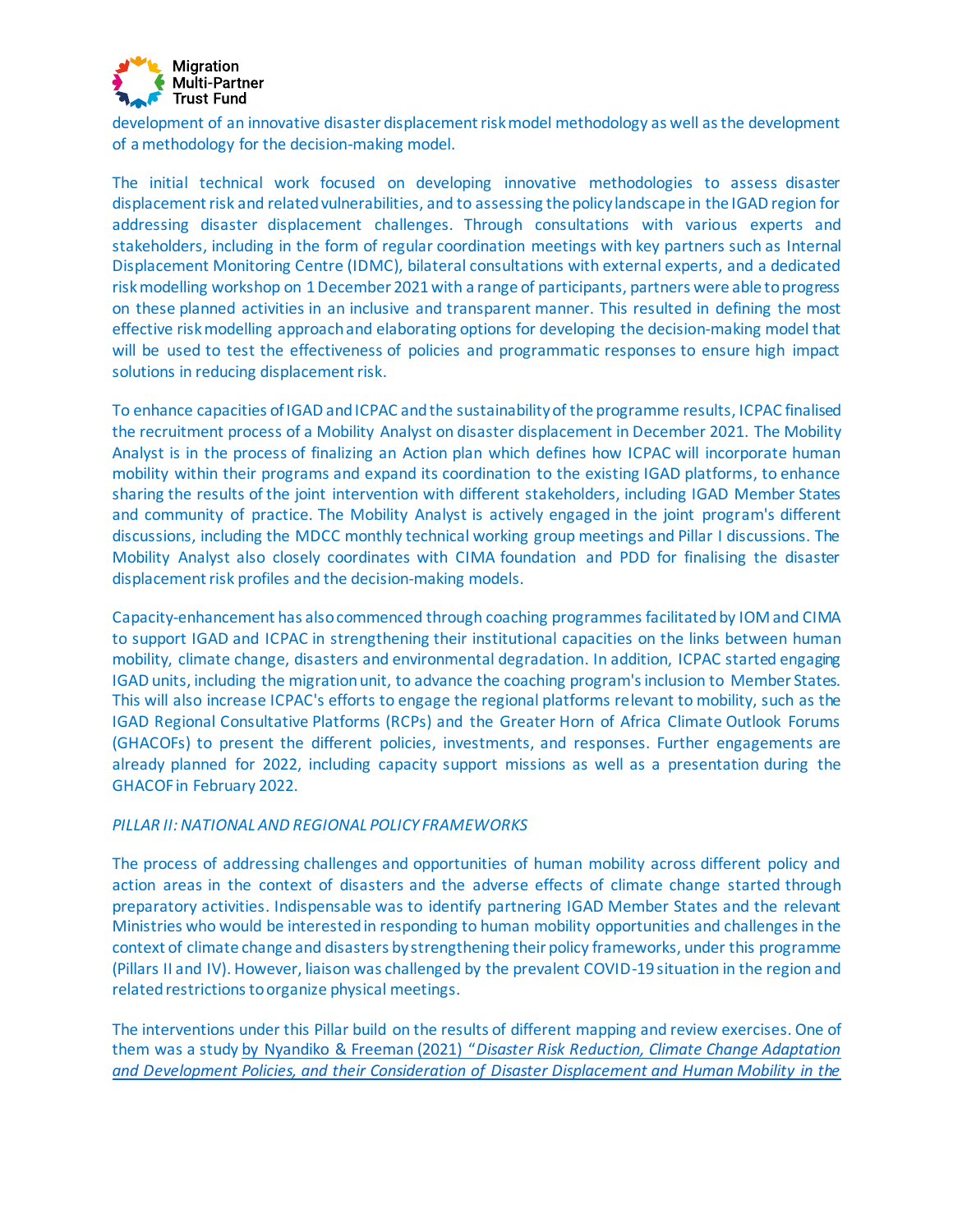development of an innovative disaster displacement risk model methodology as well as the development of a methodology for the decision-making model.

The initial technical work focused on developing innovative methodologies to assess disaster displacement risk and related vulnerabilities, and to assessing the policy landscape in the IGAD region for addressing disaster displacement challenges. Through consultations with various experts and stakeholders, including in the form of regular coordination meetings with key partners such as Internal Displacement Monitoring Centre (IDMC), bilateral consultations with external experts, and a dedicated risk modelling workshop on 1 December 2021 with a range of participants, partners were able to progress on these planned activities in an inclusive and transparent manner. This resulted in defining the most effective risk modelling approach and elaborating options for developing the decision-making model that will be used to test the effectiveness of policies and programmatic responses to ensure high impact solutions in reducing displacement risk.

To enhance capacities of IGAD and ICPAC and the sustainability of the programme results, ICPAC finalised the recruitment process of a Mobility Analyst on disaster displacement in December 2021. The Mobility Analyst is in the process of finalizing an Action plan which defines how ICPAC will incorporate human mobility within their programs and expand its coordination to the existing IGAD platforms, to enhance sharing the results of the joint intervention with different stakeholders, including IGAD Member States and community of practice. The Mobility Analyst is actively engaged in the joint program's different discussions, including the MDCC monthly technical working group meetings and Pillar I discussions. The Mobility Analyst also closely coordinates with CIMA foundation and PDD for finalising the disaster displacement risk profiles and the decision-making models.

Capacity-enhancement has also commenced through coaching programmes facilitated by IOM and CIMA to support IGAD and ICPAC in strengthening their institutional capacities on the links between human mobility, climate change, disasters and environmental degradation. In addition, ICPAC started engaging IGAD units, including the migration unit, to advance the coaching program's inclusion to Member States. This will also increase ICPAC's efforts to engage the regional platforms relevant to mobility, such as the IGAD Regional Consultative Platforms (RCPs) and the Greater Horn of Africa Climate Outlook Forums (GHACOFs) to present the different policies, investments, and responses. Further engagements are already planned for 2022, including capacity support missions as well as a presentation during the GHACOF in February 2022.

*PILLAR II: NATIONAL AND REGIONAL POLICY FRAMEWORKS*

The process of addressing challenges and opportunities of human mobility across different policy and action areas in the context of disasters and the adverse effects of climate change started through preparatory activities. Indispensable was to identify partnering IGAD Member States and the relevant Ministries who would be interested in responding to human mobility opportunities and challenges in the context of climate change and disasters by strengthening their policy frameworks, under this programme (Pillars II and IV). However, liaison was challenged by the prevalent COVID-19 situation in the region and related restrictions to organize physical meetings.

The interventions under this Pillar build on the results of different mapping and review exercises. One of them was a study by Nyandiko & Freeman (2021) "*Disaster Risk Reduction, Climate Change Adaptation and Development Policies, and their Consideration of Disaster Displacement and Human Mobility in the*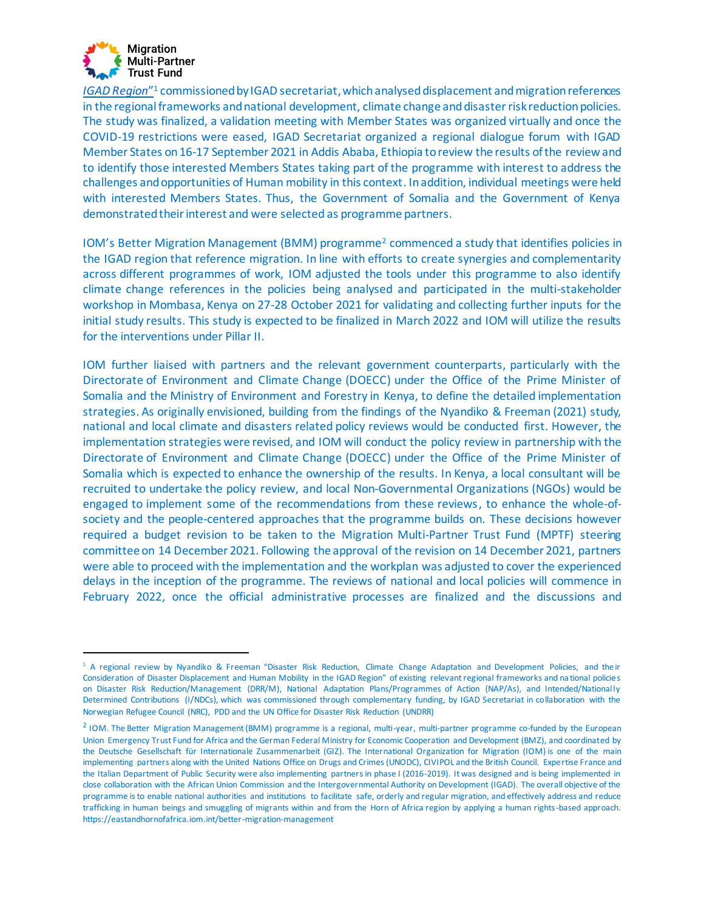*IGAD Region*"[1] commissioned by IGAD secretariat, which analysed displacement and migration references in the regional frameworks and national development, climate change and disaster risk reduction policies. The study was finalized, a validation meeting with Member States was organized virtually and once the COVID-19 restrictions were eased, IGAD Secretariat organized a regional dialogue forum with IGAD Member States on 16-17 September 2021 in Addis Ababa, Ethiopia to review the results of the review and to identify those interested Members States taking part of the programme with interest to address the challenges and opportunities of Human mobility in this context. In addition, individual meetings were held with interested Members States. Thus, the Government of Somalia and the Government of Kenya demonstrated their interest and were selected as programme partners.

IOM's Better Migration Management (BMM) programme[2] commenced a study that identifies policies in the IGAD region that reference migration. In line with efforts to create synergies and complementarity across different programmes of work, IOM adjusted the tools under this programme to also identify climate change references in the policies being analysed and participated in the multi-stakeholder workshop in Mombasa, Kenya on 27-28 October 2021 for validating and collecting further inputs for the initial study results. This study is expected to be finalized in March 2022 and IOM will utilize the results for the interventions under Pillar II.

IOM further liaised with partners and the relevant government counterparts, particularly with the Directorate of Environment and Climate Change (DOECC) under the Office of the Prime Minister of Somalia and the Ministry of Environment and Forestry in Kenya, to define the detailed implementation strategies. As originally envisioned, building from the findings of the Nyandiko & Freeman (2021) study, national and local climate and disasters related policy reviews would be conducted first. However, the implementation strategies were revised, and IOM will conduct the policy review in partnership with the Directorate of Environment and Climate Change (DOECC) under the Office of the Prime Minister of Somalia which is expected to enhance the ownership of the results. In Kenya, a local consultant will be recruited to undertake the policy review, and local Non-Governmental Organizations (NGOs) would be engaged to implement some of the recommendations from these reviews, to enhance the whole-of-society and the people-centered approaches that the programme builds on. These decisions however required a budget revision to be taken to the Migration Multi-Partner Trust Fund (MPTF) steering committee on 14 December 2021. Following the approval of the revision on 14 December 2021, partners were able to proceed with the implementation and the workplan was adjusted to cover the experienced delays in the inception of the programme. The reviews of national and local policies will commence in February 2022, once the official administrative processes are finalized and the discussions and

---

[1] A regional review by Nyandiko & Freeman "Disaster Risk Reduction, Climate Change Adaptation and Development Policies, and their Consideration of Disaster Displacement and Human Mobility in the IGAD Region" of existing relevant regional frameworks and national policies on Disaster Risk Reduction/Management (DRR/M), National Adaptation Plans/Programmes of Action (NAP/As), and Intended/Nationally Determined Contributions (I/NDCs), which was commissioned through complementary funding, by IGAD Secretariat in collaboration with the Norwegian Refugee Council (NRC), PDD and the UN Office for Disaster Risk Reduction (UNDRR)

[2] IOM. The Better Migration Management (BMM) programme is a regional, multi-year, multi-partner programme co-funded by the European Union Emergency Trust Fund for Africa and the German Federal Ministry for Economic Cooperation and Development (BMZ), and coordinated by the Deutsche Gesellschaft für Internationale Zusammenarbeit (GIZ). The International Organization for Migration (IOM) is one of the main implementing partners along with the United Nations Office on Drugs and Crimes (UNODC), CIVIPOL and the British Council. Expertise France and the Italian Department of Public Security were also implementing partners in phase I (2016-2019). It was designed and is being implemented in close collaboration with the African Union Commission and the Intergovernmental Authority on Development (IGAD). The overall objective of the programme is to enable national authorities and institutions to facilitate safe, orderly and regular migration, and effectively address and reduce trafficking in human beings and smuggling of migrants within and from the Horn of Africa region by applying a human rights-based approach. https://eastandhornofafrica.iom.int/better-migration-management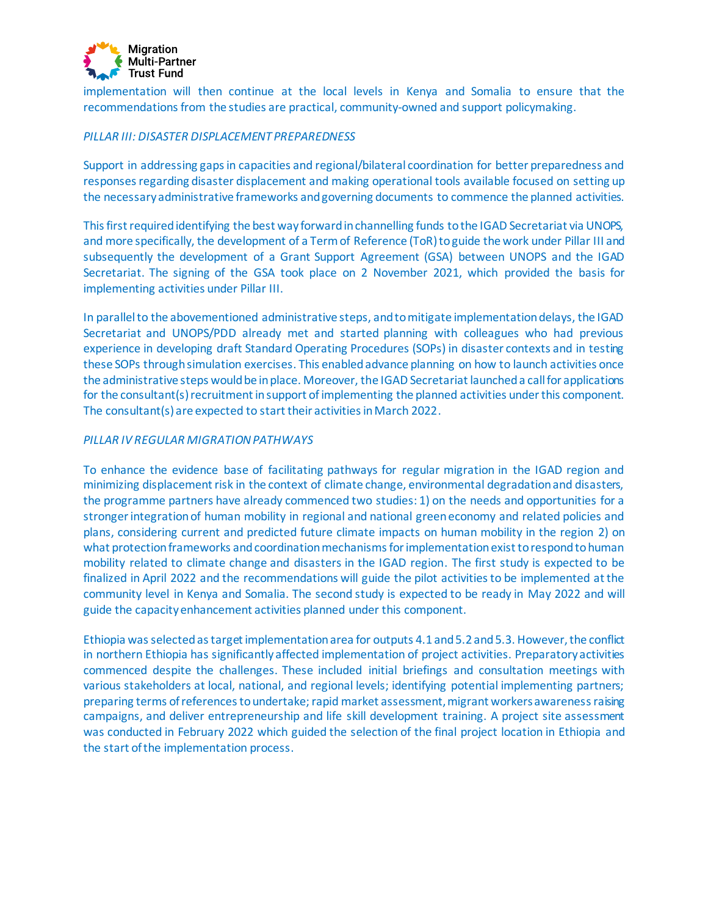implementation will then continue at the local levels in Kenya and Somalia to ensure that the recommendations from the studies are practical, community-owned and support policymaking.

*PILLAR III: DISASTER DISPLACEMENT PREPAREDNESS*

Support in addressing gaps in capacities and regional/bilateral coordination for better preparedness and responses regarding disaster displacement and making operational tools available focused on setting up the necessary administrative frameworks and governing documents to commence the planned activities.

This first required identifying the best way forward in channelling funds to the IGAD Secretariat via UNOPS, and more specifically, the development of a Term of Reference (ToR) to guide the work under Pillar III and subsequently the development of a Grant Support Agreement (GSA) between UNOPS and the IGAD Secretariat. The signing of the GSA took place on 2 November 2021, which provided the basis for implementing activities under Pillar III.

In parallel to the abovementioned administrative steps, and to mitigate implementation delays, the IGAD Secretariat and UNOPS/PDD already met and started planning with colleagues who had previous experience in developing draft Standard Operating Procedures (SOPs) in disaster contexts and in testing these SOPs through simulation exercises. This enabled advance planning on how to launch activities once the administrative steps would be in place. Moreover, the IGAD Secretariat launched a call for applications for the consultant(s) recruitment in support of implementing the planned activities under this component. The consultant(s) are expected to start their activities in March 2022.

*PILLAR IV REGULAR MIGRATION PATHWAYS*

To enhance the evidence base of facilitating pathways for regular migration in the IGAD region and minimizing displacement risk in the context of climate change, environmental degradation and disasters, the programme partners have already commenced two studies: 1) on the needs and opportunities for a stronger integration of human mobility in regional and national green economy and related policies and plans, considering current and predicted future climate impacts on human mobility in the region 2) on what protection frameworks and coordination mechanisms for implementation exist to respond to human mobility related to climate change and disasters in the IGAD region. The first study is expected to be finalized in April 2022 and the recommendations will guide the pilot activities to be implemented at the community level in Kenya and Somalia. The second study is expected to be ready in May 2022 and will guide the capacity enhancement activities planned under this component.

Ethiopia was selected as target implementation area for outputs 4.1 and 5.2 and 5.3. However, the conflict in northern Ethiopia has significantly affected implementation of project activities. Preparatory activities commenced despite the challenges. These included initial briefings and consultation meetings with various stakeholders at local, national, and regional levels; identifying potential implementing partners; preparing terms of references to undertake; rapid market assessment, migrant workers awareness raising campaigns, and deliver entrepreneurship and life skill development training. A project site assessment was conducted in February 2022 which guided the selection of the final project location in Ethiopia and the start of the implementation process.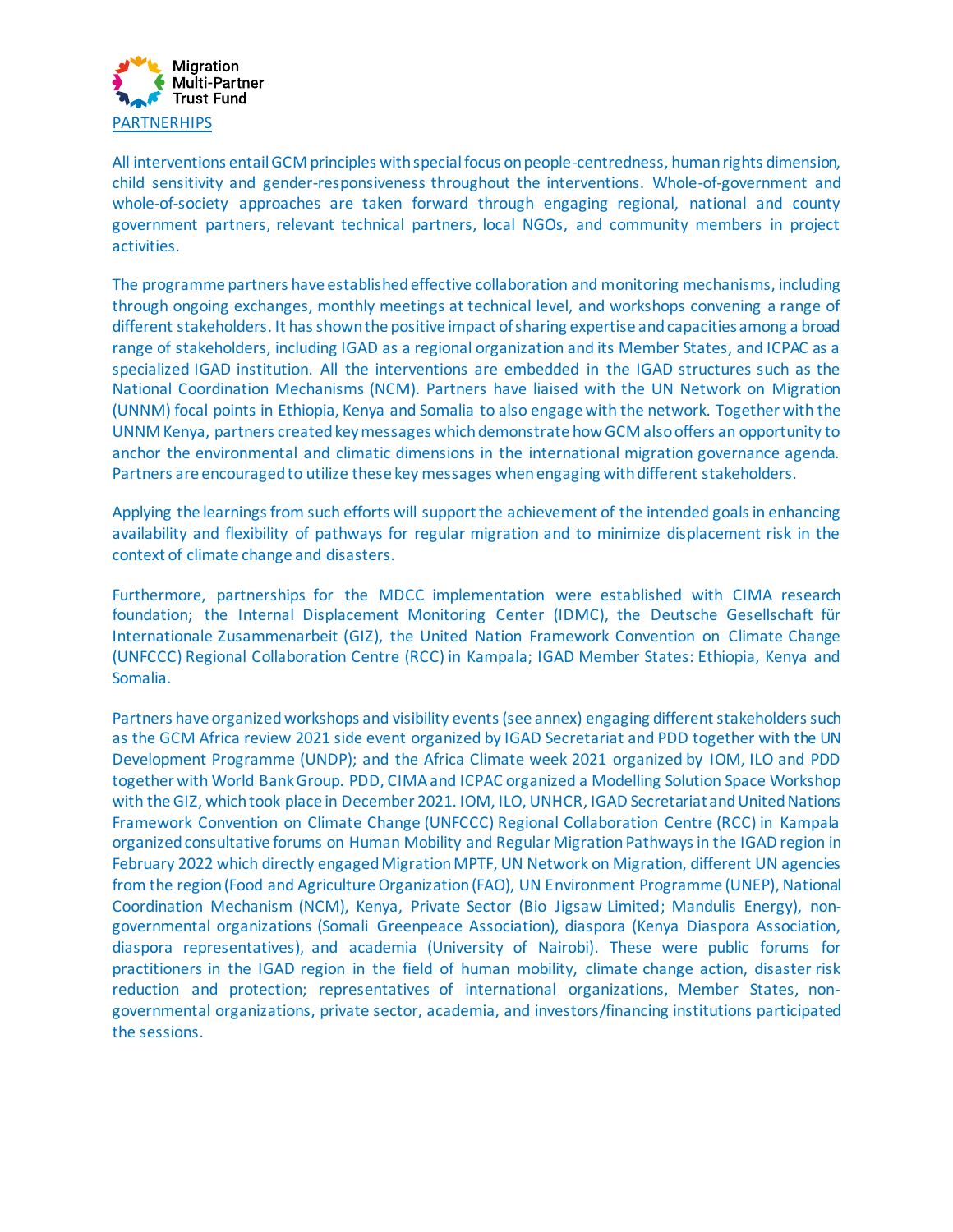## PARTNERHIPS

All interventions entail GCM principles with special focus on people-centredness, human rights dimension, child sensitivity and gender-responsiveness throughout the interventions. Whole-of-government and whole-of-society approaches are taken forward through engaging regional, national and county government partners, relevant technical partners, local NGOs, and community members in project activities.

The programme partners have established effective collaboration and monitoring mechanisms, including through ongoing exchanges, monthly meetings at technical level, and workshops convening a range of different stakeholders. It has shown the positive impact of sharing expertise and capacities among a broad range of stakeholders, including IGAD as a regional organization and its Member States, and ICPAC as a specialized IGAD institution. All the interventions are embedded in the IGAD structures such as the National Coordination Mechanisms (NCM). Partners have liaised with the UN Network on Migration (UNNM) focal points in Ethiopia, Kenya and Somalia to also engage with the network. Together with the UNNM Kenya, partners created key messages which demonstrate how GCM also offers an opportunity to anchor the environmental and climatic dimensions in the international migration governance agenda. Partners are encouraged to utilize these key messages when engaging with different stakeholders.

Applying the learnings from such efforts will support the achievement of the intended goals in enhancing availability and flexibility of pathways for regular migration and to minimize displacement risk in the context of climate change and disasters.

Furthermore, partnerships for the MDCC implementation were established with CIMA research foundation; the Internal Displacement Monitoring Center (IDMC), the Deutsche Gesellschaft für Internationale Zusammenarbeit (GIZ), the United Nation Framework Convention on Climate Change (UNFCCC) Regional Collaboration Centre (RCC) in Kampala; IGAD Member States: Ethiopia, Kenya and Somalia.

Partners have organized workshops and visibility events (see annex) engaging different stakeholders such as the GCM Africa review 2021 side event organized by IGAD Secretariat and PDD together with the UN Development Programme (UNDP); and the Africa Climate week 2021 organized by IOM, ILO and PDD together with World Bank Group. PDD, CIMA and ICPAC organized a Modelling Solution Space Workshop with the GIZ, which took place in December 2021. IOM, ILO, UNHCR, IGAD Secretariat and United Nations Framework Convention on Climate Change (UNFCCC) Regional Collaboration Centre (RCC) in Kampala organized consultative forums on Human Mobility and Regular Migration Pathways in the IGAD region in February 2022 which directly engaged Migration MPTF, UN Network on Migration, different UN agencies from the region (Food and Agriculture Organization (FAO), UN Environment Programme (UNEP), National Coordination Mechanism (NCM), Kenya, Private Sector (Bio Jigsaw Limited; Mandulis Energy), non-governmental organizations (Somali Greenpeace Association), diaspora (Kenya Diaspora Association, diaspora representatives), and academia (University of Nairobi). These were public forums for practitioners in the IGAD region in the field of human mobility, climate change action, disaster risk reduction and protection; representatives of international organizations, Member States, non-governmental organizations, private sector, academia, and investors/financing institutions participated the sessions.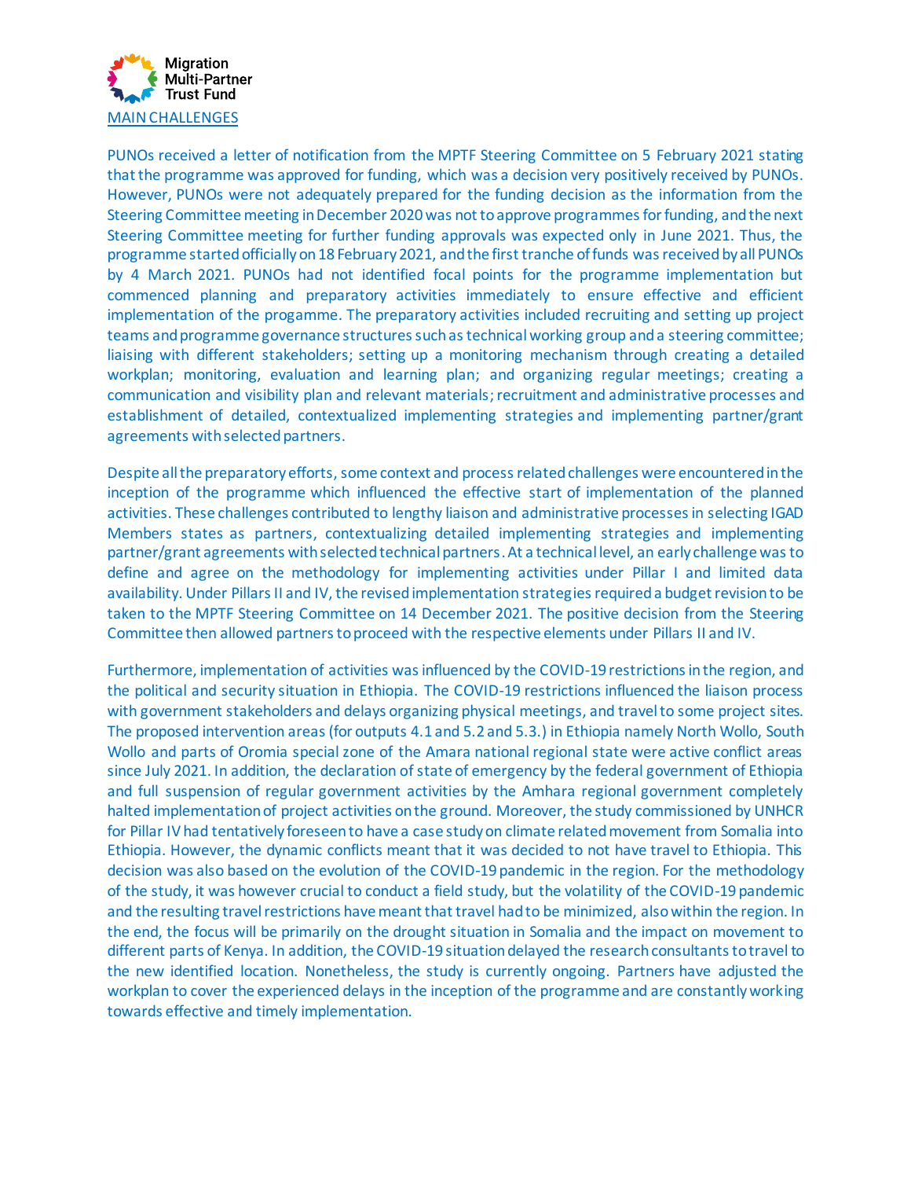## MAIN CHALLENGES

PUNOs received a letter of notification from the MPTF Steering Committee on 5 February 2021 stating that the programme was approved for funding, which was a decision very positively received by PUNOs. However, PUNOs were not adequately prepared for the funding decision as the information from the Steering Committee meeting in December 2020 was not to approve programmes for funding, and the next Steering Committee meeting for further funding approvals was expected only in June 2021. Thus, the programme started officially on 18 February 2021, and the first tranche of funds was received by all PUNOs by 4 March 2021. PUNOs had not identified focal points for the programme implementation but commenced planning and preparatory activities immediately to ensure effective and efficient implementation of the progamme. The preparatory activities included recruiting and setting up project teams and programme governance structures such as technical working group and a steering committee; liaising with different stakeholders; setting up a monitoring mechanism through creating a detailed workplan; monitoring, evaluation and learning plan; and organizing regular meetings; creating a communication and visibility plan and relevant materials; recruitment and administrative processes and establishment of detailed, contextualized implementing strategies and implementing partner/grant agreements with selected partners.

Despite all the preparatory efforts, some context and process related challenges were encountered in the inception of the programme which influenced the effective start of implementation of the planned activities. These challenges contributed to lengthy liaison and administrative processes in selecting IGAD Members states as partners, contextualizing detailed implementing strategies and implementing partner/grant agreements with selected technical partners. At a technical level, an early challenge was to define and agree on the methodology for implementing activities under Pillar I and limited data availability. Under Pillars II and IV, the revised implementation strategies required a budget revision to be taken to the MPTF Steering Committee on 14 December 2021. The positive decision from the Steering Committee then allowed partners to proceed with the respective elements under Pillars II and IV.

Furthermore, implementation of activities was influenced by the COVID-19 restrictions in the region, and the political and security situation in Ethiopia. The COVID-19 restrictions influenced the liaison process with government stakeholders and delays organizing physical meetings, and travel to some project sites. The proposed intervention areas (for outputs 4.1 and 5.2 and 5.3.) in Ethiopia namely North Wollo, South Wollo and parts of Oromia special zone of the Amara national regional state were active conflict areas since July 2021. In addition, the declaration of state of emergency by the federal government of Ethiopia and full suspension of regular government activities by the Amhara regional government completely halted implementation of project activities on the ground. Moreover, the study commissioned by UNHCR for Pillar IV had tentatively foreseen to have a case study on climate related movement from Somalia into Ethiopia. However, the dynamic conflicts meant that it was decided to not have travel to Ethiopia. This decision was also based on the evolution of the COVID-19 pandemic in the region. For the methodology of the study, it was however crucial to conduct a field study, but the volatility of the COVID-19 pandemic and the resulting travel restrictions have meant that travel had to be minimized, also within the region. In the end, the focus will be primarily on the drought situation in Somalia and the impact on movement to different parts of Kenya. In addition, the COVID-19 situation delayed the research consultants to travel to the new identified location. Nonetheless, the study is currently ongoing. Partners have adjusted the workplan to cover the experienced delays in the inception of the programme and are constantly working towards effective and timely implementation.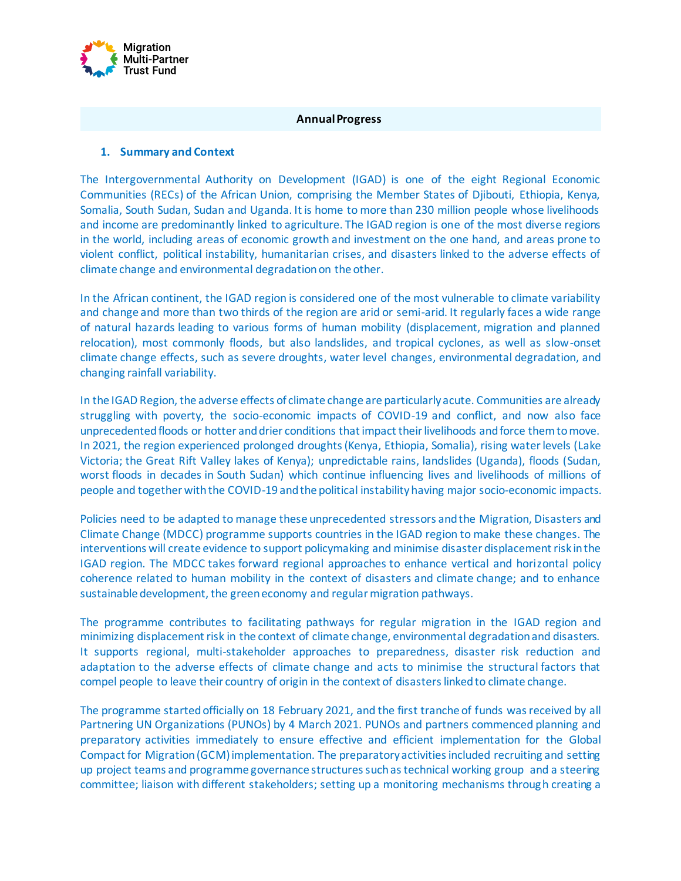**Annual Progress**

## 1. Summary and Context

The Intergovernmental Authority on Development (IGAD) is one of the eight Regional Economic Communities (RECs) of the African Union, comprising the Member States of Djibouti, Ethiopia, Kenya, Somalia, South Sudan, Sudan and Uganda. It is home to more than 230 million people whose livelihoods and income are predominantly linked to agriculture. The IGAD region is one of the most diverse regions in the world, including areas of economic growth and investment on the one hand, and areas prone to violent conflict, political instability, humanitarian crises, and disasters linked to the adverse effects of climate change and environmental degradation on the other.

In the African continent, the IGAD region is considered one of the most vulnerable to climate variability and change and more than two thirds of the region are arid or semi-arid. It regularly faces a wide range of natural hazards leading to various forms of human mobility (displacement, migration and planned relocation), most commonly floods, but also landslides, and tropical cyclones, as well as slow-onset climate change effects, such as severe droughts, water level changes, environmental degradation, and changing rainfall variability.

In the IGAD Region, the adverse effects of climate change are particularly acute. Communities are already struggling with poverty, the socio-economic impacts of COVID-19 and conflict, and now also face unprecedented floods or hotter and drier conditions that impact their livelihoods and force them to move. In 2021, the region experienced prolonged droughts (Kenya, Ethiopia, Somalia), rising water levels (Lake Victoria; the Great Rift Valley lakes of Kenya); unpredictable rains, landslides (Uganda), floods (Sudan, worst floods in decades in South Sudan) which continue influencing lives and livelihoods of millions of people and together with the COVID-19 and the political instability having major socio-economic impacts.

Policies need to be adapted to manage these unprecedented stressors and the Migration, Disasters and Climate Change (MDCC) programme supports countries in the IGAD region to make these changes. The interventions will create evidence to support policymaking and minimise disaster displacement risk in the IGAD region. The MDCC takes forward regional approaches to enhance vertical and horizontal policy coherence related to human mobility in the context of disasters and climate change; and to enhance sustainable development, the green economy and regular migration pathways.

The programme contributes to facilitating pathways for regular migration in the IGAD region and minimizing displacement risk in the context of climate change, environmental degradation and disasters. It supports regional, multi-stakeholder approaches to preparedness, disaster risk reduction and adaptation to the adverse effects of climate change and acts to minimise the structural factors that compel people to leave their country of origin in the context of disasters linked to climate change.

The programme started officially on 18 February 2021, and the first tranche of funds was received by all Partnering UN Organizations (PUNOs) by 4 March 2021. PUNOs and partners commenced planning and preparatory activities immediately to ensure effective and efficient implementation for the Global Compact for Migration (GCM) implementation. The preparatory activities included recruiting and setting up project teams and programme governance structures such as technical working group and a steering committee; liaison with different stakeholders; setting up a monitoring mechanisms through creating a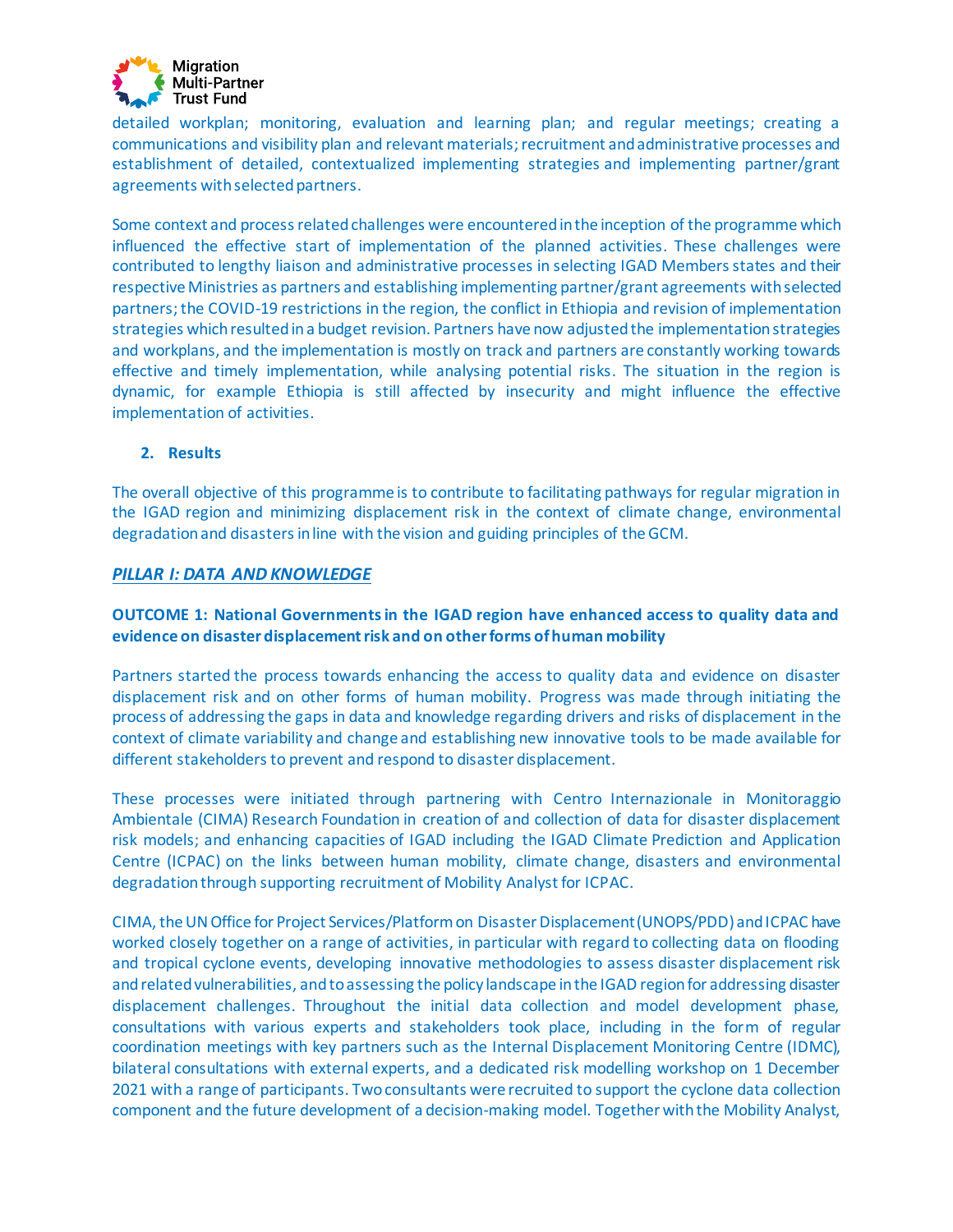detailed workplan; monitoring, evaluation and learning plan; and regular meetings; creating a communications and visibility plan and relevant materials; recruitment and administrative processes and establishment of detailed, contextualized implementing strategies and implementing partner/grant agreements with selected partners.

Some context and process related challenges were encountered in the inception of the programme which influenced the effective start of implementation of the planned activities. These challenges were contributed to lengthy liaison and administrative processes in selecting IGAD Members states and their respective Ministries as partners and establishing implementing partner/grant agreements with selected partners; the COVID-19 restrictions in the region, the conflict in Ethiopia and revision of implementation strategies which resulted in a budget revision. Partners have now adjusted the implementation strategies and workplans, and the implementation is mostly on track and partners are constantly working towards effective and timely implementation, while analysing potential risks. The situation in the region is dynamic, for example Ethiopia is still affected by insecurity and might influence the effective implementation of activities.

## 2. Results

The overall objective of this programme is to contribute to facilitating pathways for regular migration in the IGAD region and minimizing displacement risk in the context of climate change, environmental degradation and disasters in line with the vision and guiding principles of the GCM.

### ***PILLAR I: DATA AND KNOWLEDGE***

**OUTCOME 1: National Governments in the IGAD region have enhanced access to quality data and evidence on disaster displacement risk and on other forms of human mobility**

Partners started the process towards enhancing the access to quality data and evidence on disaster displacement risk and on other forms of human mobility. Progress was made through initiating the process of addressing the gaps in data and knowledge regarding drivers and risks of displacement in the context of climate variability and change and establishing new innovative tools to be made available for different stakeholders to prevent and respond to disaster displacement.

These processes were initiated through partnering with Centro Internazionale in Monitoraggio Ambientale (CIMA) Research Foundation in creation of and collection of data for disaster displacement risk models; and enhancing capacities of IGAD including the IGAD Climate Prediction and Application Centre (ICPAC) on the links between human mobility, climate change, disasters and environmental degradation through supporting recruitment of Mobility Analyst for ICPAC.

CIMA, the UN Office for Project Services/Platform on Disaster Displacement (UNOPS/PDD) and ICPAC have worked closely together on a range of activities, in particular with regard to collecting data on flooding and tropical cyclone events, developing innovative methodologies to assess disaster displacement risk and related vulnerabilities, and to assessing the policy landscape in the IGAD region for addressing disaster displacement challenges. Throughout the initial data collection and model development phase, consultations with various experts and stakeholders took place, including in the form of regular coordination meetings with key partners such as the Internal Displacement Monitoring Centre (IDMC), bilateral consultations with external experts, and a dedicated risk modelling workshop on 1 December 2021 with a range of participants. Two consultants were recruited to support the cyclone data collection component and the future development of a decision-making model. Together with the Mobility Analyst,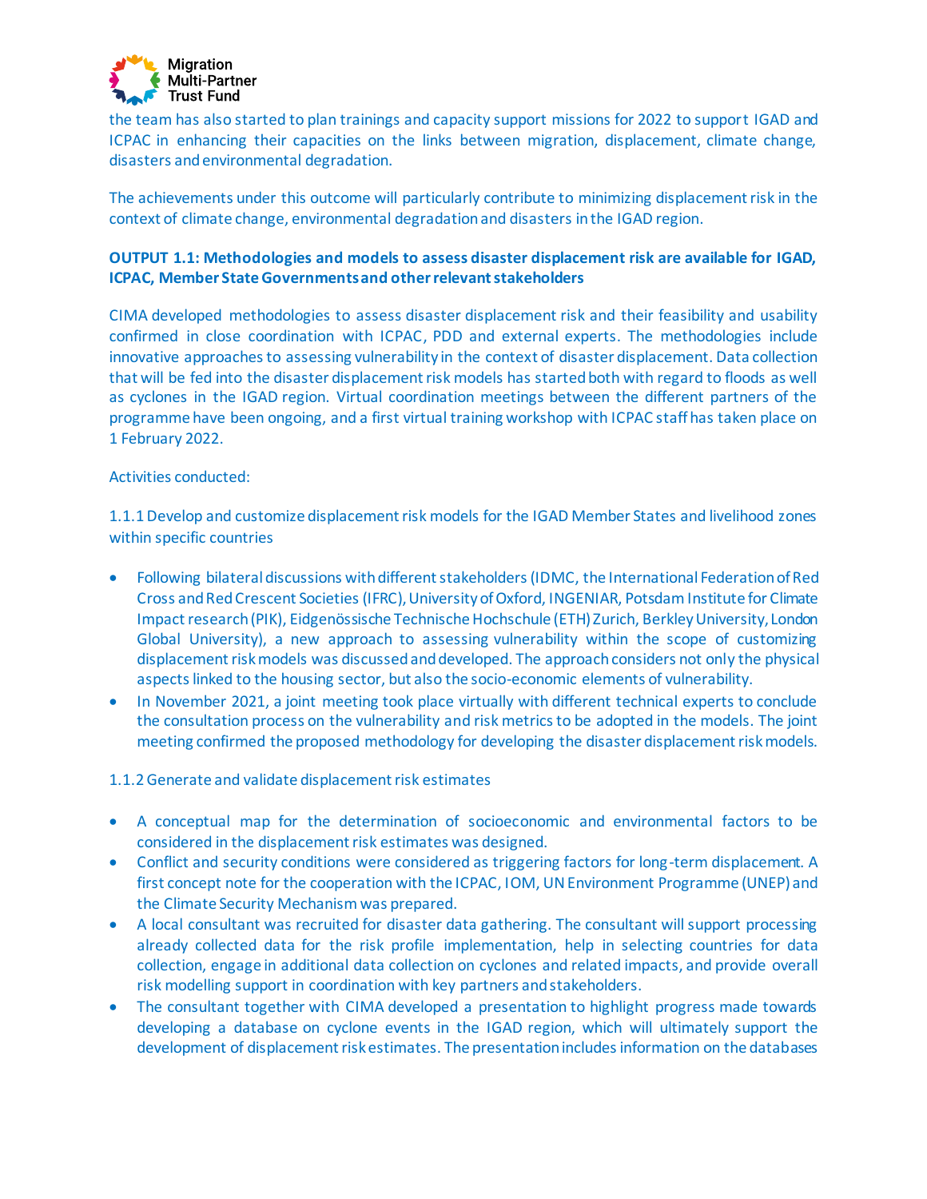the team has also started to plan trainings and capacity support missions for 2022 to support IGAD and ICPAC in enhancing their capacities on the links between migration, displacement, climate change, disasters and environmental degradation.

The achievements under this outcome will particularly contribute to minimizing displacement risk in the context of climate change, environmental degradation and disasters in the IGAD region.

**OUTPUT 1.1: Methodologies and models to assess disaster displacement risk are available for IGAD, ICPAC, Member State Governments and other relevant stakeholders**

CIMA developed methodologies to assess disaster displacement risk and their feasibility and usability confirmed in close coordination with ICPAC, PDD and external experts. The methodologies include innovative approaches to assessing vulnerability in the context of disaster displacement. Data collection that will be fed into the disaster displacement risk models has started both with regard to floods as well as cyclones in the IGAD region. Virtual coordination meetings between the different partners of the programme have been ongoing, and a first virtual training workshop with ICPAC staff has taken place on 1 February 2022.

Activities conducted:

1.1.1 Develop and customize displacement risk models for the IGAD Member States and livelihood zones within specific countries

- Following bilateral discussions with different stakeholders (IDMC, the International Federation of Red Cross and Red Crescent Societies (IFRC), University of Oxford, INGENIAR, Potsdam Institute for Climate Impact research (PIK), Eidgenössische Technische Hochschule (ETH) Zurich, Berkley University, London Global University), a new approach to assessing vulnerability within the scope of customizing displacement risk models was discussed and developed. The approach considers not only the physical aspects linked to the housing sector, but also the socio-economic elements of vulnerability.
- In November 2021, a joint meeting took place virtually with different technical experts to conclude the consultation process on the vulnerability and risk metrics to be adopted in the models. The joint meeting confirmed the proposed methodology for developing the disaster displacement risk models.

1.1.2 Generate and validate displacement risk estimates

- A conceptual map for the determination of socioeconomic and environmental factors to be considered in the displacement risk estimates was designed.
- Conflict and security conditions were considered as triggering factors for long-term displacement. A first concept note for the cooperation with the ICPAC, IOM, UN Environment Programme (UNEP) and the Climate Security Mechanism was prepared.
- A local consultant was recruited for disaster data gathering. The consultant will support processing already collected data for the risk profile implementation, help in selecting countries for data collection, engage in additional data collection on cyclones and related impacts, and provide overall risk modelling support in coordination with key partners and stakeholders.
- The consultant together with CIMA developed a presentation to highlight progress made towards developing a database on cyclone events in the IGAD region, which will ultimately support the development of displacement risk estimates. The presentation includes information on the databases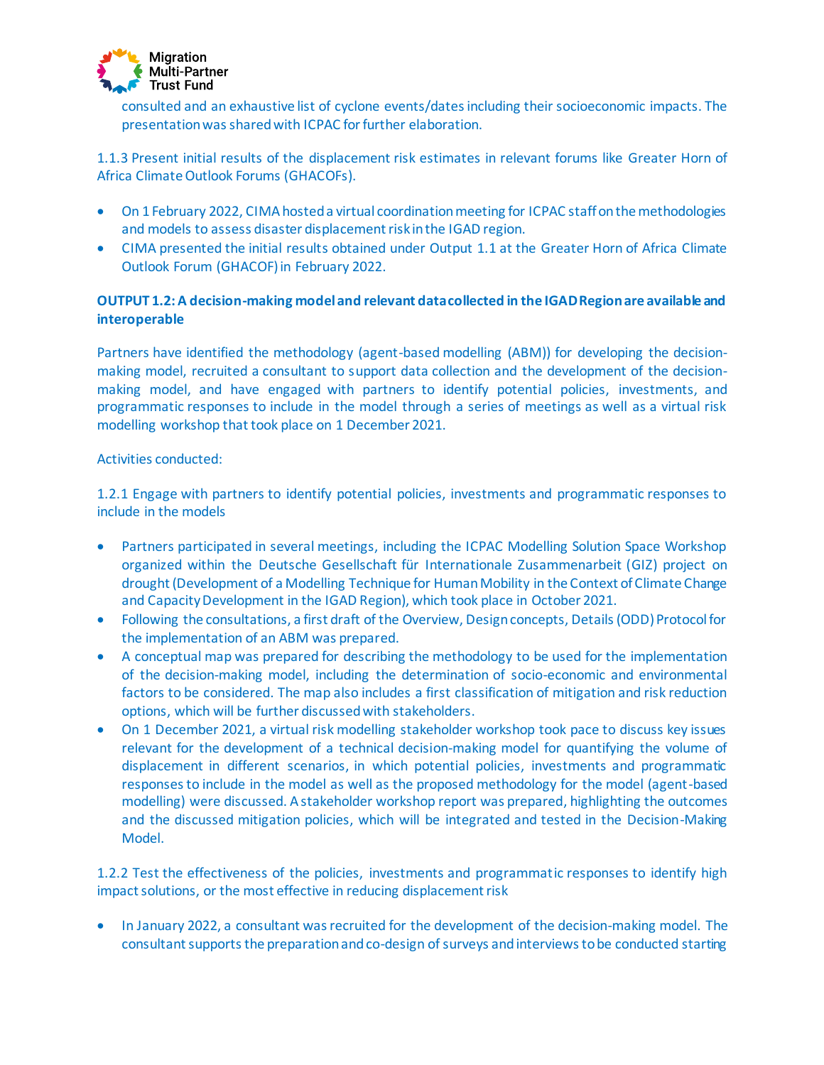consulted and an exhaustive list of cyclone events/dates including their socioeconomic impacts. The presentation was shared with ICPAC for further elaboration.

1.1.3 Present initial results of the displacement risk estimates in relevant forums like Greater Horn of Africa Climate Outlook Forums (GHACOFs).

- On 1 February 2022, CIMA hosted a virtual coordination meeting for ICPAC staff on the methodologies and models to assess disaster displacement risk in the IGAD region.
- CIMA presented the initial results obtained under Output 1.1 at the Greater Horn of Africa Climate Outlook Forum (GHACOF) in February 2022.

**OUTPUT 1.2: A decision-making model and relevant data collected in the IGAD Region are available and interoperable**

Partners have identified the methodology (agent-based modelling (ABM)) for developing the decision-making model, recruited a consultant to support data collection and the development of the decision-making model, and have engaged with partners to identify potential policies, investments, and programmatic responses to include in the model through a series of meetings as well as a virtual risk modelling workshop that took place on 1 December 2021.

Activities conducted:

1.2.1 Engage with partners to identify potential policies, investments and programmatic responses to include in the models

- Partners participated in several meetings, including the ICPAC Modelling Solution Space Workshop organized within the Deutsche Gesellschaft für Internationale Zusammenarbeit (GIZ) project on drought (Development of a Modelling Technique for Human Mobility in the Context of Climate Change and Capacity Development in the IGAD Region), which took place in October 2021.
- Following the consultations, a first draft of the Overview, Design concepts, Details (ODD) Protocol for the implementation of an ABM was prepared.
- A conceptual map was prepared for describing the methodology to be used for the implementation of the decision-making model, including the determination of socio-economic and environmental factors to be considered. The map also includes a first classification of mitigation and risk reduction options, which will be further discussed with stakeholders.
- On 1 December 2021, a virtual risk modelling stakeholder workshop took pace to discuss key issues relevant for the development of a technical decision-making model for quantifying the volume of displacement in different scenarios, in which potential policies, investments and programmatic responses to include in the model as well as the proposed methodology for the model (agent-based modelling) were discussed. A stakeholder workshop report was prepared, highlighting the outcomes and the discussed mitigation policies, which will be integrated and tested in the Decision-Making Model.

1.2.2 Test the effectiveness of the policies, investments and programmatic responses to identify high impact solutions, or the most effective in reducing displacement risk

- In January 2022, a consultant was recruited for the development of the decision-making model. The consultant supports the preparation and co-design of surveys and interviews to be conducted starting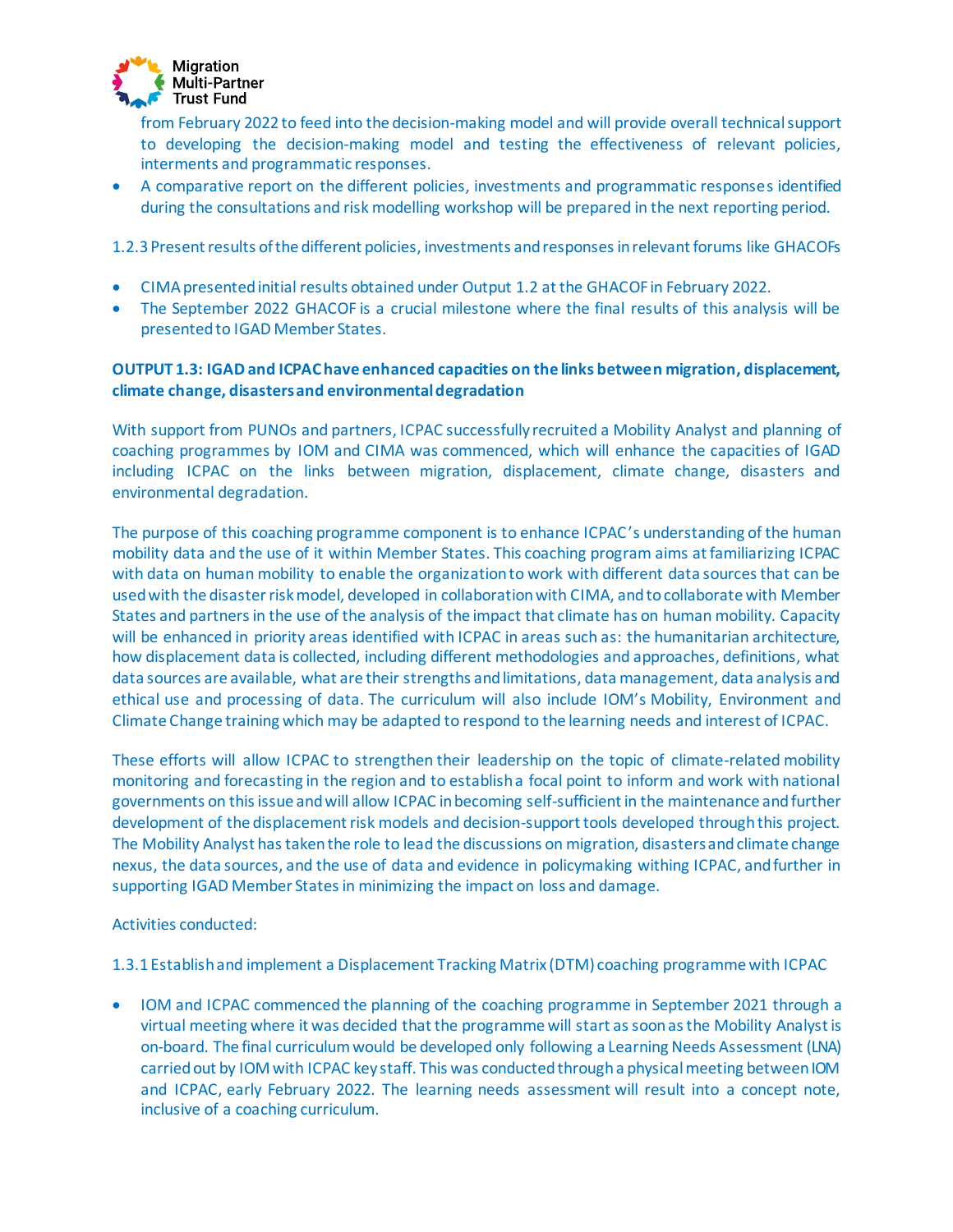from February 2022 to feed into the decision-making model and will provide overall technical support to developing the decision-making model and testing the effectiveness of relevant policies, interments and programmatic responses.

- A comparative report on the different policies, investments and programmatic responses identified during the consultations and risk modelling workshop will be prepared in the next reporting period.

1.2.3 Present results of the different policies, investments and responses in relevant forums like GHACOFs

- CIMA presented initial results obtained under Output 1.2 at the GHACOF in February 2022.
- The September 2022 GHACOF is a crucial milestone where the final results of this analysis will be presented to IGAD Member States.

**OUTPUT 1.3: IGAD and ICPAC have enhanced capacities on the links between migration, displacement, climate change, disasters and environmental degradation**

With support from PUNOs and partners, ICPAC successfully recruited a Mobility Analyst and planning of coaching programmes by IOM and CIMA was commenced, which will enhance the capacities of IGAD including ICPAC on the links between migration, displacement, climate change, disasters and environmental degradation.

The purpose of this coaching programme component is to enhance ICPAC's understanding of the human mobility data and the use of it within Member States. This coaching program aims at familiarizing ICPAC with data on human mobility to enable the organization to work with different data sources that can be used with the disaster risk model, developed in collaboration with CIMA, and to collaborate with Member States and partners in the use of the analysis of the impact that climate has on human mobility. Capacity will be enhanced in priority areas identified with ICPAC in areas such as: the humanitarian architecture, how displacement data is collected, including different methodologies and approaches, definitions, what data sources are available, what are their strengths and limitations, data management, data analysis and ethical use and processing of data. The curriculum will also include IOM's Mobility, Environment and Climate Change training which may be adapted to respond to the learning needs and interest of ICPAC.

These efforts will allow ICPAC to strengthen their leadership on the topic of climate-related mobility monitoring and forecasting in the region and to establish a focal point to inform and work with national governments on this issue and will allow ICPAC in becoming self-sufficient in the maintenance and further development of the displacement risk models and decision-support tools developed through this project. The Mobility Analyst has taken the role to lead the discussions on migration, disasters and climate change nexus, the data sources, and the use of data and evidence in policymaking withing ICPAC, and further in supporting IGAD Member States in minimizing the impact on loss and damage.

Activities conducted:

1.3.1 Establish and implement a Displacement Tracking Matrix (DTM) coaching programme with ICPAC

- IOM and ICPAC commenced the planning of the coaching programme in September 2021 through a virtual meeting where it was decided that the programme will start as soon as the Mobility Analyst is on-board. The final curriculum would be developed only following a Learning Needs Assessment (LNA) carried out by IOM with ICPAC key staff. This was conducted through a physical meeting between IOM and ICPAC, early February 2022. The learning needs assessment will result into a concept note, inclusive of a coaching curriculum.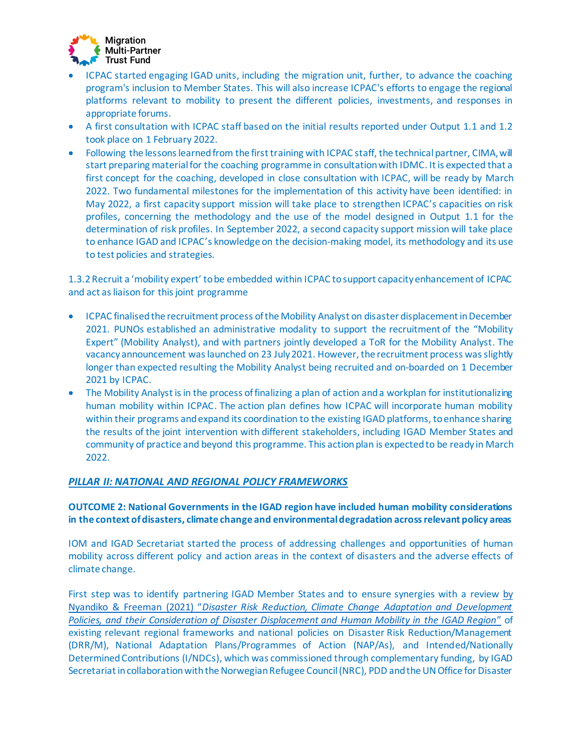- ICPAC started engaging IGAD units, including the migration unit, further, to advance the coaching program's inclusion to Member States. This will also increase ICPAC's efforts to engage the regional platforms relevant to mobility to present the different policies, investments, and responses in appropriate forums.
- A first consultation with ICPAC staff based on the initial results reported under Output 1.1 and 1.2 took place on 1 February 2022.
- Following the lessons learned from the first training with ICPAC staff, the technical partner, CIMA, will start preparing material for the coaching programme in consultation with IDMC. It is expected that a first concept for the coaching, developed in close consultation with ICPAC, will be ready by March 2022. Two fundamental milestones for the implementation of this activity have been identified: in May 2022, a first capacity support mission will take place to strengthen ICPAC's capacities on risk profiles, concerning the methodology and the use of the model designed in Output 1.1 for the determination of risk profiles. In September 2022, a second capacity support mission will take place to enhance IGAD and ICPAC's knowledge on the decision-making model, its methodology and its use to test policies and strategies.

1.3.2 Recruit a 'mobility expert' to be embedded within ICPAC to support capacity enhancement of ICPAC and act as liaison for this joint programme

- ICPAC finalised the recruitment process of the Mobility Analyst on disaster displacement in December 2021. PUNOs established an administrative modality to support the recruitment of the "Mobility Expert" (Mobility Analyst), and with partners jointly developed a ToR for the Mobility Analyst. The vacancy announcement was launched on 23 July 2021. However, the recruitment process was slightly longer than expected resulting the Mobility Analyst being recruited and on-boarded on 1 December 2021 by ICPAC.
- The Mobility Analyst is in the process of finalizing a plan of action and a workplan for institutionalizing human mobility within ICPAC. The action plan defines how ICPAC will incorporate human mobility within their programs and expand its coordination to the existing IGAD platforms, to enhance sharing the results of the joint intervention with different stakeholders, including IGAD Member States and community of practice and beyond this programme. This action plan is expected to be ready in March 2022.

## *PILLAR II: NATIONAL AND REGIONAL POLICY FRAMEWORKS*

**OUTCOME 2: National Governments in the IGAD region have included human mobility considerations in the context of disasters, climate change and environmental degradation across relevant policy areas**

IOM and IGAD Secretariat started the process of addressing challenges and opportunities of human mobility across different policy and action areas in the context of disasters and the adverse effects of climate change.

First step was to identify partnering IGAD Member States and to ensure synergies with a review by Nyandiko & Freeman (2021) "*Disaster Risk Reduction, Climate Change Adaptation and Development Policies, and their Consideration of Disaster Displacement and Human Mobility in the IGAD Region*" of existing relevant regional frameworks and national policies on Disaster Risk Reduction/Management (DRR/M), National Adaptation Plans/Programmes of Action (NAP/As), and Intended/Nationally Determined Contributions (I/NDCs), which was commissioned through complementary funding, by IGAD Secretariat in collaboration with the Norwegian Refugee Council (NRC), PDD and the UN Office for Disaster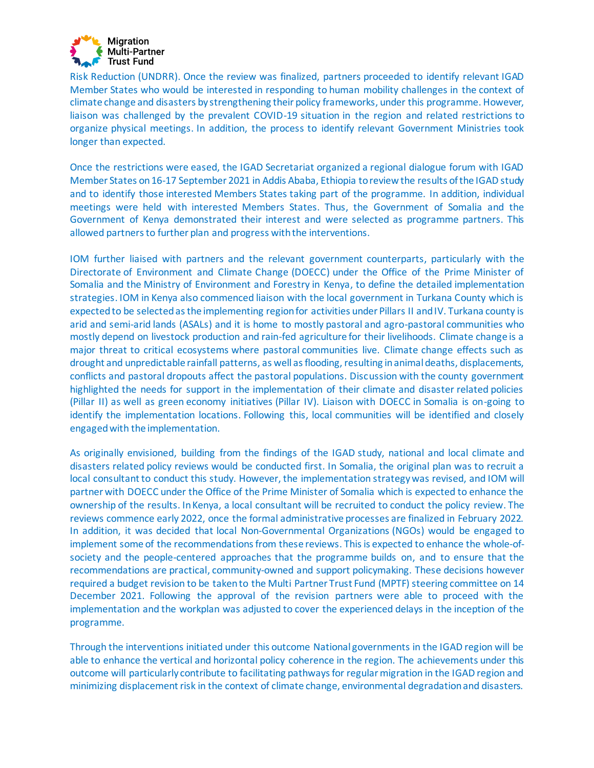Risk Reduction (UNDRR). Once the review was finalized, partners proceeded to identify relevant IGAD Member States who would be interested in responding to human mobility challenges in the context of climate change and disasters by strengthening their policy frameworks, under this programme. However, liaison was challenged by the prevalent COVID-19 situation in the region and related restrictions to organize physical meetings. In addition, the process to identify relevant Government Ministries took longer than expected.

Once the restrictions were eased, the IGAD Secretariat organized a regional dialogue forum with IGAD Member States on 16-17 September 2021 in Addis Ababa, Ethiopia to review the results of the IGAD study and to identify those interested Members States taking part of the programme. In addition, individual meetings were held with interested Members States. Thus, the Government of Somalia and the Government of Kenya demonstrated their interest and were selected as programme partners. This allowed partners to further plan and progress with the interventions.

IOM further liaised with partners and the relevant government counterparts, particularly with the Directorate of Environment and Climate Change (DOECC) under the Office of the Prime Minister of Somalia and the Ministry of Environment and Forestry in Kenya, to define the detailed implementation strategies. IOM in Kenya also commenced liaison with the local government in Turkana County which is expected to be selected as the implementing region for activities under Pillars II and IV. Turkana county is arid and semi-arid lands (ASALs) and it is home to mostly pastoral and agro-pastoral communities who mostly depend on livestock production and rain-fed agriculture for their livelihoods. Climate change is a major threat to critical ecosystems where pastoral communities live. Climate change effects such as drought and unpredictable rainfall patterns, as well as flooding, resulting in animal deaths, displacements, conflicts and pastoral dropouts affect the pastoral populations. Discussion with the county government highlighted the needs for support in the implementation of their climate and disaster related policies (Pillar II) as well as green economy initiatives (Pillar IV). Liaison with DOECC in Somalia is on-going to identify the implementation locations. Following this, local communities will be identified and closely engaged with the implementation.

As originally envisioned, building from the findings of the IGAD study, national and local climate and disasters related policy reviews would be conducted first. In Somalia, the original plan was to recruit a local consultant to conduct this study. However, the implementation strategy was revised, and IOM will partner with DOECC under the Office of the Prime Minister of Somalia which is expected to enhance the ownership of the results. In Kenya, a local consultant will be recruited to conduct the policy review. The reviews commence early 2022, once the formal administrative processes are finalized in February 2022. In addition, it was decided that local Non-Governmental Organizations (NGOs) would be engaged to implement some of the recommendations from these reviews. This is expected to enhance the whole-of-society and the people-centered approaches that the programme builds on, and to ensure that the recommendations are practical, community-owned and support policymaking. These decisions however required a budget revision to be taken to the Multi Partner Trust Fund (MPTF) steering committee on 14 December 2021. Following the approval of the revision partners were able to proceed with the implementation and the workplan was adjusted to cover the experienced delays in the inception of the programme.

Through the interventions initiated under this outcome National governments in the IGAD region will be able to enhance the vertical and horizontal policy coherence in the region. The achievements under this outcome will particularly contribute to facilitating pathways for regular migration in the IGAD region and minimizing displacement risk in the context of climate change, environmental degradation and disasters.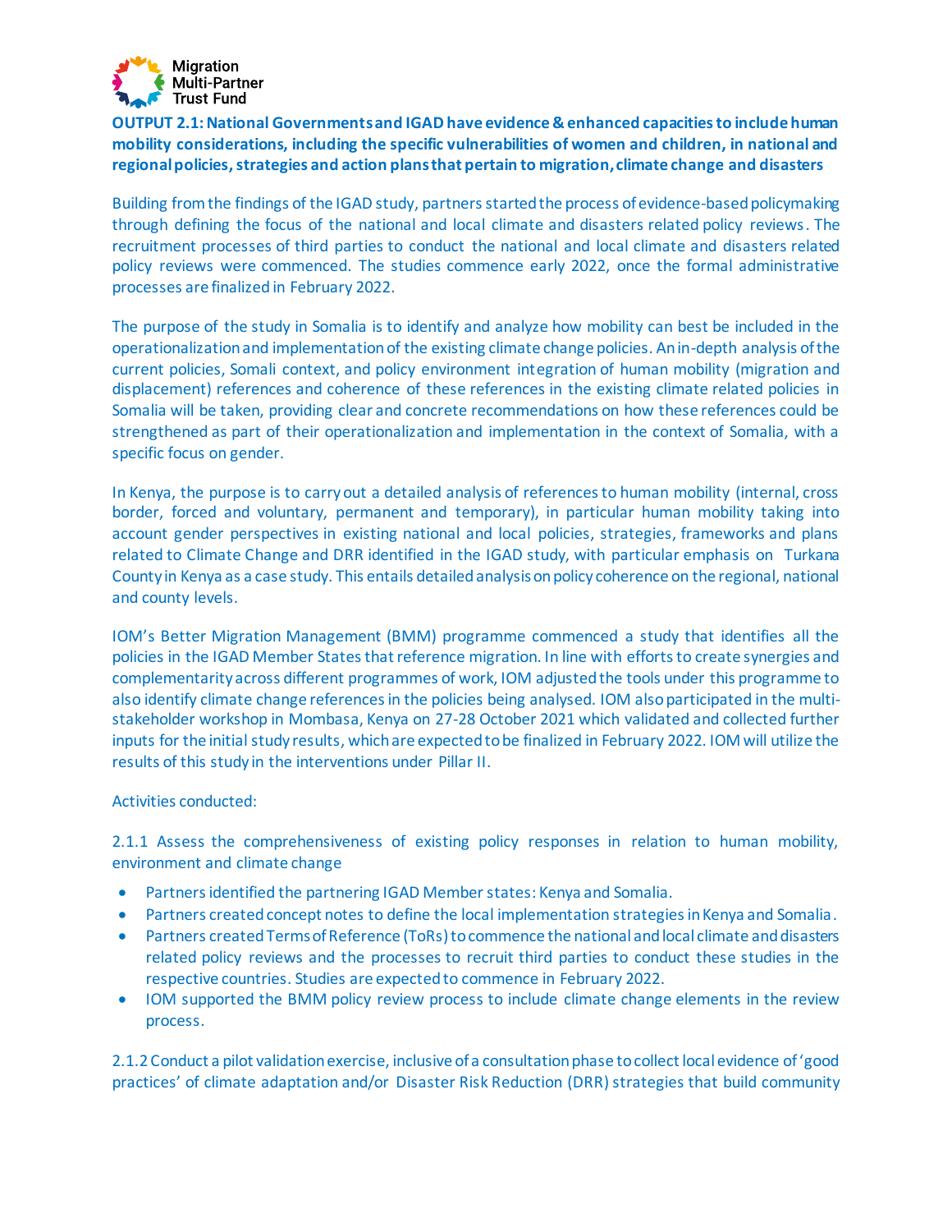**OUTPUT 2.1: National Governments and IGAD have evidence & enhanced capacities to include human mobility considerations, including the specific vulnerabilities of women and children, in national and regional policies, strategies and action plans that pertain to migration, climate change and disasters**

Building from the findings of the IGAD study, partners started the process of evidence-based policymaking through defining the focus of the national and local climate and disasters related policy reviews. The recruitment processes of third parties to conduct the national and local climate and disasters related policy reviews were commenced. The studies commence early 2022, once the formal administrative processes are finalized in February 2022.

The purpose of the study in Somalia is to identify and analyze how mobility can best be included in the operationalization and implementation of the existing climate change policies. An in-depth analysis of the current policies, Somali context, and policy environment integration of human mobility (migration and displacement) references and coherence of these references in the existing climate related policies in Somalia will be taken, providing clear and concrete recommendations on how these references could be strengthened as part of their operationalization and implementation in the context of Somalia, with a specific focus on gender.

In Kenya, the purpose is to carry out a detailed analysis of references to human mobility (internal, cross border, forced and voluntary, permanent and temporary), in particular human mobility taking into account gender perspectives in existing national and local policies, strategies, frameworks and plans related to Climate Change and DRR identified in the IGAD study, with particular emphasis on Turkana County in Kenya as a case study. This entails detailed analysis on policy coherence on the regional, national and county levels.

IOM's Better Migration Management (BMM) programme commenced a study that identifies all the policies in the IGAD Member States that reference migration. In line with efforts to create synergies and complementarity across different programmes of work, IOM adjusted the tools under this programme to also identify climate change references in the policies being analysed. IOM also participated in the multi-stakeholder workshop in Mombasa, Kenya on 27-28 October 2021 which validated and collected further inputs for the initial study results, which are expected to be finalized in February 2022. IOM will utilize the results of this study in the interventions under Pillar II.

Activities conducted:

2.1.1 Assess the comprehensiveness of existing policy responses in relation to human mobility, environment and climate change

- Partners identified the partnering IGAD Member states: Kenya and Somalia.
- Partners created concept notes to define the local implementation strategies in Kenya and Somalia.
- Partners created Terms of Reference (ToRs) to commence the national and local climate and disasters related policy reviews and the processes to recruit third parties to conduct these studies in the respective countries. Studies are expected to commence in February 2022.
- IOM supported the BMM policy review process to include climate change elements in the review process.

2.1.2 Conduct a pilot validation exercise, inclusive of a consultation phase to collect local evidence of 'good practices' of climate adaptation and/or Disaster Risk Reduction (DRR) strategies that build community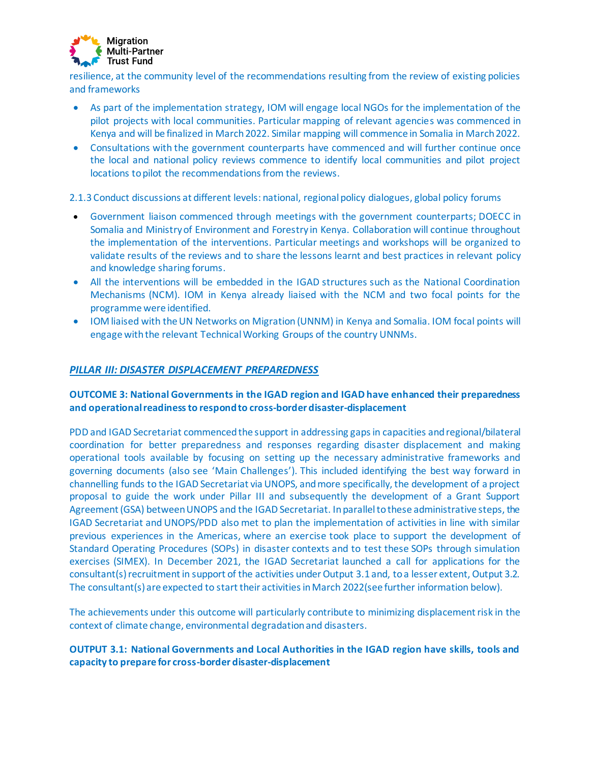resilience, at the community level of the recommendations resulting from the review of existing policies and frameworks

- As part of the implementation strategy, IOM will engage local NGOs for the implementation of the pilot projects with local communities. Particular mapping of relevant agencies was commenced in Kenya and will be finalized in March 2022. Similar mapping will commence in Somalia in March 2022.
- Consultations with the government counterparts have commenced and will further continue once the local and national policy reviews commence to identify local communities and pilot project locations to pilot the recommendations from the reviews.

2.1.3 Conduct discussions at different levels: national, regional policy dialogues, global policy forums

- Government liaison commenced through meetings with the government counterparts; DOECC in Somalia and Ministry of Environment and Forestry in Kenya. Collaboration will continue throughout the implementation of the interventions. Particular meetings and workshops will be organized to validate results of the reviews and to share the lessons learnt and best practices in relevant policy and knowledge sharing forums.
- All the interventions will be embedded in the IGAD structures such as the National Coordination Mechanisms (NCM). IOM in Kenya already liaised with the NCM and two focal points for the programme were identified.
- IOM liaised with the UN Networks on Migration (UNNM) in Kenya and Somalia. IOM focal points will engage with the relevant Technical Working Groups of the country UNNMs.

## ***PILLAR III: DISASTER DISPLACEMENT PREPAREDNESS***

### **OUTCOME 3: National Governments in the IGAD region and IGAD have enhanced their preparedness and operational readiness to respond to cross-border disaster-displacement**

PDD and IGAD Secretariat commenced the support in addressing gaps in capacities and regional/bilateral coordination for better preparedness and responses regarding disaster displacement and making operational tools available by focusing on setting up the necessary administrative frameworks and governing documents (also see 'Main Challenges'). This included identifying the best way forward in channelling funds to the IGAD Secretariat via UNOPS, and more specifically, the development of a project proposal to guide the work under Pillar III and subsequently the development of a Grant Support Agreement (GSA) between UNOPS and the IGAD Secretariat. In parallel to these administrative steps, the IGAD Secretariat and UNOPS/PDD also met to plan the implementation of activities in line with similar previous experiences in the Americas, where an exercise took place to support the development of Standard Operating Procedures (SOPs) in disaster contexts and to test these SOPs through simulation exercises (SIMEX). In December 2021, the IGAD Secretariat launched a call for applications for the consultant(s) recruitment in support of the activities under Output 3.1 and, to a lesser extent, Output 3.2. The consultant(s) are expected to start their activities in March 2022 (see further information below).

The achievements under this outcome will particularly contribute to minimizing displacement risk in the context of climate change, environmental degradation and disasters.

### **OUTPUT 3.1: National Governments and Local Authorities in the IGAD region have skills, tools and capacity to prepare for cross-border disaster-displacement**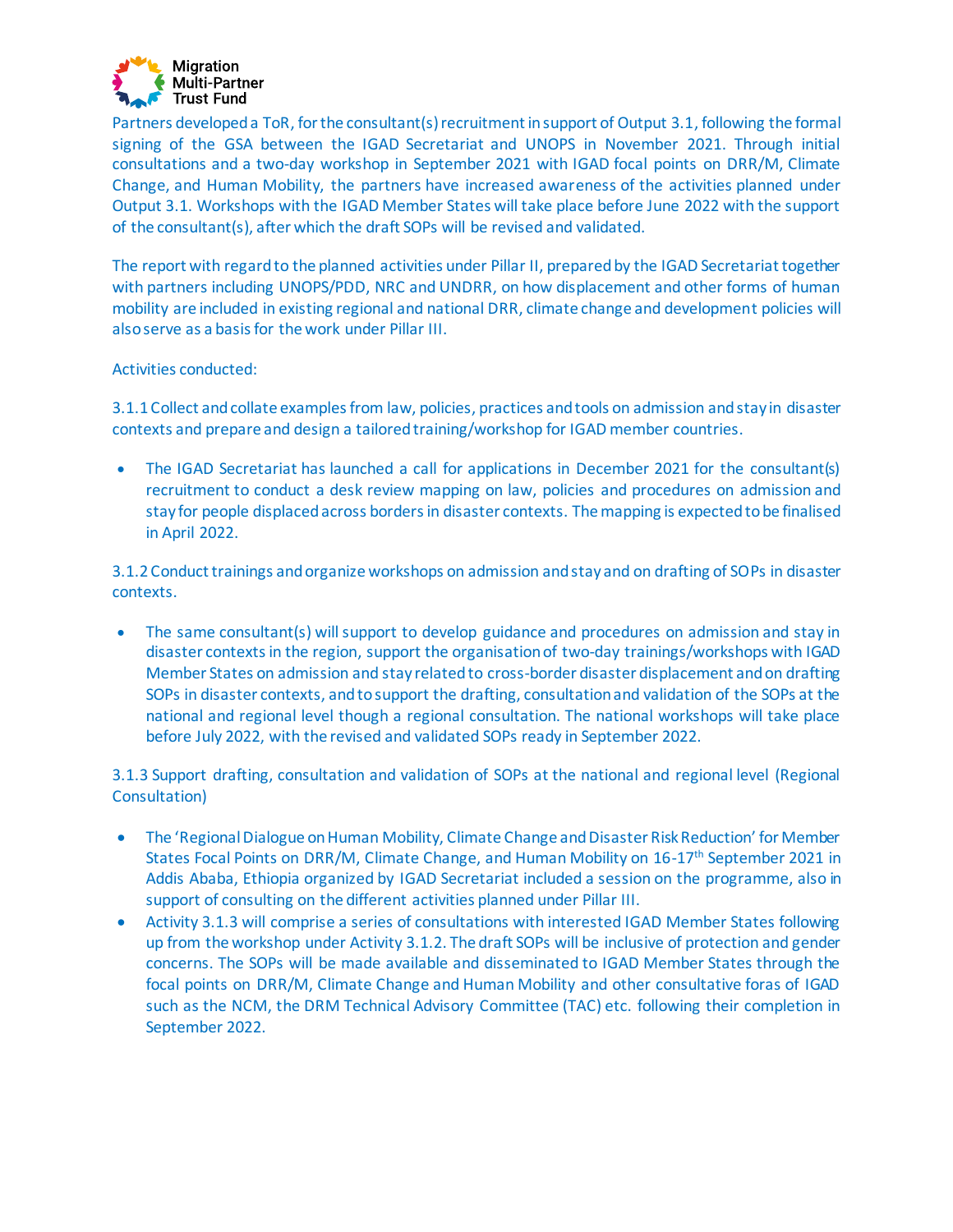Partners developed a ToR, for the consultant(s) recruitment in support of Output 3.1, following the formal signing of the GSA between the IGAD Secretariat and UNOPS in November 2021. Through initial consultations and a two-day workshop in September 2021 with IGAD focal points on DRR/M, Climate Change, and Human Mobility, the partners have increased awareness of the activities planned under Output 3.1. Workshops with the IGAD Member States will take place before June 2022 with the support of the consultant(s), after which the draft SOPs will be revised and validated.

The report with regard to the planned activities under Pillar II, prepared by the IGAD Secretariat together with partners including UNOPS/PDD, NRC and UNDRR, on how displacement and other forms of human mobility are included in existing regional and national DRR, climate change and development policies will also serve as a basis for the work under Pillar III.

Activities conducted:

3.1.1 Collect and collate examples from law, policies, practices and tools on admission and stay in disaster contexts and prepare and design a tailored training/workshop for IGAD member countries.

- The IGAD Secretariat has launched a call for applications in December 2021 for the consultant(s) recruitment to conduct a desk review mapping on law, policies and procedures on admission and stay for people displaced across borders in disaster contexts. The mapping is expected to be finalised in April 2022.

3.1.2 Conduct trainings and organize workshops on admission and stay and on drafting of SOPs in disaster contexts.

- The same consultant(s) will support to develop guidance and procedures on admission and stay in disaster contexts in the region, support the organisation of two-day trainings/workshops with IGAD Member States on admission and stay related to cross-border disaster displacement and on drafting SOPs in disaster contexts, and to support the drafting, consultation and validation of the SOPs at the national and regional level though a regional consultation. The national workshops will take place before July 2022, with the revised and validated SOPs ready in September 2022.

3.1.3 Support drafting, consultation and validation of SOPs at the national and regional level (Regional Consultation)

- The 'Regional Dialogue on Human Mobility, Climate Change and Disaster Risk Reduction' for Member States Focal Points on DRR/M, Climate Change, and Human Mobility on 16-17th September 2021 in Addis Ababa, Ethiopia organized by IGAD Secretariat included a session on the programme, also in support of consulting on the different activities planned under Pillar III.
- Activity 3.1.3 will comprise a series of consultations with interested IGAD Member States following up from the workshop under Activity 3.1.2. The draft SOPs will be inclusive of protection and gender concerns. The SOPs will be made available and disseminated to IGAD Member States through the focal points on DRR/M, Climate Change and Human Mobility and other consultative foras of IGAD such as the NCM, the DRM Technical Advisory Committee (TAC) etc. following their completion in September 2022.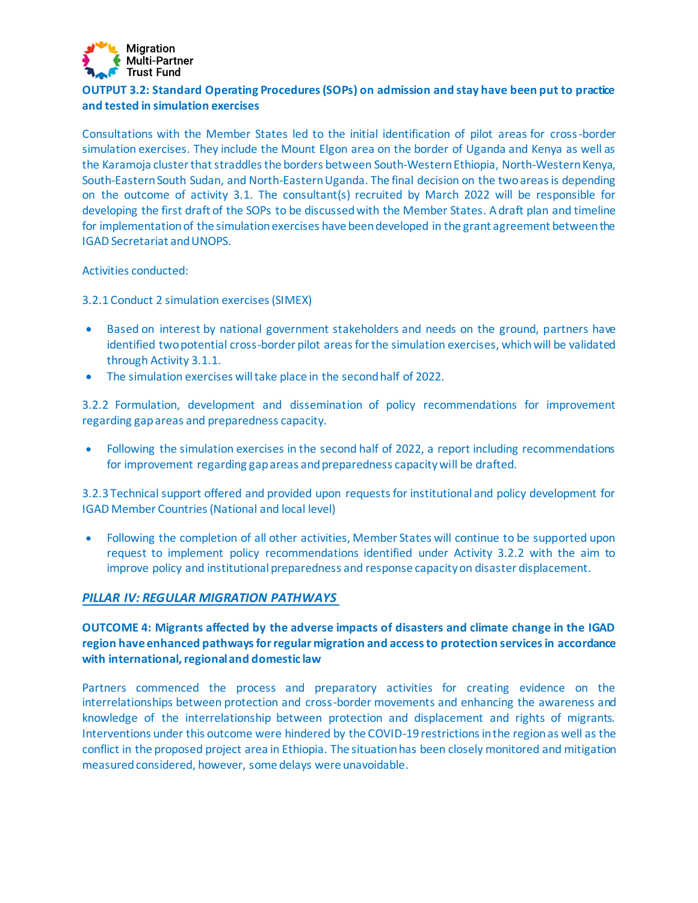**OUTPUT 3.2: Standard Operating Procedures (SOPs) on admission and stay have been put to practice and tested in simulation exercises**

Consultations with the Member States led to the initial identification of pilot areas for cross-border simulation exercises. They include the Mount Elgon area on the border of Uganda and Kenya as well as the Karamoja cluster that straddles the borders between South-Western Ethiopia, North-Western Kenya, South-Eastern South Sudan, and North-Eastern Uganda. The final decision on the two areas is depending on the outcome of activity 3.1. The consultant(s) recruited by March 2022 will be responsible for developing the first draft of the SOPs to be discussed with the Member States. A draft plan and timeline for implementation of the simulation exercises have been developed in the grant agreement between the IGAD Secretariat and UNOPS.

Activities conducted:

3.2.1 Conduct 2 simulation exercises (SIMEX)

- Based on interest by national government stakeholders and needs on the ground, partners have identified two potential cross-border pilot areas for the simulation exercises, which will be validated through Activity 3.1.1.
- The simulation exercises will take place in the second half of 2022.

3.2.2 Formulation, development and dissemination of policy recommendations for improvement regarding gap areas and preparedness capacity.

- Following the simulation exercises in the second half of 2022, a report including recommendations for improvement regarding gap areas and preparedness capacity will be drafted.

3.2.3 Technical support offered and provided upon requests for institutional and policy development for IGAD Member Countries (National and local level)

- Following the completion of all other activities, Member States will continue to be supported upon request to implement policy recommendations identified under Activity 3.2.2 with the aim to improve policy and institutional preparedness and response capacity on disaster displacement.

## ***PILLAR IV: REGULAR MIGRATION PATHWAYS***

**OUTCOME 4: Migrants affected by the adverse impacts of disasters and climate change in the IGAD region have enhanced pathways for regular migration and access to protection services in accordance with international, regional and domestic law**

Partners commenced the process and preparatory activities for creating evidence on the interrelationships between protection and cross-border movements and enhancing the awareness and knowledge of the interrelationship between protection and displacement and rights of migrants. Interventions under this outcome were hindered by the COVID-19 restrictions in the region as well as the conflict in the proposed project area in Ethiopia. The situation has been closely monitored and mitigation measured considered, however, some delays were unavoidable.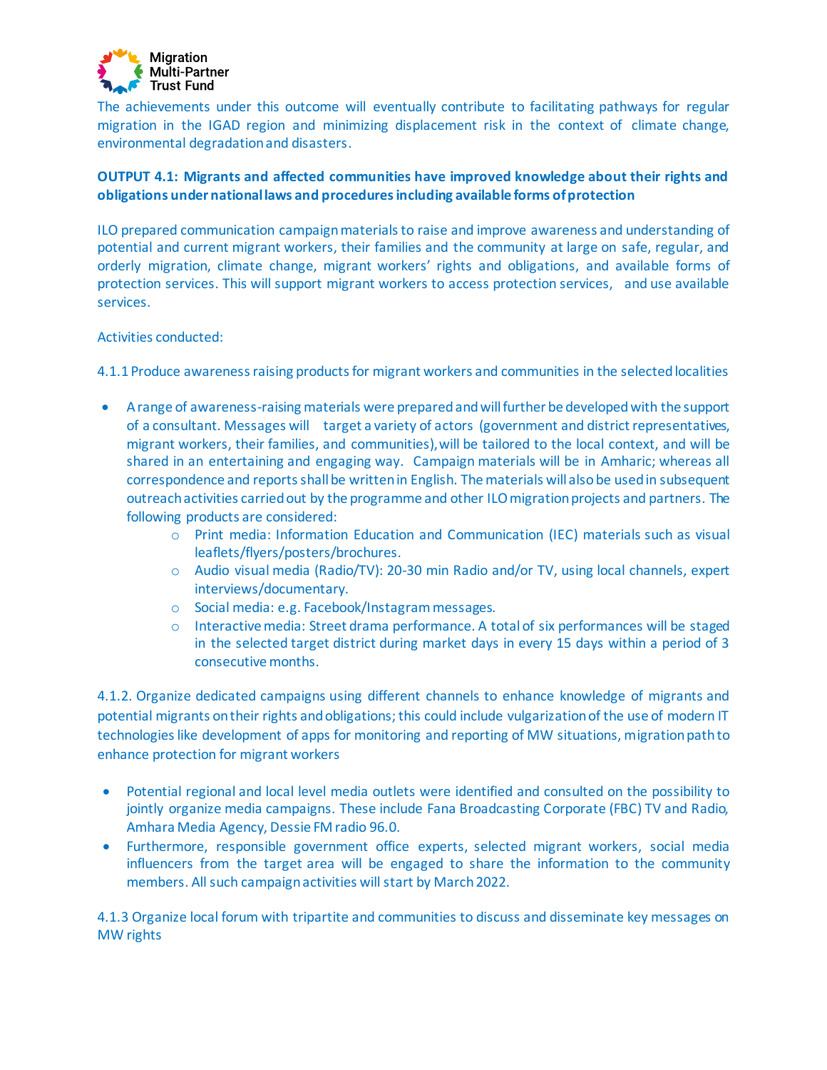The achievements under this outcome will eventually contribute to facilitating pathways for regular migration in the IGAD region and minimizing displacement risk in the context of climate change, environmental degradation and disasters.

**OUTPUT 4.1: Migrants and affected communities have improved knowledge about their rights and obligations under national laws and procedures including available forms of protection**

ILO prepared communication campaign materials to raise and improve awareness and understanding of potential and current migrant workers, their families and the community at large on safe, regular, and orderly migration, climate change, migrant workers' rights and obligations, and available forms of protection services. This will support migrant workers to access protection services, and use available services.

Activities conducted:

4.1.1 Produce awareness raising products for migrant workers and communities in the selected localities

- A range of awareness-raising materials were prepared and will further be developed with the support of a consultant. Messages will target a variety of actors (government and district representatives, migrant workers, their families, and communities), will be tailored to the local context, and will be shared in an entertaining and engaging way. Campaign materials will be in Amharic; whereas all correspondence and reports shall be written in English. The materials will also be used in subsequent outreach activities carried out by the programme and other ILO migration projects and partners. The following products are considered:
  - Print media: Information Education and Communication (IEC) materials such as visual leaflets/flyers/posters/brochures.
  - Audio visual media (Radio/TV): 20-30 min Radio and/or TV, using local channels, expert interviews/documentary.
  - Social media: e.g. Facebook/Instagram messages.
  - Interactive media: Street drama performance. A total of six performances will be staged in the selected target district during market days in every 15 days within a period of 3 consecutive months.

4.1.2. Organize dedicated campaigns using different channels to enhance knowledge of migrants and potential migrants on their rights and obligations; this could include vulgarization of the use of modern IT technologies like development of apps for monitoring and reporting of MW situations, migration path to enhance protection for migrant workers

- Potential regional and local level media outlets were identified and consulted on the possibility to jointly organize media campaigns. These include Fana Broadcasting Corporate (FBC) TV and Radio, Amhara Media Agency, Dessie FM radio 96.0.
- Furthermore, responsible government office experts, selected migrant workers, social media influencers from the target area will be engaged to share the information to the community members. All such campaign activities will start by March 2022.

4.1.3 Organize local forum with tripartite and communities to discuss and disseminate key messages on MW rights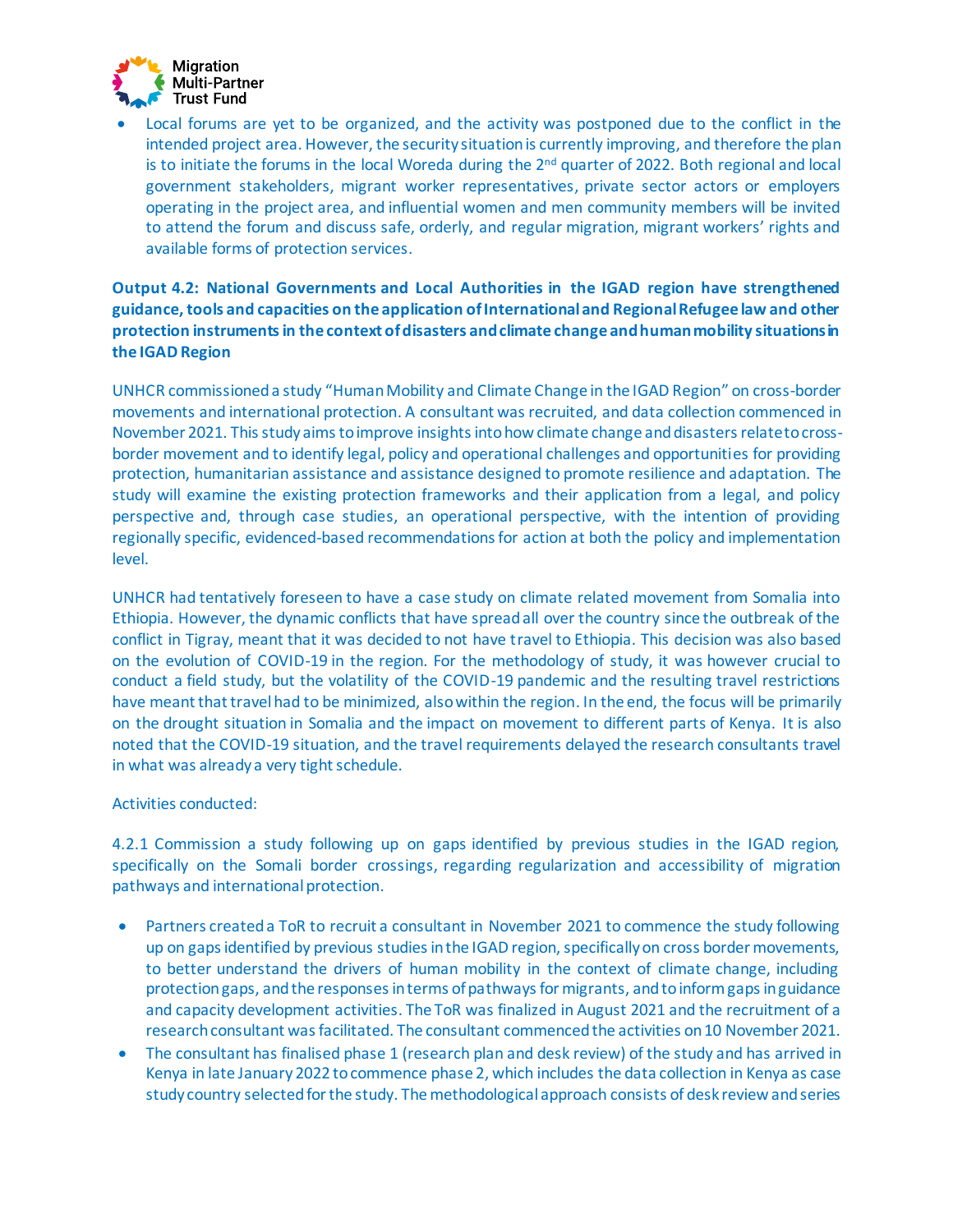- Local forums are yet to be organized, and the activity was postponed due to the conflict in the intended project area. However, the security situation is currently improving, and therefore the plan is to initiate the forums in the local Woreda during the 2nd quarter of 2022. Both regional and local government stakeholders, migrant worker representatives, private sector actors or employers operating in the project area, and influential women and men community members will be invited to attend the forum and discuss safe, orderly, and regular migration, migrant workers' rights and available forms of protection services.

**Output 4.2: National Governments and Local Authorities in the IGAD region have strengthened guidance, tools and capacities on the application of International and Regional Refugee law and other protection instruments in the context of disasters and climate change and human mobility situations in the IGAD Region**

UNHCR commissioned a study "Human Mobility and Climate Change in the IGAD Region" on cross-border movements and international protection. A consultant was recruited, and data collection commenced in November 2021. This study aims to improve insights into how climate change and disasters relate to cross-border movement and to identify legal, policy and operational challenges and opportunities for providing protection, humanitarian assistance and assistance designed to promote resilience and adaptation. The study will examine the existing protection frameworks and their application from a legal, and policy perspective and, through case studies, an operational perspective, with the intention of providing regionally specific, evidenced-based recommendations for action at both the policy and implementation level.

UNHCR had tentatively foreseen to have a case study on climate related movement from Somalia into Ethiopia. However, the dynamic conflicts that have spread all over the country since the outbreak of the conflict in Tigray, meant that it was decided to not have travel to Ethiopia. This decision was also based on the evolution of COVID-19 in the region. For the methodology of study, it was however crucial to conduct a field study, but the volatility of the COVID-19 pandemic and the resulting travel restrictions have meant that travel had to be minimized, also within the region. In the end, the focus will be primarily on the drought situation in Somalia and the impact on movement to different parts of Kenya. It is also noted that the COVID-19 situation, and the travel requirements delayed the research consultants travel in what was already a very tight schedule.

Activities conducted:

4.2.1 Commission a study following up on gaps identified by previous studies in the IGAD region, specifically on the Somali border crossings, regarding regularization and accessibility of migration pathways and international protection.

- Partners created a ToR to recruit a consultant in November 2021 to commence the study following up on gaps identified by previous studies in the IGAD region, specifically on cross border movements, to better understand the drivers of human mobility in the context of climate change, including protection gaps, and the responses in terms of pathways for migrants, and to inform gaps in guidance and capacity development activities. The ToR was finalized in August 2021 and the recruitment of a research consultant was facilitated. The consultant commenced the activities on 10 November 2021.
- The consultant has finalised phase 1 (research plan and desk review) of the study and has arrived in Kenya in late January 2022 to commence phase 2, which includes the data collection in Kenya as case study country selected for the study. The methodological approach consists of desk review and series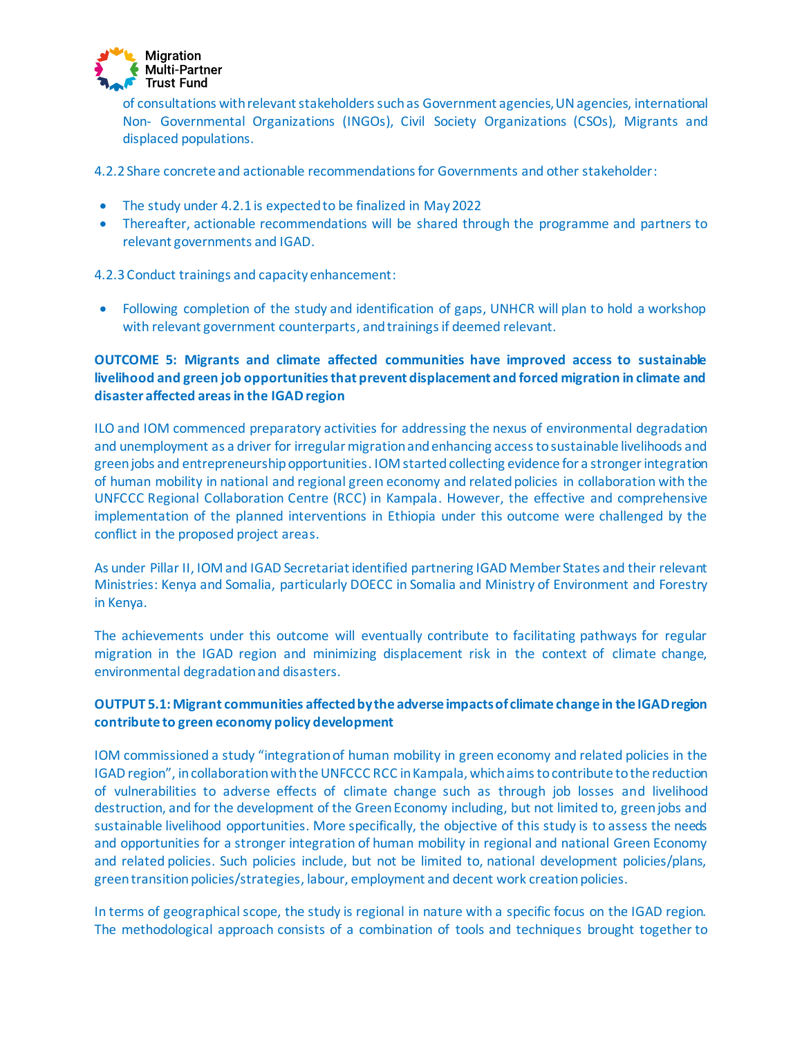of consultations with relevant stakeholders such as Government agencies, UN agencies, international Non- Governmental Organizations (INGOs), Civil Society Organizations (CSOs), Migrants and displaced populations.

4.2.2 Share concrete and actionable recommendations for Governments and other stakeholder:

- The study under 4.2.1 is expected to be finalized in May 2022
- Thereafter, actionable recommendations will be shared through the programme and partners to relevant governments and IGAD.

4.2.3 Conduct trainings and capacity enhancement:

- Following completion of the study and identification of gaps, UNHCR will plan to hold a workshop with relevant government counterparts, and trainings if deemed relevant.

**OUTCOME 5: Migrants and climate affected communities have improved access to sustainable livelihood and green job opportunities that prevent displacement and forced migration in climate and disaster affected areas in the IGAD region**

ILO and IOM commenced preparatory activities for addressing the nexus of environmental degradation and unemployment as a driver for irregular migration and enhancing access to sustainable livelihoods and green jobs and entrepreneurship opportunities. IOM started collecting evidence for a stronger integration of human mobility in national and regional green economy and related policies in collaboration with the UNFCCC Regional Collaboration Centre (RCC) in Kampala. However, the effective and comprehensive implementation of the planned interventions in Ethiopia under this outcome were challenged by the conflict in the proposed project areas.

As under Pillar II, IOM and IGAD Secretariat identified partnering IGAD Member States and their relevant Ministries: Kenya and Somalia, particularly DOECC in Somalia and Ministry of Environment and Forestry in Kenya.

The achievements under this outcome will eventually contribute to facilitating pathways for regular migration in the IGAD region and minimizing displacement risk in the context of climate change, environmental degradation and disasters.

**OUTPUT 5.1: Migrant communities affected by the adverse impacts of climate change in the IGAD region contribute to green economy policy development**

IOM commissioned a study "integration of human mobility in green economy and related policies in the IGAD region", in collaboration with the UNFCCC RCC in Kampala, which aims to contribute to the reduction of vulnerabilities to adverse effects of climate change such as through job losses and livelihood destruction, and for the development of the Green Economy including, but not limited to, green jobs and sustainable livelihood opportunities. More specifically, the objective of this study is to assess the needs and opportunities for a stronger integration of human mobility in regional and national Green Economy and related policies. Such policies include, but not be limited to, national development policies/plans, green transition policies/strategies, labour, employment and decent work creation policies.

In terms of geographical scope, the study is regional in nature with a specific focus on the IGAD region. The methodological approach consists of a combination of tools and techniques brought together to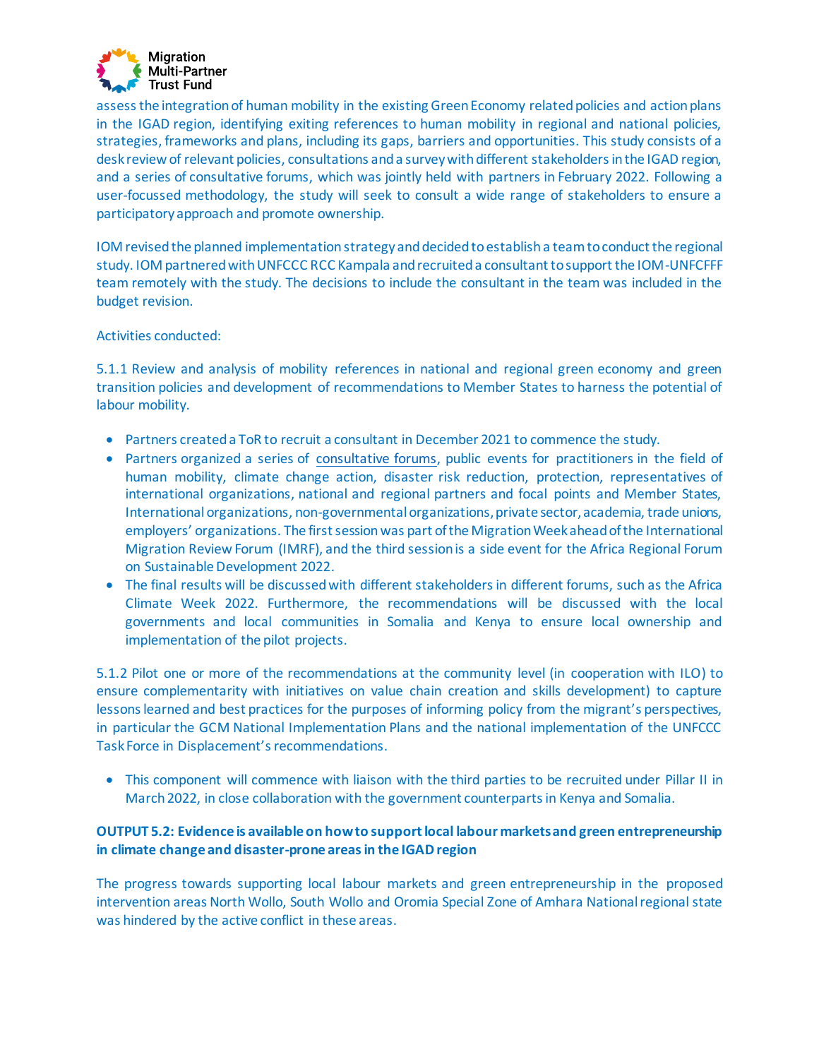assess the integration of human mobility in the existing Green Economy related policies and action plans in the IGAD region, identifying exiting references to human mobility in regional and national policies, strategies, frameworks and plans, including its gaps, barriers and opportunities. This study consists of a desk review of relevant policies, consultations and a survey with different stakeholders in the IGAD region, and a series of consultative forums, which was jointly held with partners in February 2022. Following a user-focussed methodology, the study will seek to consult a wide range of stakeholders to ensure a participatory approach and promote ownership.

IOM revised the planned implementation strategy and decided to establish a team to conduct the regional study. IOM partnered with UNFCCC RCC Kampala and recruited a consultant to support the IOM-UNFCFFF team remotely with the study. The decisions to include the consultant in the team was included in the budget revision.

Activities conducted:

5.1.1 Review and analysis of mobility references in national and regional green economy and green transition policies and development of recommendations to Member States to harness the potential of labour mobility.

- Partners created a ToR to recruit a consultant in December 2021 to commence the study.
- Partners organized a series of consultative forums, public events for practitioners in the field of human mobility, climate change action, disaster risk reduction, protection, representatives of international organizations, national and regional partners and focal points and Member States, International organizations, non-governmental organizations, private sector, academia, trade unions, employers' organizations. The first session was part of the Migration Week ahead of the International Migration Review Forum (IMRF), and the third session is a side event for the Africa Regional Forum on Sustainable Development 2022.
- The final results will be discussed with different stakeholders in different forums, such as the Africa Climate Week 2022. Furthermore, the recommendations will be discussed with the local governments and local communities in Somalia and Kenya to ensure local ownership and implementation of the pilot projects.

5.1.2 Pilot one or more of the recommendations at the community level (in cooperation with ILO) to ensure complementarity with initiatives on value chain creation and skills development) to capture lessons learned and best practices for the purposes of informing policy from the migrant's perspectives, in particular the GCM National Implementation Plans and the national implementation of the UNFCCC Task Force in Displacement's recommendations.

- This component will commence with liaison with the third parties to be recruited under Pillar II in March 2022, in close collaboration with the government counterparts in Kenya and Somalia.

**OUTPUT 5.2: Evidence is available on how to support local labour markets and green entrepreneurship in climate change and disaster-prone areas in the IGAD region**

The progress towards supporting local labour markets and green entrepreneurship in the proposed intervention areas North Wollo, South Wollo and Oromia Special Zone of Amhara National regional state was hindered by the active conflict in these areas.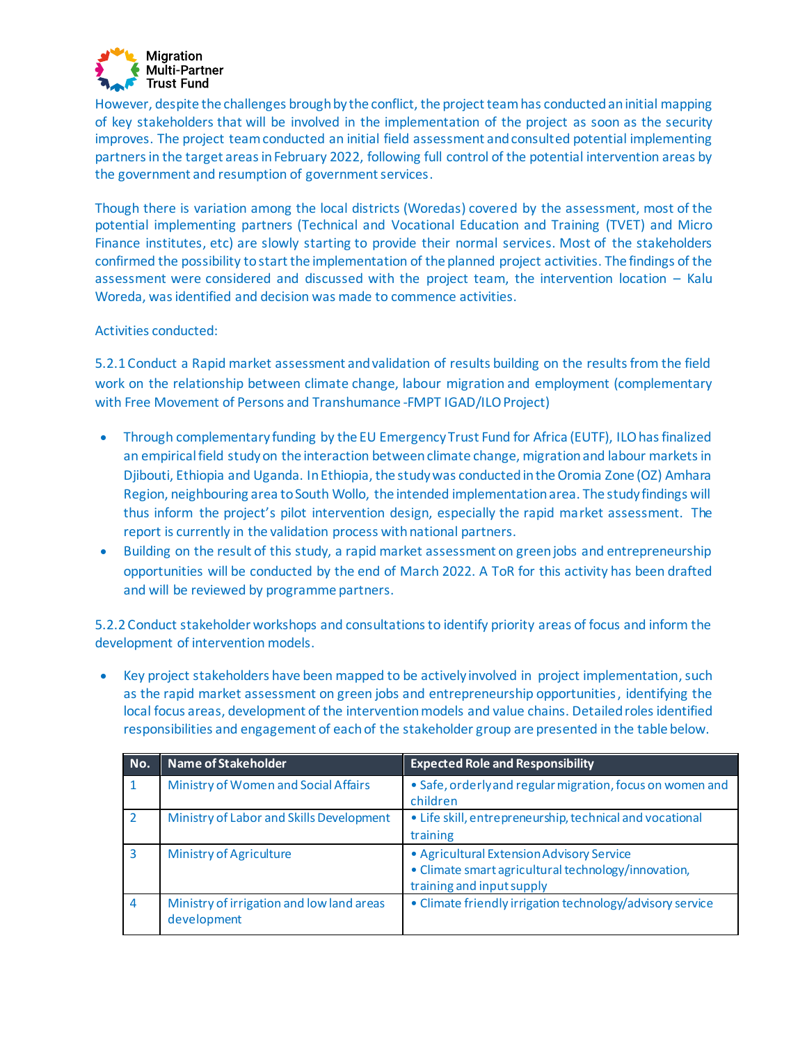However, despite the challenges brough by the conflict, the project team has conducted an initial mapping of key stakeholders that will be involved in the implementation of the project as soon as the security improves. The project team conducted an initial field assessment and consulted potential implementing partners in the target areas in February 2022, following full control of the potential intervention areas by the government and resumption of government services.

Though there is variation among the local districts (Woredas) covered by the assessment, most of the potential implementing partners (Technical and Vocational Education and Training (TVET) and Micro Finance institutes, etc) are slowly starting to provide their normal services. Most of the stakeholders confirmed the possibility to start the implementation of the planned project activities. The findings of the assessment were considered and discussed with the project team, the intervention location – Kalu Woreda, was identified and decision was made to commence activities.

Activities conducted:

5.2.1 Conduct a Rapid market assessment and validation of results building on the results from the field work on the relationship between climate change, labour migration and employment (complementary with Free Movement of Persons and Transhumance -FMPT IGAD/ILO Project)

- Through complementary funding by the EU Emergency Trust Fund for Africa (EUTF), ILO has finalized an empirical field study on the interaction between climate change, migration and labour markets in Djibouti, Ethiopia and Uganda. In Ethiopia, the study was conducted in the Oromia Zone (OZ) Amhara Region, neighbouring area to South Wollo, the intended implementation area. The study findings will thus inform the project's pilot intervention design, especially the rapid market assessment. The report is currently in the validation process with national partners.
- Building on the result of this study, a rapid market assessment on green jobs and entrepreneurship opportunities will be conducted by the end of March 2022. A ToR for this activity has been drafted and will be reviewed by programme partners.

5.2.2 Conduct stakeholder workshops and consultations to identify priority areas of focus and inform the development of intervention models.

- Key project stakeholders have been mapped to be actively involved in project implementation, such as the rapid market assessment on green jobs and entrepreneurship opportunities, identifying the local focus areas, development of the intervention models and value chains. Detailed roles identified responsibilities and engagement of each of the stakeholder group are presented in the table below.

| No. | Name of Stakeholder | Expected Role and Responsibility |
|---|---|---|
| 1 | Ministry of Women and Social Affairs | • Safe, orderly and regular migration, focus on women and children |
| 2 | Ministry of Labor and Skills Development | • Life skill, entrepreneurship, technical and vocational training |
| 3 | Ministry of Agriculture | • Agricultural Extension Advisory Service<br>• Climate smart agricultural technology/innovation, training and input supply |
| 4 | Ministry of irrigation and low land areas development | • Climate friendly irrigation technology/advisory service |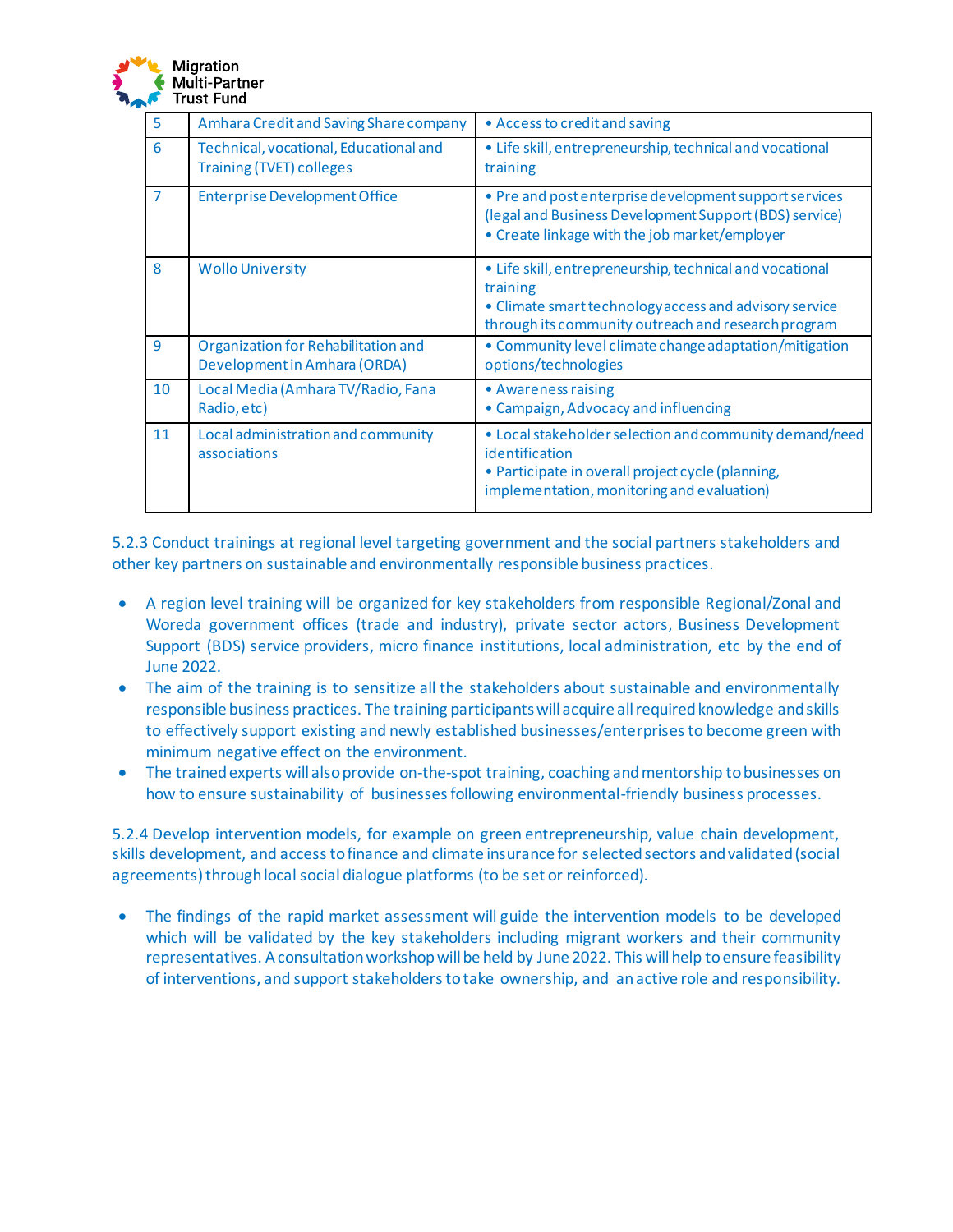| 5 | Amhara Credit and Saving Share company | • Access to credit and saving |
|---|---|---|
| 6 | Technical, vocational, Educational and Training (TVET) colleges | • Life skill, entrepreneurship, technical and vocational training |
| 7 | Enterprise Development Office | • Pre and post enterprise development support services (legal and Business Development Support (BDS) service)<br>• Create linkage with the job market/employer |
| 8 | Wollo University | • Life skill, entrepreneurship, technical and vocational training<br>• Climate smart technology access and advisory service through its community outreach and research program |
| 9 | Organization for Rehabilitation and Development in Amhara (ORDA) | • Community level climate change adaptation/mitigation options/technologies |
| 10 | Local Media (Amhara TV/Radio, Fana Radio, etc) | • Awareness raising<br>• Campaign, Advocacy and influencing |
| 11 | Local administration and community associations | • Local stakeholder selection and community demand/need identification<br>• Participate in overall project cycle (planning, implementation, monitoring and evaluation) |

5.2.3 Conduct trainings at regional level targeting government and the social partners stakeholders and other key partners on sustainable and environmentally responsible business practices.

- A region level training will be organized for key stakeholders from responsible Regional/Zonal and Woreda government offices (trade and industry), private sector actors, Business Development Support (BDS) service providers, micro finance institutions, local administration, etc by the end of June 2022.
- The aim of the training is to sensitize all the stakeholders about sustainable and environmentally responsible business practices. The training participants will acquire all required knowledge and skills to effectively support existing and newly established businesses/enterprises to become green with minimum negative effect on the environment.
- The trained experts will also provide on-the-spot training, coaching and mentorship to businesses on how to ensure sustainability of businesses following environmental-friendly business processes.

5.2.4 Develop intervention models, for example on green entrepreneurship, value chain development, skills development, and access to finance and climate insurance for selected sectors and validated (social agreements) through local social dialogue platforms (to be set or reinforced).

- The findings of the rapid market assessment will guide the intervention models to be developed which will be validated by the key stakeholders including migrant workers and their community representatives. A consultation workshop will be held by June 2022. This will help to ensure feasibility of interventions, and support stakeholders to take ownership, and an active role and responsibility.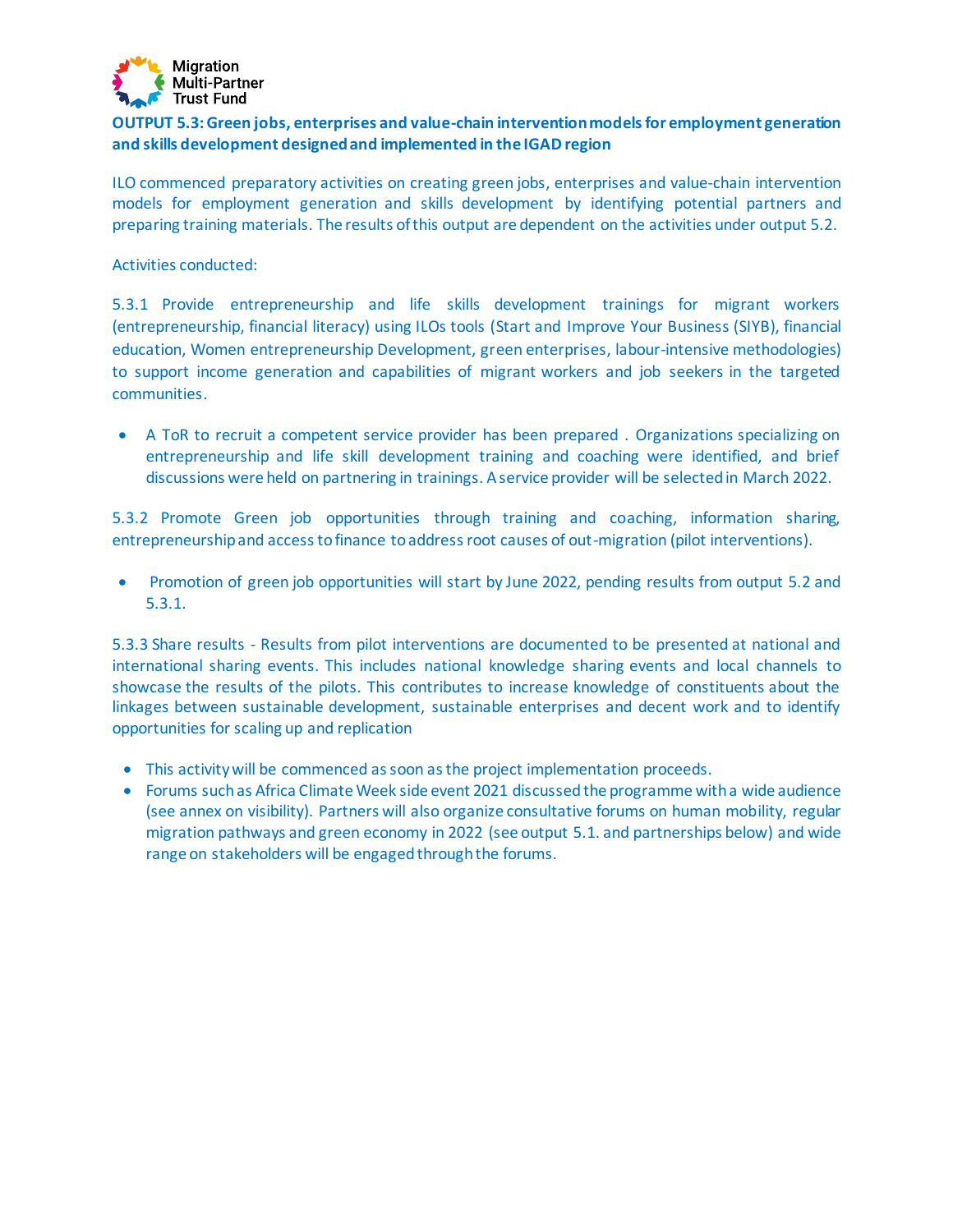**OUTPUT 5.3: Green jobs, enterprises and value-chain intervention models for employment generation and skills development designed and implemented in the IGAD region**

ILO commenced preparatory activities on creating green jobs, enterprises and value-chain intervention models for employment generation and skills development by identifying potential partners and preparing training materials. The results of this output are dependent on the activities under output 5.2.

Activities conducted:

5.3.1 Provide entrepreneurship and life skills development trainings for migrant workers (entrepreneurship, financial literacy) using ILOs tools (Start and Improve Your Business (SIYB), financial education, Women entrepreneurship Development, green enterprises, labour-intensive methodologies) to support income generation and capabilities of migrant workers and job seekers in the targeted communities.

- A ToR to recruit a competent service provider has been prepared . Organizations specializing on entrepreneurship and life skill development training and coaching were identified, and brief discussions were held on partnering in trainings. A service provider will be selected in March 2022.

5.3.2 Promote Green job opportunities through training and coaching, information sharing, entrepreneurship and access to finance to address root causes of out-migration (pilot interventions).

- Promotion of green job opportunities will start by June 2022, pending results from output 5.2 and 5.3.1.

5.3.3 Share results - Results from pilot interventions are documented to be presented at national and international sharing events. This includes national knowledge sharing events and local channels to showcase the results of the pilots. This contributes to increase knowledge of constituents about the linkages between sustainable development, sustainable enterprises and decent work and to identify opportunities for scaling up and replication

- This activity will be commenced as soon as the project implementation proceeds.
- Forums such as Africa Climate Week side event 2021 discussed the programme with a wide audience (see annex on visibility). Partners will also organize consultative forums on human mobility, regular migration pathways and green economy in 2022 (see output 5.1. and partnerships below) and wide range on stakeholders will be engaged through the forums.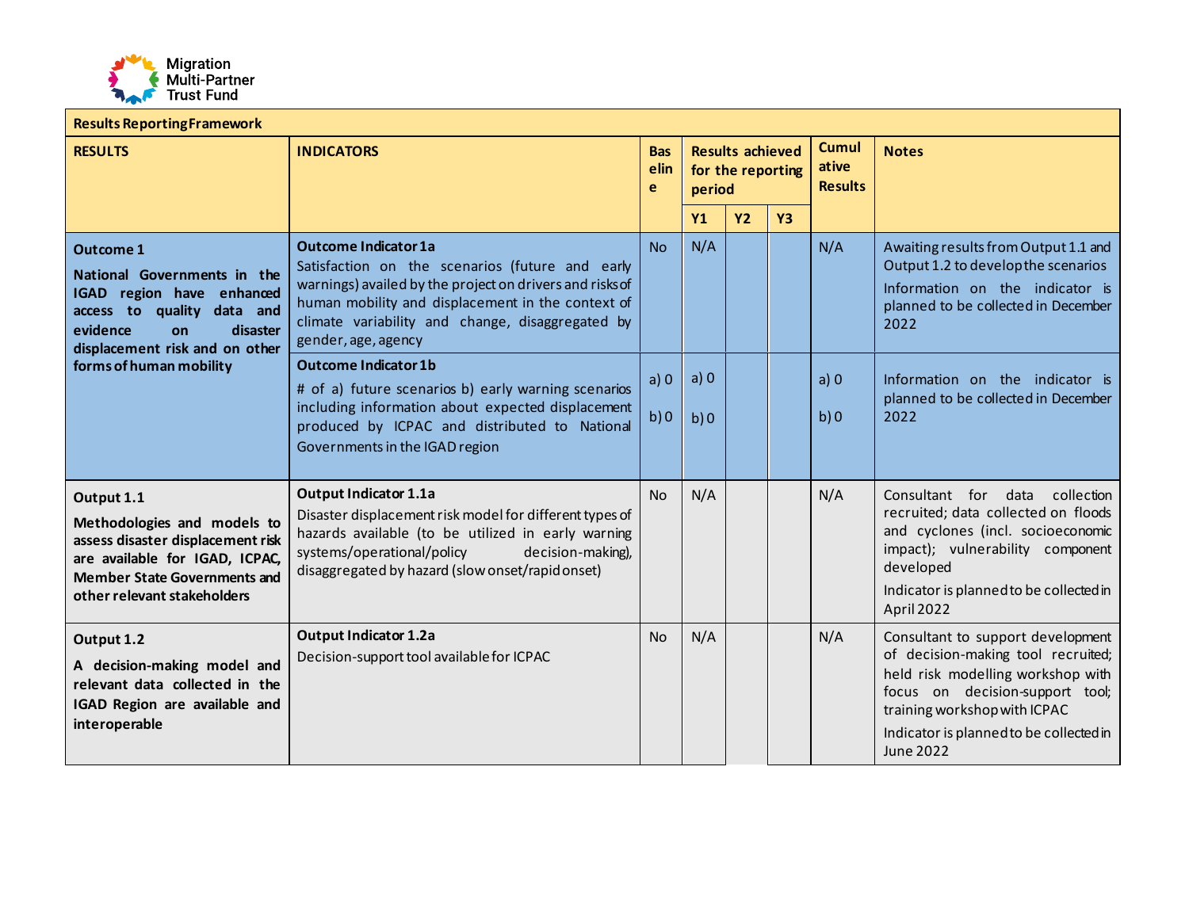| Results Reporting Framework | | | | | | | |
|---|---|---|---|---|---|---|---|
| **RESULTS** | **INDICATORS** | **Baseline** | **Results achieved for the reporting period** | | | **Cumulative Results** | **Notes** |
| | | | **Y1** | **Y2** | **Y3** | | |
| **Outcome 1** **National Governments in the IGAD region have enhanced access to quality data and evidence on disaster displacement risk and on other forms of human mobility** | **Outcome Indicator 1a** Satisfaction on the scenarios (future and early warnings) availed by the project on drivers and risks of human mobility and displacement in the context of climate variability and change, disaggregated by gender, age, agency | No | N/A | | | N/A | Awaiting results from Output 1.1 and Output 1.2 to develop the scenarios. Information on the indicator is planned to be collected in December 2022 |
| | **Outcome Indicator 1b** # of a) future scenarios b) early warning scenarios including information about expected displacement produced by ICPAC and distributed to National Governments in the IGAD region | a) 0 b) 0 | a) 0 b) 0 | | | a) 0 b) 0 | Information on the indicator is planned to be collected in December 2022 |
| **Output 1.1** **Methodologies and models to assess disaster displacement risk are available for IGAD, ICPAC, Member State Governments and other relevant stakeholders** | **Output Indicator 1.1a** Disaster displacement risk model for different types of hazards available (to be utilized in early warning systems/operational/policy decision-making), disaggregated by hazard (slow onset/rapid onset) | No | N/A | | | N/A | Consultant for data collection recruited; data collected on floods and cyclones (incl. socioeconomic impact); vulnerability component developed. Indicator is planned to be collected in April 2022 |
| **Output 1.2** **A decision-making model and relevant data collected in the IGAD Region are available and interoperable** | **Output Indicator 1.2a** Decision-support tool available for ICPAC | No | N/A | | | N/A | Consultant to support development of decision-making tool recruited; held risk modelling workshop with focus on decision-support tool; training workshop with ICPAC. Indicator is planned to be collected in June 2022 |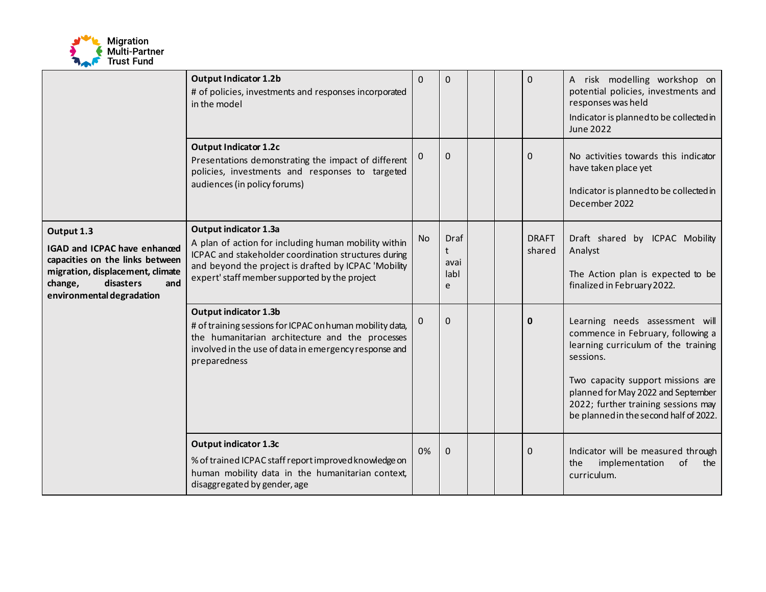| | | | | | | | |
|---|---|---|---|---|---|---|---|
| | **Output Indicator 1.2b**<br># of policies, investments and responses incorporated in the model | 0 | 0 | | | 0 | A risk modelling workshop on potential policies, investments and responses was held<br>Indicator is planned to be collected in June 2022 |
| | **Output Indicator 1.2c**<br>Presentations demonstrating the impact of different policies, investments and responses to targeted audiences (in policy forums) | 0 | 0 | | | 0 | No activities towards this indicator have taken place yet<br><br>Indicator is planned to be collected in December 2022 |
| **Output 1.3**<br>**IGAD and ICPAC have enhanced capacities on the links between migration, displacement, climate change, disasters and environmental degradation** | **Output indicator 1.3a**<br>A plan of action for including human mobility within ICPAC and stakeholder coordination structures during and beyond the project is drafted by ICPAC 'Mobility expert' staff member supported by the project | No | Draft available | | | DRAFT shared | Draft shared by ICPAC Mobility Analyst<br><br>The Action plan is expected to be finalized in February 2022. |
| | **Output indicator 1.3b**<br># of training sessions for ICPAC on human mobility data, the humanitarian architecture and the processes involved in the use of data in emergency response and preparedness | 0 | 0 | | | **0** | Learning needs assessment will commence in February, following a learning curriculum of the training sessions.<br><br>Two capacity support missions are planned for May 2022 and September 2022; further training sessions may be planned in the second half of 2022. |
| | **Output indicator 1.3c**<br>% of trained ICPAC staff report improved knowledge on human mobility data in the humanitarian context, disaggregated by gender, age | 0% | 0 | | | 0 | Indicator will be measured through the implementation of the curriculum. |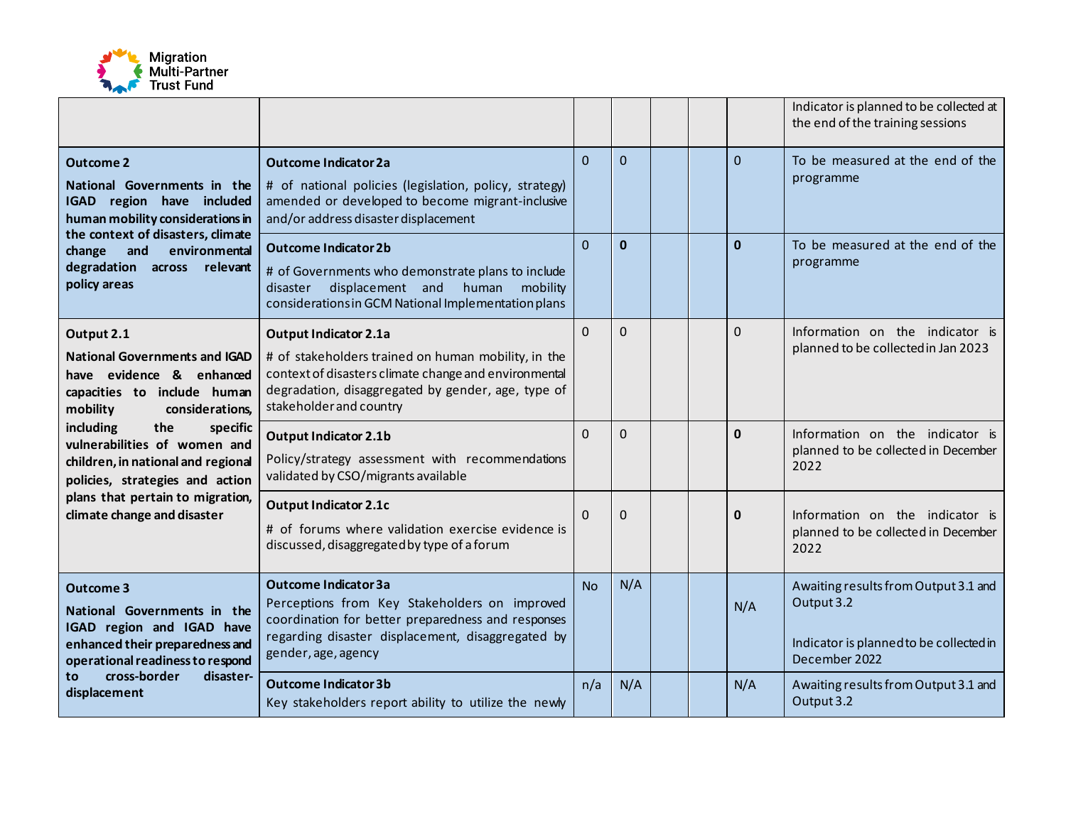| | | | | | | | |
|---|---|---|---|---|---|---|---|
| | | | | | | | Indicator is planned to be collected at the end of the training sessions |
| **Outcome 2**<br>**National Governments in the IGAD region have included human mobility considerations in the context of disasters, climate change and environmental degradation across relevant policy areas** | **Outcome Indicator 2a**<br># of national policies (legislation, policy, strategy) amended or developed to become migrant-inclusive and/or address disaster displacement | 0 | 0 | | | 0 | To be measured at the end of the programme |
| | **Outcome Indicator 2b**<br># of Governments who demonstrate plans to include disaster displacement and human mobility considerations in GCM National Implementation plans | 0 | **0** | | | **0** | To be measured at the end of the programme |
| **Output 2.1**<br>**National Governments and IGAD have evidence & enhanced capacities to include human mobility considerations, including the specific vulnerabilities of women and children, in national and regional policies, strategies and action plans that pertain to migration, climate change and disaster** | **Output Indicator 2.1a**<br># of stakeholders trained on human mobility, in the context of disasters climate change and environmental degradation, disaggregated by gender, age, type of stakeholder and country | 0 | 0 | | | 0 | Information on the indicator is planned to be collected in Jan 2023 |
| | **Output Indicator 2.1b**<br>Policy/strategy assessment with recommendations validated by CSO/migrants available | 0 | 0 | | | **0** | Information on the indicator is planned to be collected in December 2022 |
| | **Output Indicator 2.1c**<br># of forums where validation exercise evidence is discussed, disaggregated by type of a forum | 0 | 0 | | | **0** | Information on the indicator is planned to be collected in December 2022 |
| **Outcome 3**<br>**National Governments in the IGAD region and IGAD have enhanced their preparedness and operational readiness to respond to cross-border disaster-displacement** | **Outcome Indicator 3a**<br>Perceptions from Key Stakeholders on improved coordination for better preparedness and responses regarding disaster displacement, disaggregated by gender, age, agency | No | N/A | | | N/A | Awaiting results from Output 3.1 and Output 3.2<br><br>Indicator is planned to be collected in December 2022 |
| | **Outcome Indicator 3b**<br>Key stakeholders report ability to utilize the newly | n/a | N/A | | | N/A | Awaiting results from Output 3.1 and Output 3.2 |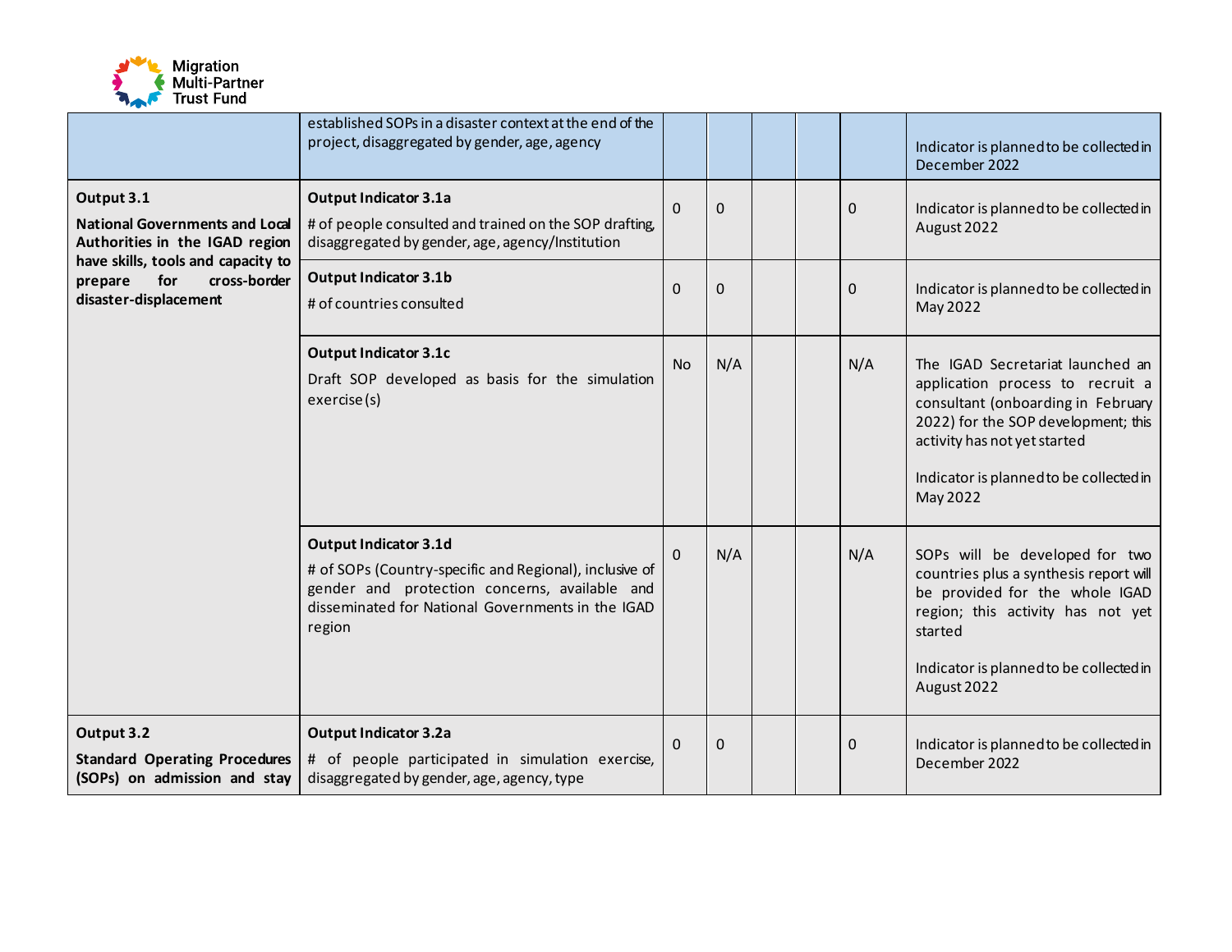| | | | | | | |
|---|---|---|---|---|---|---|
| | established SOPs in a disaster context at the end of the project, disaggregated by gender, age, agency | | | | | Indicator is planned to be collected in December 2022 |
| **Output 3.1**<br>**National Governments and Local Authorities in the IGAD region have skills, tools and capacity to prepare for cross-border disaster-displacement** | **Output Indicator 3.1a**<br># of people consulted and trained on the SOP drafting, disaggregated by gender, age, agency/Institution | 0 | 0 | | | 0 | Indicator is planned to be collected in August 2022 |
| | **Output Indicator 3.1b**<br># of countries consulted | 0 | 0 | | | 0 | Indicator is planned to be collected in May 2022 |
| | **Output Indicator 3.1c**<br>Draft SOP developed as basis for the simulation exercise (s) | No | N/A | | | N/A | The IGAD Secretariat launched an application process to recruit a consultant (onboarding in February 2022) for the SOP development; this activity has not yet started<br><br>Indicator is planned to be collected in May 2022 |
| | **Output Indicator 3.1d**<br># of SOPs (Country-specific and Regional), inclusive of gender and protection concerns, available and disseminated for National Governments in the IGAD region | 0 | N/A | | | N/A | SOPs will be developed for two countries plus a synthesis report will be provided for the whole IGAD region; this activity has not yet started<br><br>Indicator is planned to be collected in August 2022 |
| **Output 3.2**<br>**Standard Operating Procedures (SOPs) on admission and stay** | **Output Indicator 3.2a**<br># of people participated in simulation exercise, disaggregated by gender, age, agency, type | 0 | 0 | | | 0 | Indicator is planned to be collected in December 2022 |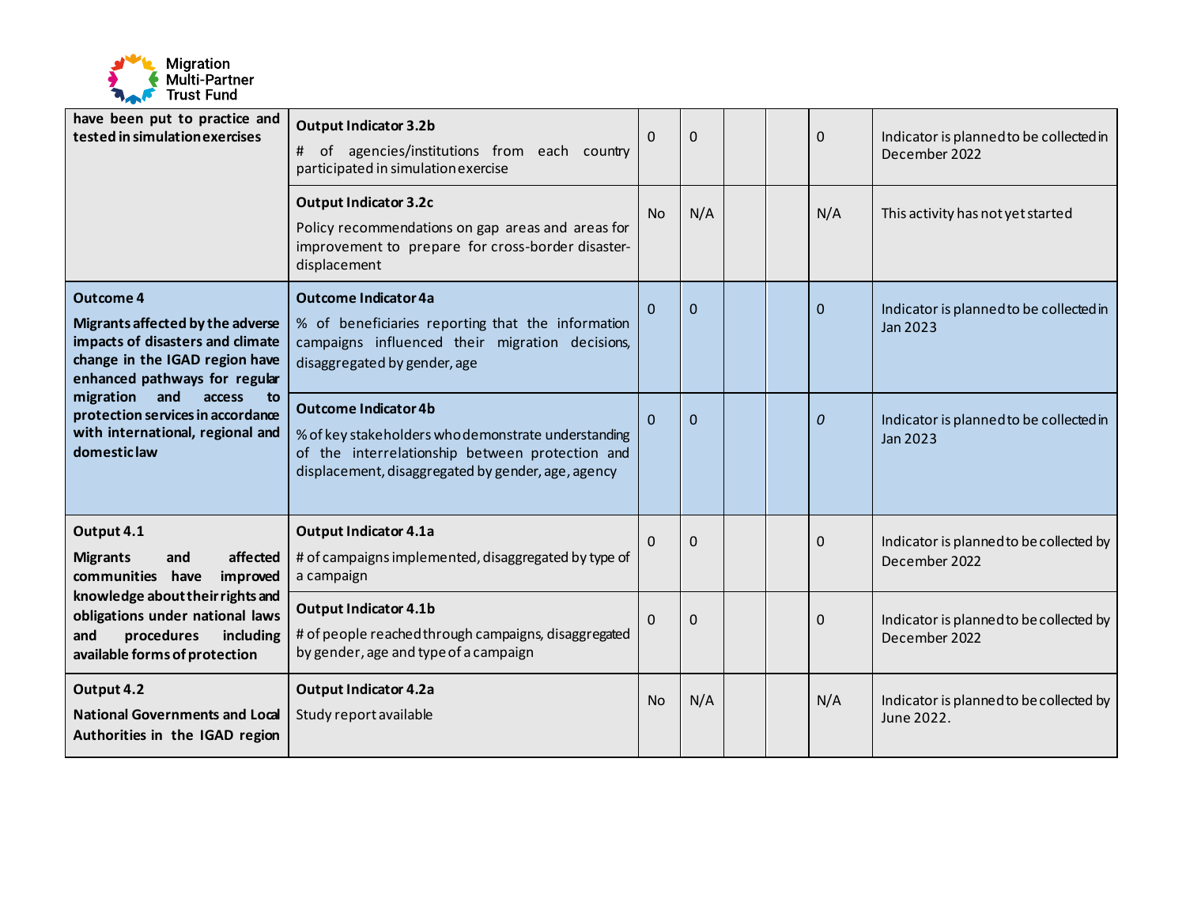| | | | | | | | |
|---|---|---|---|---|---|---|---|
| **have been put to practice and tested in simulation exercises** | **Output Indicator 3.2b**<br># of agencies/institutions from each country participated in simulation exercise | 0 | 0 | | | 0 | Indicator is planned to be collected in December 2022 |
| | **Output Indicator 3.2c**<br>Policy recommendations on gap areas and areas for improvement to prepare for cross-border disaster-displacement | No | N/A | | | N/A | This activity has not yet started |
| **Outcome 4**<br>**Migrants affected by the adverse impacts of disasters and climate change in the IGAD region have enhanced pathways for regular migration and access to protection services in accordance with international, regional and domestic law** | **Outcome Indicator 4a**<br>% of beneficiaries reporting that the information campaigns influenced their migration decisions, disaggregated by gender, age | 0 | 0 | | | 0 | Indicator is planned to be collected in Jan 2023 |
| | **Outcome Indicator 4b**<br>% of key stakeholders who demonstrate understanding of the interrelationship between protection and displacement, disaggregated by gender, age, agency | 0 | 0 | | | *0* | Indicator is planned to be collected in Jan 2023 |
| **Output 4.1**<br>**Migrants and affected communities have improved knowledge about their rights and obligations under national laws and procedures including available forms of protection** | **Output Indicator 4.1a**<br># of campaigns implemented, disaggregated by type of a campaign | 0 | 0 | | | 0 | Indicator is planned to be collected by December 2022 |
| | **Output Indicator 4.1b**<br># of people reached through campaigns, disaggregated by gender, age and type of a campaign | 0 | 0 | | | 0 | Indicator is planned to be collected by December 2022 |
| **Output 4.2**<br>**National Governments and Local Authorities in the IGAD region** | **Output Indicator 4.2a**<br>Study report available | No | N/A | | | N/A | Indicator is planned to be collected by June 2022. |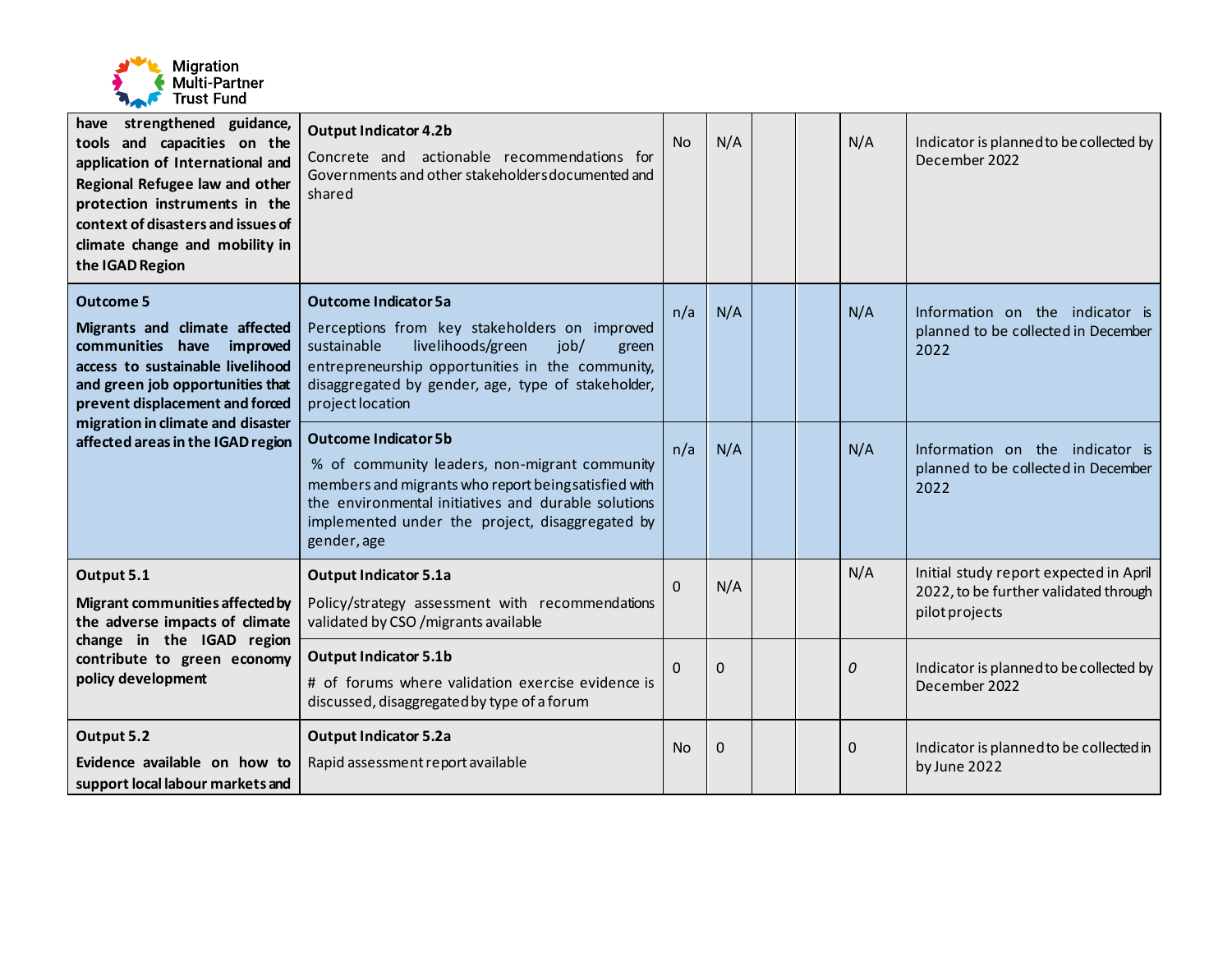| | | | | | | | |
|---|---|---|---|---|---|---|---|
| **have strengthened guidance, tools and capacities on the application of International and Regional Refugee law and other protection instruments in the context of disasters and issues of climate change and mobility in the IGAD Region** | **Output Indicator 4.2b**<br>Concrete and actionable recommendations for Governments and other stakeholders documented and shared | No | N/A | | | N/A | Indicator is planned to be collected by December 2022 |
| **Outcome 5**<br>**Migrants and climate affected communities have improved access to sustainable livelihood and green job opportunities that prevent displacement and forced migration in climate and disaster affected areas in the IGAD region** | **Outcome Indicator 5a**<br>Perceptions from key stakeholders on improved sustainable livelihoods/green job/ green entrepreneurship opportunities in the community, disaggregated by gender, age, type of stakeholder, project location | n/a | N/A | | | N/A | Information on the indicator is planned to be collected in December 2022 |
| | **Outcome Indicator 5b**<br>% of community leaders, non-migrant community members and migrants who report being satisfied with the environmental initiatives and durable solutions implemented under the project, disaggregated by gender, age | n/a | N/A | | | N/A | Information on the indicator is planned to be collected in December 2022 |
| **Output 5.1**<br>**Migrant communities affected by the adverse impacts of climate change in the IGAD region contribute to green economy policy development** | **Output Indicator 5.1a**<br>Policy/strategy assessment with recommendations validated by CSO /migrants available | 0 | N/A | | | N/A | Initial study report expected in April 2022, to be further validated through pilot projects |
| | **Output Indicator 5.1b**<br># of forums where validation exercise evidence is discussed, disaggregated by type of a forum | 0 | 0 | | | *0* | Indicator is planned to be collected by December 2022 |
| **Output 5.2**<br>**Evidence available on how to support local labour markets and** | **Output Indicator 5.2a**<br>Rapid assessment report available | No | 0 | | | 0 | Indicator is planned to be collected in by June 2022 |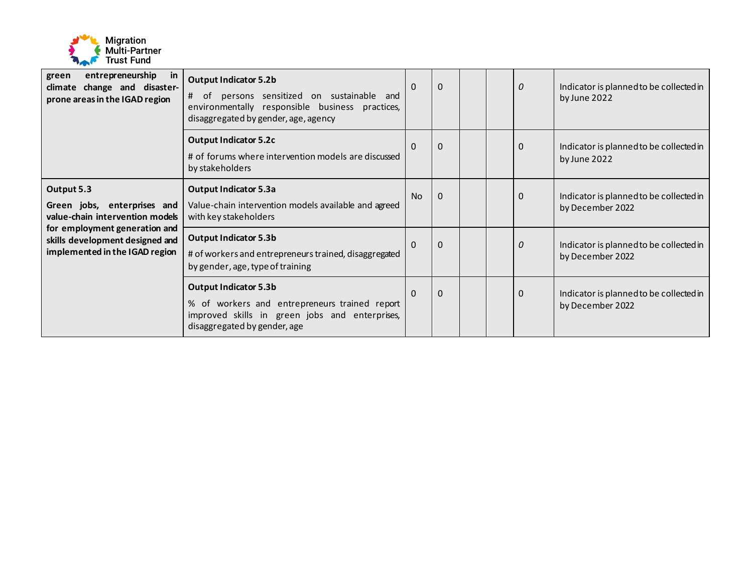| | | | | | | | |
|---|---|---|---|---|---|---|---|
| **green entrepreneurship in climate change and disaster-prone areas in the IGAD region** | **Output Indicator 5.2b**<br># of persons sensitized on sustainable and environmentally responsible business practices, disaggregated by gender, age, agency | 0 | 0 | | | *0* | Indicator is planned to be collected in by June 2022 |
| | **Output Indicator 5.2c**<br># of forums where intervention models are discussed by stakeholders | 0 | 0 | | | 0 | Indicator is planned to be collected in by June 2022 |
| **Output 5.3**<br>**Green jobs, enterprises and value-chain intervention models for employment generation and skills development designed and implemented in the IGAD region** | **Output Indicator 5.3a**<br>Value-chain intervention models available and agreed with key stakeholders | No | 0 | | | 0 | Indicator is planned to be collected in by December 2022 |
| | **Output Indicator 5.3b**<br># of workers and entrepreneurs trained, disaggregated by gender, age, type of training | 0 | 0 | | | *0* | Indicator is planned to be collected in by December 2022 |
| | **Output Indicator 5.3b**<br>% of workers and entrepreneurs trained report improved skills in green jobs and enterprises, disaggregated by gender, age | 0 | 0 | | | 0 | Indicator is planned to be collected in by December 2022 |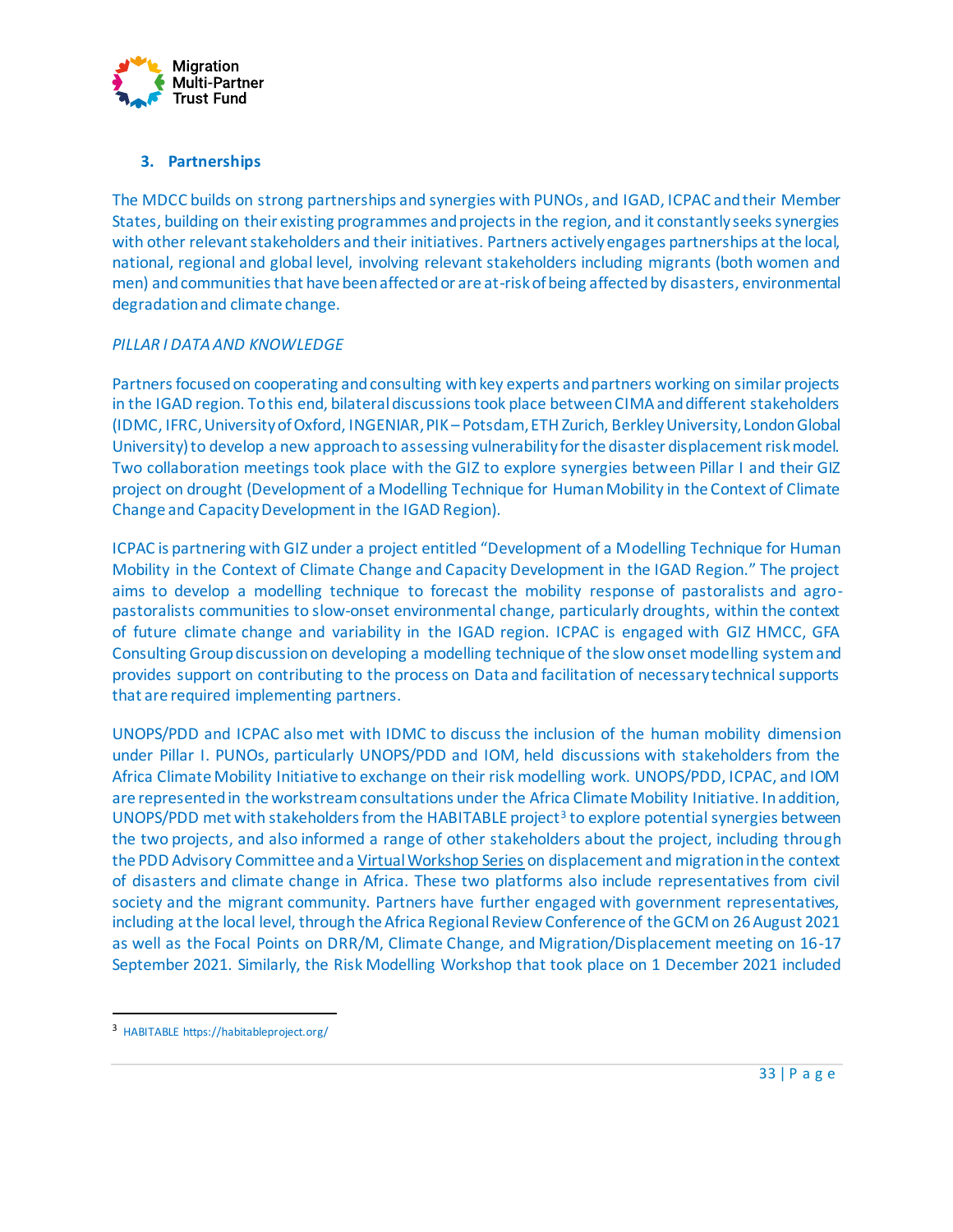### 3. Partnerships

The MDCC builds on strong partnerships and synergies with PUNOs, and IGAD, ICPAC and their Member States, building on their existing programmes and projects in the region, and it constantly seeks synergies with other relevant stakeholders and their initiatives. Partners actively engages partnerships at the local, national, regional and global level, involving relevant stakeholders including migrants (both women and men) and communities that have been affected or are at-risk of being affected by disasters, environmental degradation and climate change.

*PILLAR I DATA AND KNOWLEDGE*

Partners focused on cooperating and consulting with key experts and partners working on similar projects in the IGAD region. To this end, bilateral discussions took place between CIMA and different stakeholders (IDMC, IFRC, University of Oxford, INGENIAR, PIK – Potsdam, ETH Zurich, Berkley University, London Global University) to develop a new approach to assessing vulnerability for the disaster displacement risk model. Two collaboration meetings took place with the GIZ to explore synergies between Pillar I and their GIZ project on drought (Development of a Modelling Technique for Human Mobility in the Context of Climate Change and Capacity Development in the IGAD Region).

ICPAC is partnering with GIZ under a project entitled "Development of a Modelling Technique for Human Mobility in the Context of Climate Change and Capacity Development in the IGAD Region." The project aims to develop a modelling technique to forecast the mobility response of pastoralists and agro-pastoralists communities to slow-onset environmental change, particularly droughts, within the context of future climate change and variability in the IGAD region. ICPAC is engaged with GIZ HMCC, GFA Consulting Group discussion on developing a modelling technique of the slow onset modelling system and provides support on contributing to the process on Data and facilitation of necessary technical supports that are required implementing partners.

UNOPS/PDD and ICPAC also met with IDMC to discuss the inclusion of the human mobility dimension under Pillar I. PUNOs, particularly UNOPS/PDD and IOM, held discussions with stakeholders from the Africa Climate Mobility Initiative to exchange on their risk modelling work. UNOPS/PDD, ICPAC, and IOM are represented in the workstream consultations under the Africa Climate Mobility Initiative. In addition, UNOPS/PDD met with stakeholders from the HABITABLE project[3] to explore potential synergies between the two projects, and also informed a range of other stakeholders about the project, including through the PDD Advisory Committee and a Virtual Workshop Series on displacement and migration in the context of disasters and climate change in Africa. These two platforms also include representatives from civil society and the migrant community. Partners have further engaged with government representatives, including at the local level, through the Africa Regional Review Conference of the GCM on 26 August 2021 as well as the Focal Points on DRR/M, Climate Change, and Migration/Displacement meeting on 16-17 September 2021. Similarly, the Risk Modelling Workshop that took place on 1 December 2021 included

[3] HABITABLE https://habitableproject.org/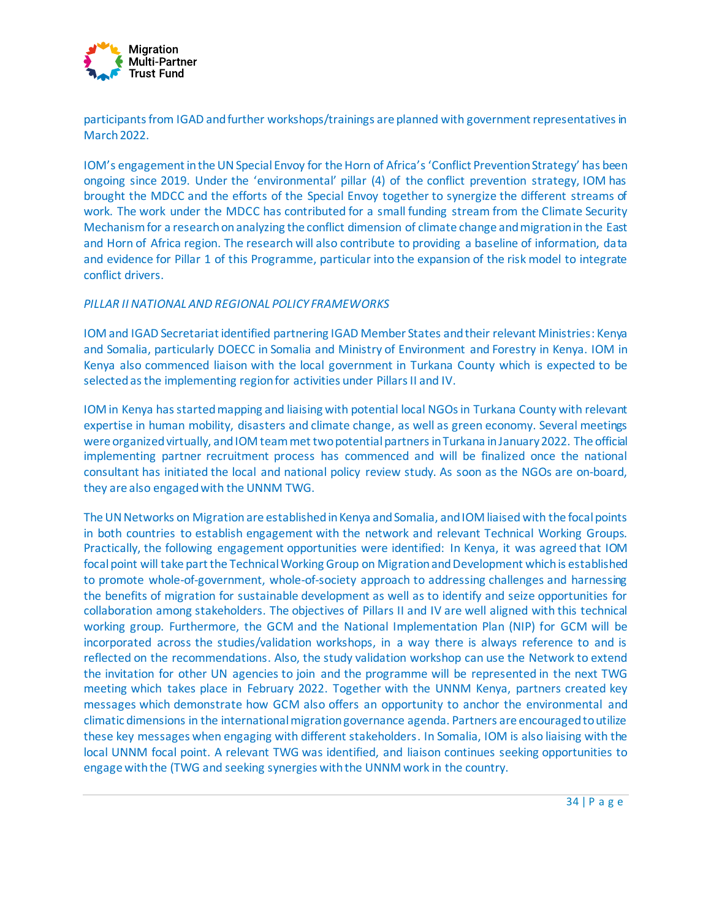participants from IGAD and further workshops/trainings are planned with government representatives in March 2022.

IOM's engagement in the UN Special Envoy for the Horn of Africa's 'Conflict Prevention Strategy' has been ongoing since 2019. Under the 'environmental' pillar (4) of the conflict prevention strategy, IOM has brought the MDCC and the efforts of the Special Envoy together to synergize the different streams of work. The work under the MDCC has contributed for a small funding stream from the Climate Security Mechanism for a research on analyzing the conflict dimension of climate change and migration in the East and Horn of Africa region. The research will also contribute to providing a baseline of information, data and evidence for Pillar 1 of this Programme, particular into the expansion of the risk model to integrate conflict drivers.

*PILLAR II NATIONAL AND REGIONAL POLICY FRAMEWORKS*

IOM and IGAD Secretariat identified partnering IGAD Member States and their relevant Ministries: Kenya and Somalia, particularly DOECC in Somalia and Ministry of Environment and Forestry in Kenya. IOM in Kenya also commenced liaison with the local government in Turkana County which is expected to be selected as the implementing region for activities under Pillars II and IV.

IOM in Kenya has started mapping and liaising with potential local NGOs in Turkana County with relevant expertise in human mobility, disasters and climate change, as well as green economy. Several meetings were organized virtually, and IOM team met two potential partners in Turkana in January 2022. The official implementing partner recruitment process has commenced and will be finalized once the national consultant has initiated the local and national policy review study. As soon as the NGOs are on-board, they are also engaged with the UNNM TWG.

The UN Networks on Migration are established in Kenya and Somalia, and IOM liaised with the focal points in both countries to establish engagement with the network and relevant Technical Working Groups. Practically, the following engagement opportunities were identified: In Kenya, it was agreed that IOM focal point will take part the Technical Working Group on Migration and Development which is established to promote whole-of-government, whole-of-society approach to addressing challenges and harnessing the benefits of migration for sustainable development as well as to identify and seize opportunities for collaboration among stakeholders. The objectives of Pillars II and IV are well aligned with this technical working group. Furthermore, the GCM and the National Implementation Plan (NIP) for GCM will be incorporated across the studies/validation workshops, in a way there is always reference to and is reflected on the recommendations. Also, the study validation workshop can use the Network to extend the invitation for other UN agencies to join and the programme will be represented in the next TWG meeting which takes place in February 2022. Together with the UNNM Kenya, partners created key messages which demonstrate how GCM also offers an opportunity to anchor the environmental and climatic dimensions in the international migration governance agenda. Partners are encouraged to utilize these key messages when engaging with different stakeholders. In Somalia, IOM is also liaising with the local UNNM focal point. A relevant TWG was identified, and liaison continues seeking opportunities to engage with the (TWG and seeking synergies with the UNNM work in the country.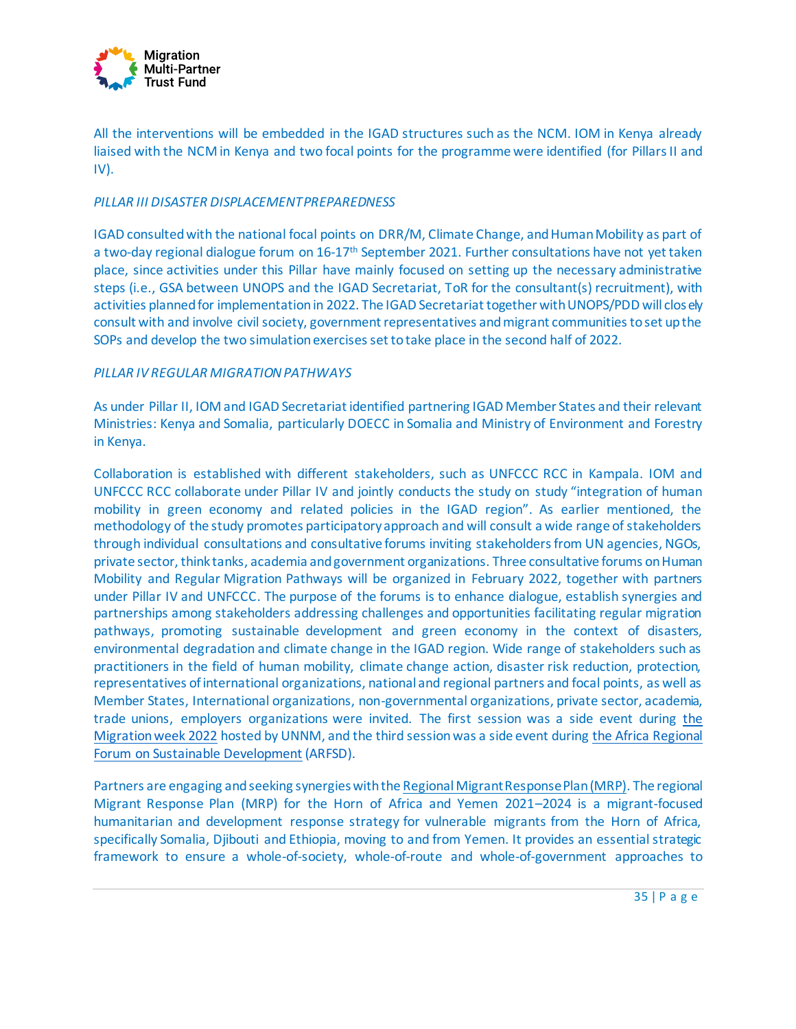All the interventions will be embedded in the IGAD structures such as the NCM. IOM in Kenya already liaised with the NCM in Kenya and two focal points for the programme were identified (for Pillars II and IV).

*PILLAR III DISASTER DISPLACEMENT PREPAREDNESS*

IGAD consulted with the national focal points on DRR/M, Climate Change, and Human Mobility as part of a two-day regional dialogue forum on 16-17th September 2021. Further consultations have not yet taken place, since activities under this Pillar have mainly focused on setting up the necessary administrative steps (i.e., GSA between UNOPS and the IGAD Secretariat, ToR for the consultant(s) recruitment), with activities planned for implementation in 2022. The IGAD Secretariat together with UNOPS/PDD will closely consult with and involve civil society, government representatives and migrant communities to set up the SOPs and develop the two simulation exercises set to take place in the second half of 2022.

*PILLAR IV REGULAR MIGRATION PATHWAYS*

As under Pillar II, IOM and IGAD Secretariat identified partnering IGAD Member States and their relevant Ministries: Kenya and Somalia, particularly DOECC in Somalia and Ministry of Environment and Forestry in Kenya.

Collaboration is established with different stakeholders, such as UNFCCC RCC in Kampala. IOM and UNFCCC RCC collaborate under Pillar IV and jointly conducts the study on study "integration of human mobility in green economy and related policies in the IGAD region". As earlier mentioned, the methodology of the study promotes participatory approach and will consult a wide range of stakeholders through individual consultations and consultative forums inviting stakeholders from UN agencies, NGOs, private sector, think tanks, academia and government organizations. Three consultative forums on Human Mobility and Regular Migration Pathways will be organized in February 2022, together with partners under Pillar IV and UNFCCC. The purpose of the forums is to enhance dialogue, establish synergies and partnerships among stakeholders addressing challenges and opportunities facilitating regular migration pathways, promoting sustainable development and green economy in the context of disasters, environmental degradation and climate change in the IGAD region. Wide range of stakeholders such as practitioners in the field of human mobility, climate change action, disaster risk reduction, protection, representatives of international organizations, national and regional partners and focal points, as well as Member States, International organizations, non-governmental organizations, private sector, academia, trade unions, employers organizations were invited. The first session was a side event during the Migration week 2022 hosted by UNNM, and the third session was a side event during the Africa Regional Forum on Sustainable Development (ARFSD).

Partners are engaging and seeking synergies with the Regional Migrant Response Plan (MRP). The regional Migrant Response Plan (MRP) for the Horn of Africa and Yemen 2021–2024 is a migrant-focused humanitarian and development response strategy for vulnerable migrants from the Horn of Africa, specifically Somalia, Djibouti and Ethiopia, moving to and from Yemen. It provides an essential strategic framework to ensure a whole-of-society, whole-of-route and whole-of-government approaches to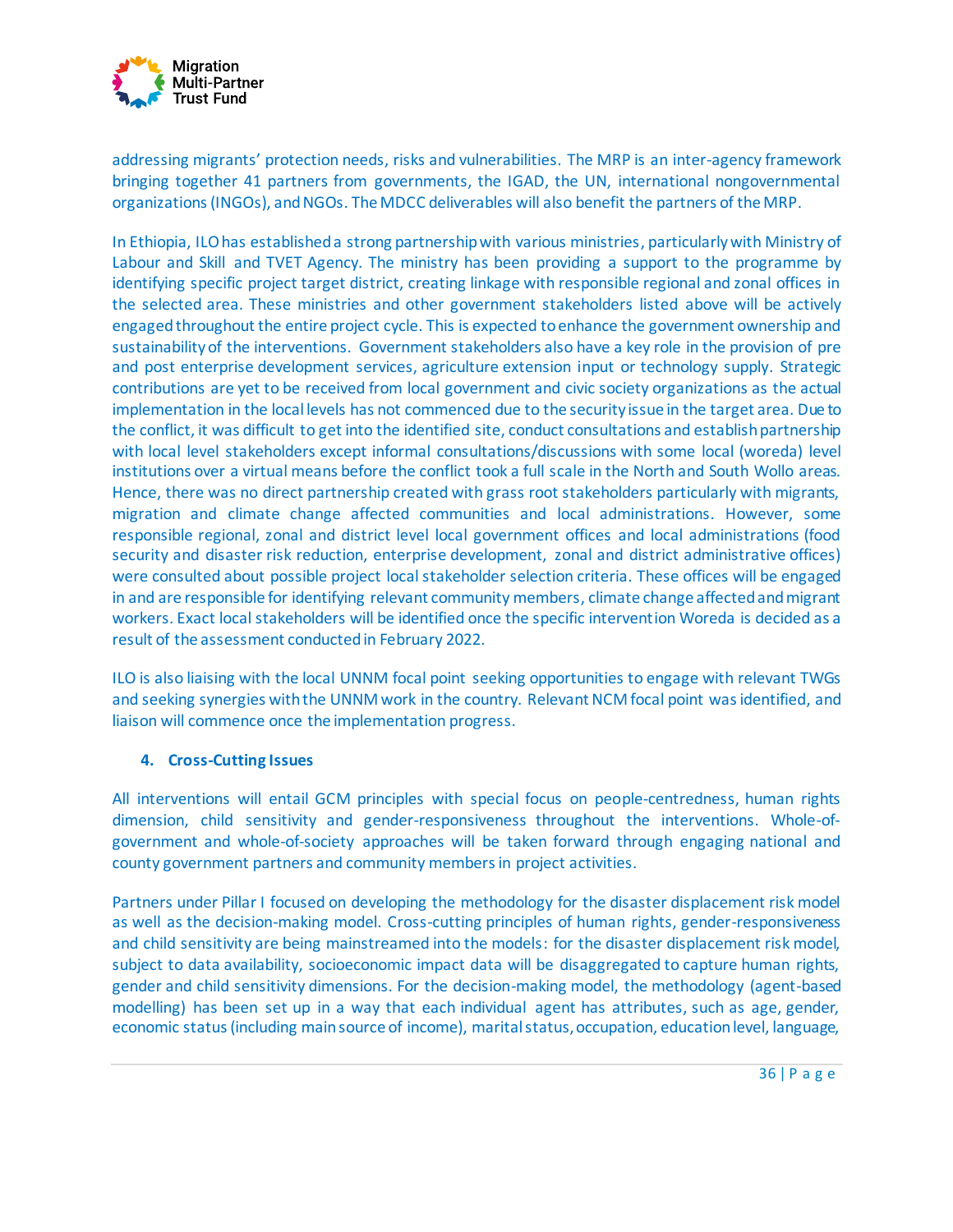addressing migrants' protection needs, risks and vulnerabilities. The MRP is an inter-agency framework bringing together 41 partners from governments, the IGAD, the UN, international nongovernmental organizations (INGOs), and NGOs. The MDCC deliverables will also benefit the partners of the MRP.

In Ethiopia, ILO has established a strong partnership with various ministries, particularly with Ministry of Labour and Skill and TVET Agency. The ministry has been providing a support to the programme by identifying specific project target district, creating linkage with responsible regional and zonal offices in the selected area. These ministries and other government stakeholders listed above will be actively engaged throughout the entire project cycle. This is expected to enhance the government ownership and sustainability of the interventions. Government stakeholders also have a key role in the provision of pre and post enterprise development services, agriculture extension input or technology supply. Strategic contributions are yet to be received from local government and civic society organizations as the actual implementation in the local levels has not commenced due to the security issue in the target area. Due to the conflict, it was difficult to get into the identified site, conduct consultations and establish partnership with local level stakeholders except informal consultations/discussions with some local (woreda) level institutions over a virtual means before the conflict took a full scale in the North and South Wollo areas. Hence, there was no direct partnership created with grass root stakeholders particularly with migrants, migration and climate change affected communities and local administrations. However, some responsible regional, zonal and district level local government offices and local administrations (food security and disaster risk reduction, enterprise development, zonal and district administrative offices) were consulted about possible project local stakeholder selection criteria. These offices will be engaged in and are responsible for identifying relevant community members, climate change affected and migrant workers. Exact local stakeholders will be identified once the specific intervention Woreda is decided as a result of the assessment conducted in February 2022.

ILO is also liaising with the local UNNM focal point seeking opportunities to engage with relevant TWGs and seeking synergies with the UNNM work in the country. Relevant NCM focal point was identified, and liaison will commence once the implementation progress.

## 4. Cross-Cutting Issues

All interventions will entail GCM principles with special focus on people-centredness, human rights dimension, child sensitivity and gender-responsiveness throughout the interventions. Whole-of-government and whole-of-society approaches will be taken forward through engaging national and county government partners and community members in project activities.

Partners under Pillar I focused on developing the methodology for the disaster displacement risk model as well as the decision-making model. Cross-cutting principles of human rights, gender-responsiveness and child sensitivity are being mainstreamed into the models: for the disaster displacement risk model, subject to data availability, socioeconomic impact data will be disaggregated to capture human rights, gender and child sensitivity dimensions. For the decision-making model, the methodology (agent-based modelling) has been set up in a way that each individual agent has attributes, such as age, gender, economic status (including main source of income), marital status, occupation, education level, language,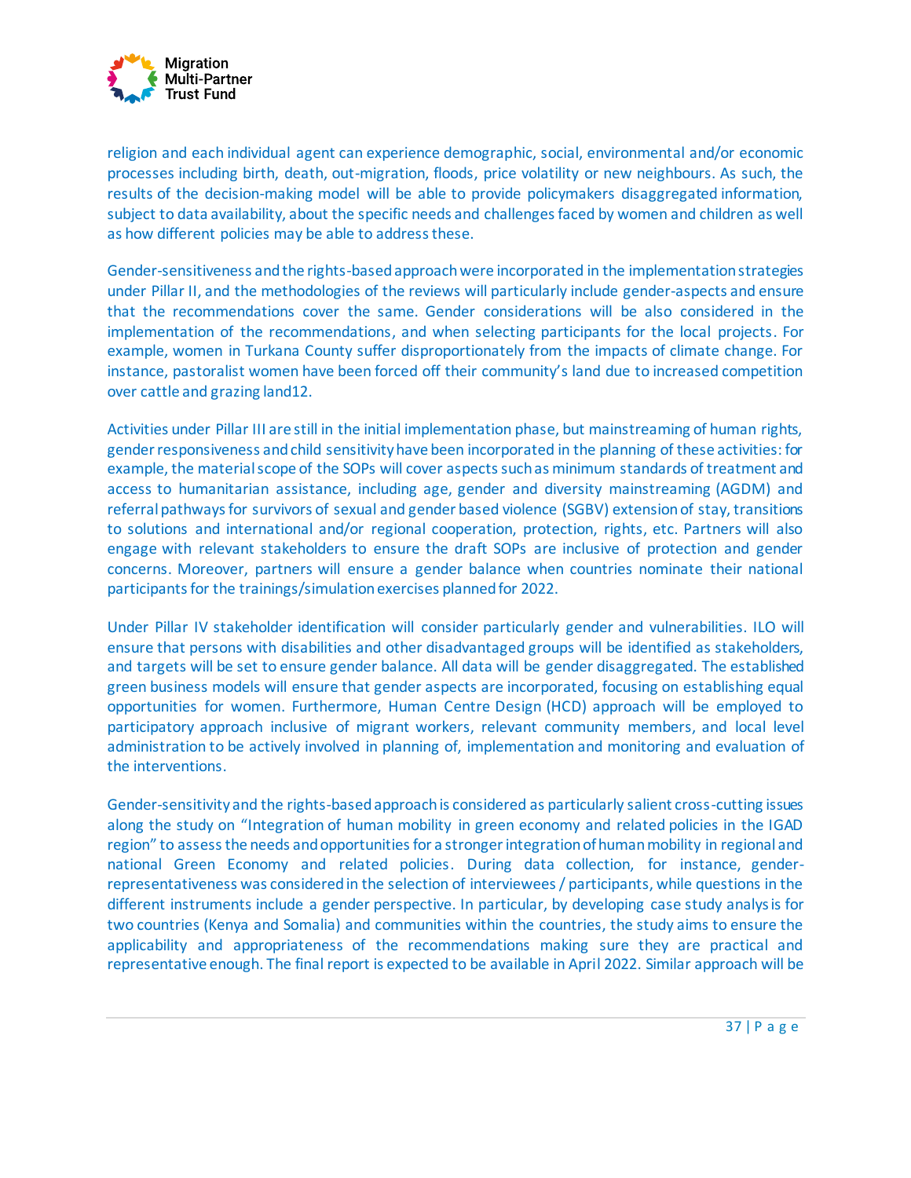religion and each individual agent can experience demographic, social, environmental and/or economic processes including birth, death, out-migration, floods, price volatility or new neighbours. As such, the results of the decision-making model will be able to provide policymakers disaggregated information, subject to data availability, about the specific needs and challenges faced by women and children as well as how different policies may be able to address these.

Gender-sensitiveness and the rights-based approach were incorporated in the implementation strategies under Pillar II, and the methodologies of the reviews will particularly include gender-aspects and ensure that the recommendations cover the same. Gender considerations will be also considered in the implementation of the recommendations, and when selecting participants for the local projects. For example, women in Turkana County suffer disproportionately from the impacts of climate change. For instance, pastoralist women have been forced off their community's land due to increased competition over cattle and grazing land[12].

Activities under Pillar III are still in the initial implementation phase, but mainstreaming of human rights, gender responsiveness and child sensitivity have been incorporated in the planning of these activities: for example, the material scope of the SOPs will cover aspects such as minimum standards of treatment and access to humanitarian assistance, including age, gender and diversity mainstreaming (AGDM) and referral pathways for survivors of sexual and gender based violence (SGBV) extension of stay, transitions to solutions and international and/or regional cooperation, protection, rights, etc. Partners will also engage with relevant stakeholders to ensure the draft SOPs are inclusive of protection and gender concerns. Moreover, partners will ensure a gender balance when countries nominate their national participants for the trainings/simulation exercises planned for 2022.

Under Pillar IV stakeholder identification will consider particularly gender and vulnerabilities. ILO will ensure that persons with disabilities and other disadvantaged groups will be identified as stakeholders, and targets will be set to ensure gender balance. All data will be gender disaggregated. The established green business models will ensure that gender aspects are incorporated, focusing on establishing equal opportunities for women. Furthermore, Human Centre Design (HCD) approach will be employed to participatory approach inclusive of migrant workers, relevant community members, and local level administration to be actively involved in planning of, implementation and monitoring and evaluation of the interventions.

Gender-sensitivity and the rights-based approach is considered as particularly salient cross-cutting issues along the study on "Integration of human mobility in green economy and related policies in the IGAD region" to assess the needs and opportunities for a stronger integration of human mobility in regional and national Green Economy and related policies. During data collection, for instance, gender-representativeness was considered in the selection of interviewees / participants, while questions in the different instruments include a gender perspective. In particular, by developing case study analysis for two countries (Kenya and Somalia) and communities within the countries, the study aims to ensure the applicability and appropriateness of the recommendations making sure they are practical and representative enough. The final report is expected to be available in April 2022. Similar approach will be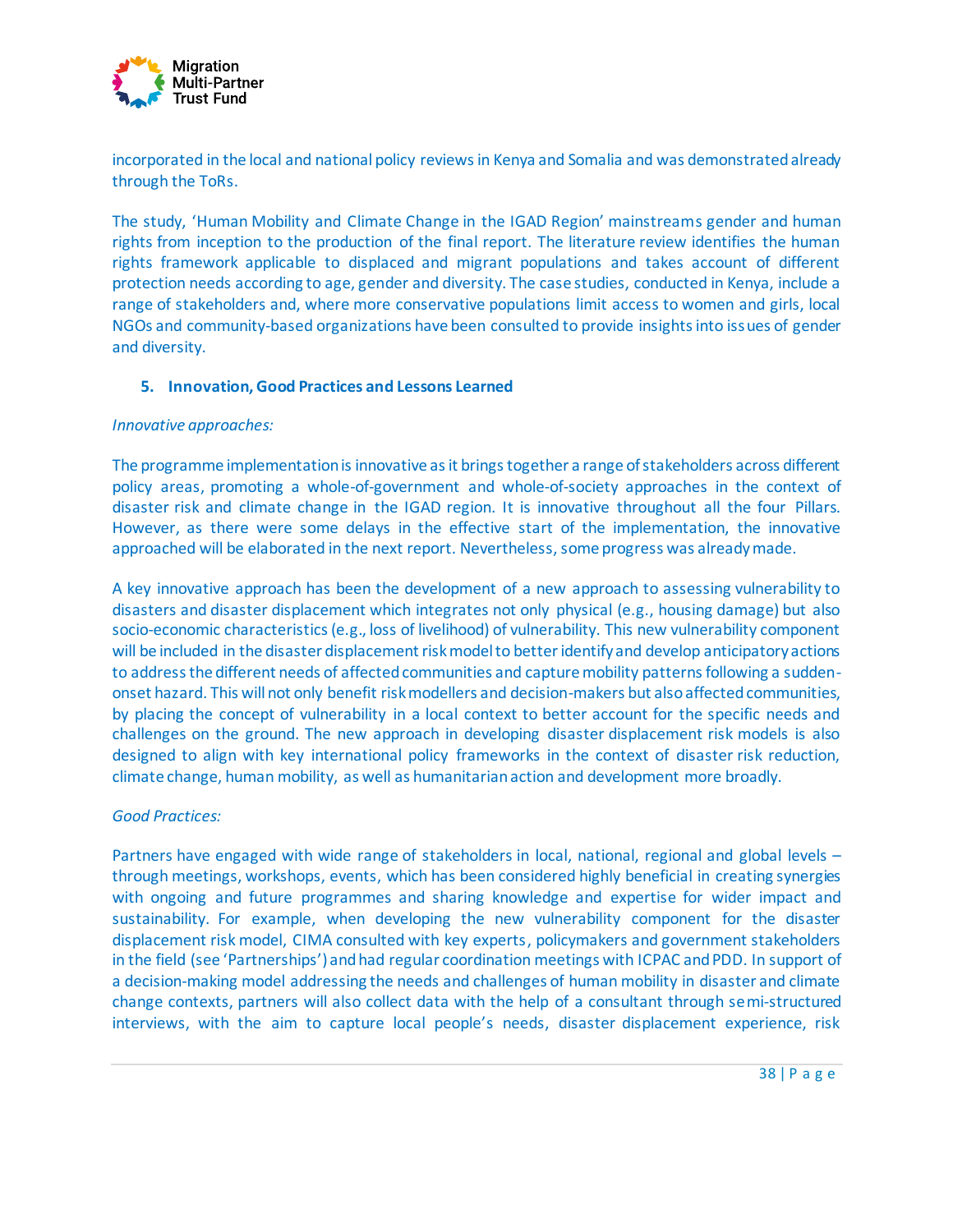incorporated in the local and national policy reviews in Kenya and Somalia and was demonstrated already through the ToRs.

The study, 'Human Mobility and Climate Change in the IGAD Region' mainstreams gender and human rights from inception to the production of the final report. The literature review identifies the human rights framework applicable to displaced and migrant populations and takes account of different protection needs according to age, gender and diversity. The case studies, conducted in Kenya, include a range of stakeholders and, where more conservative populations limit access to women and girls, local NGOs and community-based organizations have been consulted to provide insights into issues of gender and diversity.

## 5. Innovation, Good Practices and Lessons Learned

*Innovative approaches:*

The programme implementation is innovative as it brings together a range of stakeholders across different policy areas, promoting a whole-of-government and whole-of-society approaches in the context of disaster risk and climate change in the IGAD region. It is innovative throughout all the four Pillars. However, as there were some delays in the effective start of the implementation, the innovative approached will be elaborated in the next report. Nevertheless, some progress was already made.

A key innovative approach has been the development of a new approach to assessing vulnerability to disasters and disaster displacement which integrates not only physical (e.g., housing damage) but also socio-economic characteristics (e.g., loss of livelihood) of vulnerability. This new vulnerability component will be included in the disaster displacement risk model to better identify and develop anticipatory actions to address the different needs of affected communities and capture mobility patterns following a sudden-onset hazard. This will not only benefit risk modellers and decision-makers but also affected communities, by placing the concept of vulnerability in a local context to better account for the specific needs and challenges on the ground. The new approach in developing disaster displacement risk models is also designed to align with key international policy frameworks in the context of disaster risk reduction, climate change, human mobility, as well as humanitarian action and development more broadly.

*Good Practices:*

Partners have engaged with wide range of stakeholders in local, national, regional and global levels – through meetings, workshops, events, which has been considered highly beneficial in creating synergies with ongoing and future programmes and sharing knowledge and expertise for wider impact and sustainability. For example, when developing the new vulnerability component for the disaster displacement risk model, CIMA consulted with key experts, policymakers and government stakeholders in the field (see 'Partnerships') and had regular coordination meetings with ICPAC and PDD. In support of a decision-making model addressing the needs and challenges of human mobility in disaster and climate change contexts, partners will also collect data with the help of a consultant through semi-structured interviews, with the aim to capture local people's needs, disaster displacement experience, risk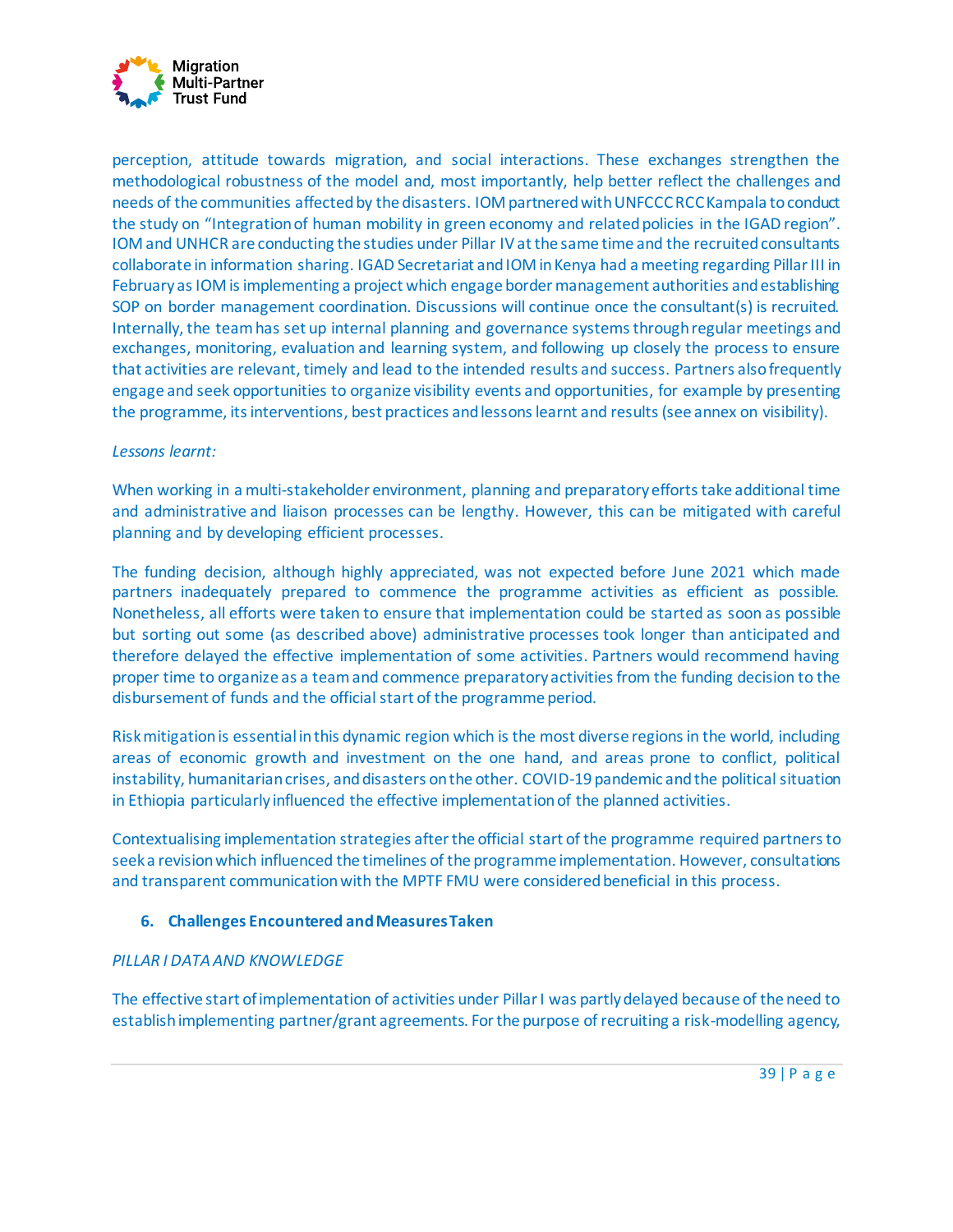perception, attitude towards migration, and social interactions. These exchanges strengthen the methodological robustness of the model and, most importantly, help better reflect the challenges and needs of the communities affected by the disasters. IOM partnered with UNFCCC RCC Kampala to conduct the study on "Integration of human mobility in green economy and related policies in the IGAD region". IOM and UNHCR are conducting the studies under Pillar IV at the same time and the recruited consultants collaborate in information sharing. IGAD Secretariat and IOM in Kenya had a meeting regarding Pillar III in February as IOM is implementing a project which engage border management authorities and establishing SOP on border management coordination. Discussions will continue once the consultant(s) is recruited. Internally, the team has set up internal planning and governance systems through regular meetings and exchanges, monitoring, evaluation and learning system, and following up closely the process to ensure that activities are relevant, timely and lead to the intended results and success. Partners also frequently engage and seek opportunities to organize visibility events and opportunities, for example by presenting the programme, its interventions, best practices and lessons learnt and results (see annex on visibility).

*Lessons learnt:*

When working in a multi-stakeholder environment, planning and preparatory efforts take additional time and administrative and liaison processes can be lengthy. However, this can be mitigated with careful planning and by developing efficient processes.

The funding decision, although highly appreciated, was not expected before June 2021 which made partners inadequately prepared to commence the programme activities as efficient as possible. Nonetheless, all efforts were taken to ensure that implementation could be started as soon as possible but sorting out some (as described above) administrative processes took longer than anticipated and therefore delayed the effective implementation of some activities. Partners would recommend having proper time to organize as a team and commence preparatory activities from the funding decision to the disbursement of funds and the official start of the programme period.

Risk mitigation is essential in this dynamic region which is the most diverse regions in the world, including areas of economic growth and investment on the one hand, and areas prone to conflict, political instability, humanitarian crises, and disasters on the other. COVID-19 pandemic and the political situation in Ethiopia particularly influenced the effective implementation of the planned activities.

Contextualising implementation strategies after the official start of the programme required partners to seek a revision which influenced the timelines of the programme implementation. However, consultations and transparent communication with the MPTF FMU were considered beneficial in this process.

## 6. Challenges Encountered and Measures Taken

*PILLAR I DATA AND KNOWLEDGE*

The effective start of implementation of activities under Pillar I was partly delayed because of the need to establish implementing partner/grant agreements. For the purpose of recruiting a risk-modelling agency,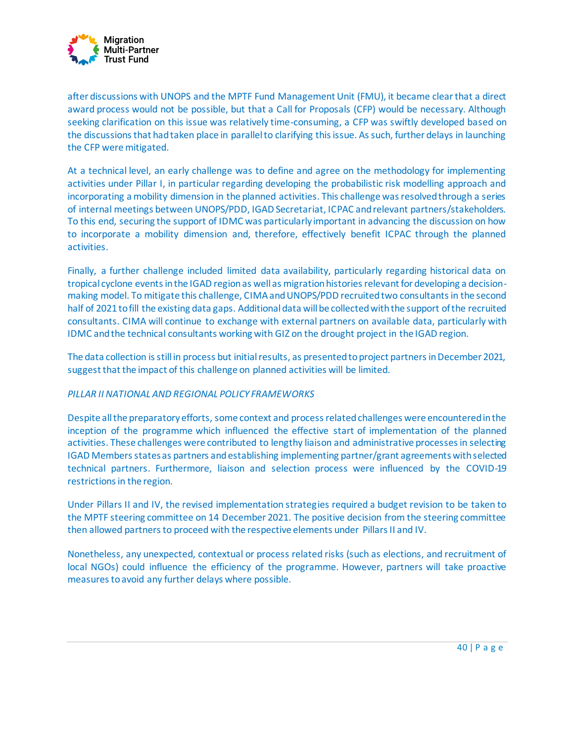after discussions with UNOPS and the MPTF Fund Management Unit (FMU), it became clear that a direct award process would not be possible, but that a Call for Proposals (CFP) would be necessary. Although seeking clarification on this issue was relatively time-consuming, a CFP was swiftly developed based on the discussions that had taken place in parallel to clarifying this issue. As such, further delays in launching the CFP were mitigated.

At a technical level, an early challenge was to define and agree on the methodology for implementing activities under Pillar I, in particular regarding developing the probabilistic risk modelling approach and incorporating a mobility dimension in the planned activities. This challenge was resolved through a series of internal meetings between UNOPS/PDD, IGAD Secretariat, ICPAC and relevant partners/stakeholders. To this end, securing the support of IDMC was particularly important in advancing the discussion on how to incorporate a mobility dimension and, therefore, effectively benefit ICPAC through the planned activities.

Finally, a further challenge included limited data availability, particularly regarding historical data on tropical cyclone events in the IGAD region as well as migration histories relevant for developing a decision-making model. To mitigate this challenge, CIMA and UNOPS/PDD recruited two consultants in the second half of 2021 to fill the existing data gaps. Additional data will be collected with the support of the recruited consultants. CIMA will continue to exchange with external partners on available data, particularly with IDMC and the technical consultants working with GIZ on the drought project in the IGAD region.

The data collection is still in process but initial results, as presented to project partners in December 2021, suggest that the impact of this challenge on planned activities will be limited.

*PILLAR II NATIONAL AND REGIONAL POLICY FRAMEWORKS*

Despite all the preparatory efforts, some context and process related challenges were encountered in the inception of the programme which influenced the effective start of implementation of the planned activities. These challenges were contributed to lengthy liaison and administrative processes in selecting IGAD Members states as partners and establishing implementing partner/grant agreements with selected technical partners. Furthermore, liaison and selection process were influenced by the COVID-19 restrictions in the region.

Under Pillars II and IV, the revised implementation strategies required a budget revision to be taken to the MPTF steering committee on 14 December 2021. The positive decision from the steering committee then allowed partners to proceed with the respective elements under Pillars II and IV.

Nonetheless, any unexpected, contextual or process related risks (such as elections, and recruitment of local NGOs) could influence the efficiency of the programme. However, partners will take proactive measures to avoid any further delays where possible.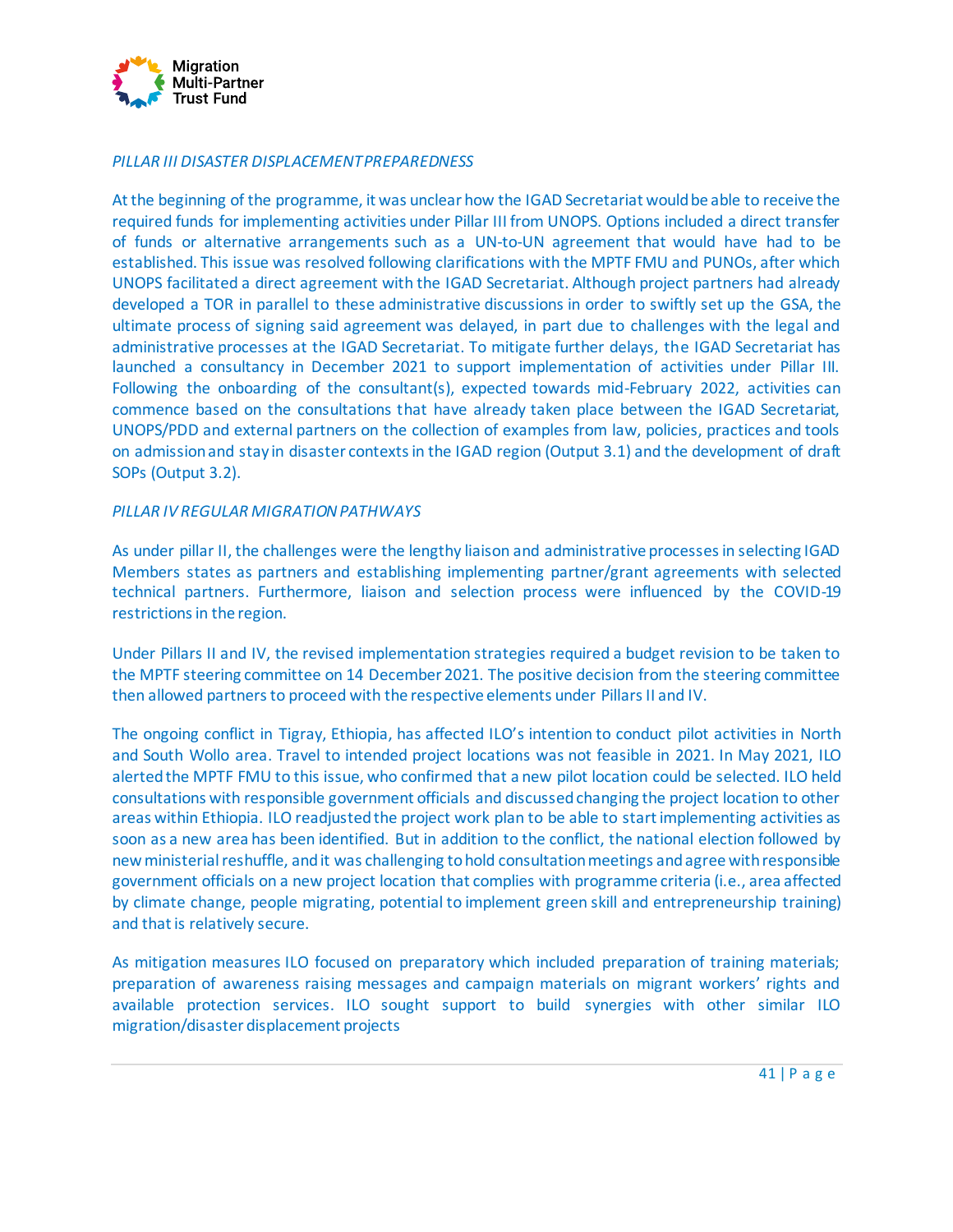*PILLAR III DISASTER DISPLACEMENT PREPAREDNESS*

At the beginning of the programme, it was unclear how the IGAD Secretariat would be able to receive the required funds for implementing activities under Pillar III from UNOPS. Options included a direct transfer of funds or alternative arrangements such as a UN-to-UN agreement that would have had to be established. This issue was resolved following clarifications with the MPTF FMU and PUNOs, after which UNOPS facilitated a direct agreement with the IGAD Secretariat. Although project partners had already developed a TOR in parallel to these administrative discussions in order to swiftly set up the GSA, the ultimate process of signing said agreement was delayed, in part due to challenges with the legal and administrative processes at the IGAD Secretariat. To mitigate further delays, the IGAD Secretariat has launched a consultancy in December 2021 to support implementation of activities under Pillar III. Following the onboarding of the consultant(s), expected towards mid-February 2022, activities can commence based on the consultations that have already taken place between the IGAD Secretariat, UNOPS/PDD and external partners on the collection of examples from law, policies, practices and tools on admission and stay in disaster contexts in the IGAD region (Output 3.1) and the development of draft SOPs (Output 3.2).

*PILLAR IV REGULAR MIGRATION PATHWAYS*

As under pillar II, the challenges were the lengthy liaison and administrative processes in selecting IGAD Members states as partners and establishing implementing partner/grant agreements with selected technical partners. Furthermore, liaison and selection process were influenced by the COVID-19 restrictions in the region.

Under Pillars II and IV, the revised implementation strategies required a budget revision to be taken to the MPTF steering committee on 14 December 2021. The positive decision from the steering committee then allowed partners to proceed with the respective elements under Pillars II and IV.

The ongoing conflict in Tigray, Ethiopia, has affected ILO's intention to conduct pilot activities in North and South Wollo area. Travel to intended project locations was not feasible in 2021. In May 2021, ILO alerted the MPTF FMU to this issue, who confirmed that a new pilot location could be selected. ILO held consultations with responsible government officials and discussed changing the project location to other areas within Ethiopia. ILO readjusted the project work plan to be able to start implementing activities as soon as a new area has been identified. But in addition to the conflict, the national election followed by new ministerial reshuffle, and it was challenging to hold consultation meetings and agree with responsible government officials on a new project location that complies with programme criteria (i.e., area affected by climate change, people migrating, potential to implement green skill and entrepreneurship training) and that is relatively secure.

As mitigation measures ILO focused on preparatory which included preparation of training materials; preparation of awareness raising messages and campaign materials on migrant workers' rights and available protection services. ILO sought support to build synergies with other similar ILO migration/disaster displacement projects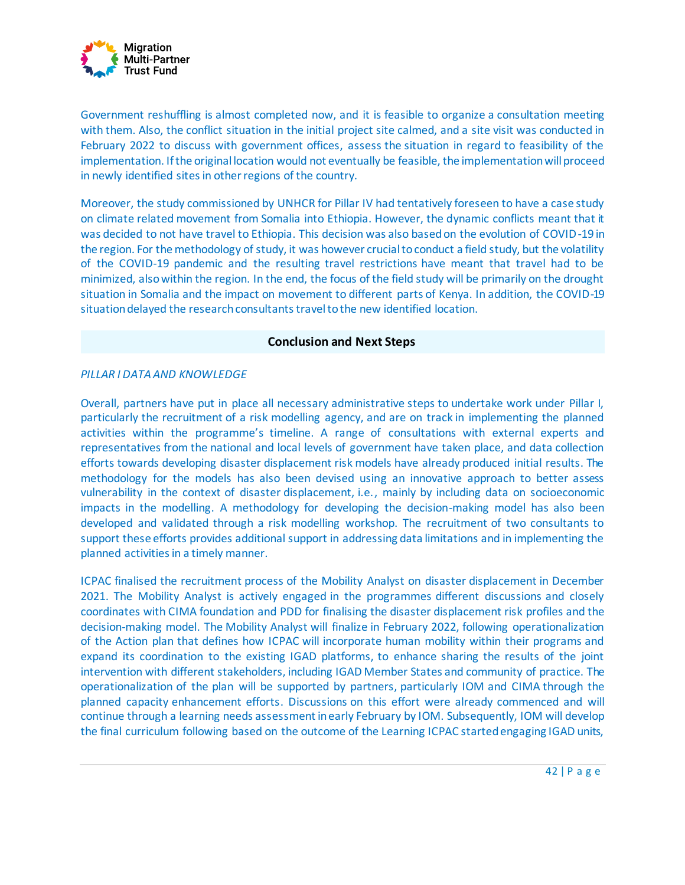Government reshuffling is almost completed now, and it is feasible to organize a consultation meeting with them. Also, the conflict situation in the initial project site calmed, and a site visit was conducted in February 2022 to discuss with government offices, assess the situation in regard to feasibility of the implementation. If the original location would not eventually be feasible, the implementation will proceed in newly identified sites in other regions of the country.

Moreover, the study commissioned by UNHCR for Pillar IV had tentatively foreseen to have a case study on climate related movement from Somalia into Ethiopia. However, the dynamic conflicts meant that it was decided to not have travel to Ethiopia. This decision was also based on the evolution of COVID-19 in the region. For the methodology of study, it was however crucial to conduct a field study, but the volatility of the COVID-19 pandemic and the resulting travel restrictions have meant that travel had to be minimized, also within the region. In the end, the focus of the field study will be primarily on the drought situation in Somalia and the impact on movement to different parts of Kenya. In addition, the COVID-19 situation delayed the research consultants travel to the new identified location.

## Conclusion and Next Steps

*PILLAR I DATA AND KNOWLEDGE*

Overall, partners have put in place all necessary administrative steps to undertake work under Pillar I, particularly the recruitment of a risk modelling agency, and are on track in implementing the planned activities within the programme's timeline. A range of consultations with external experts and representatives from the national and local levels of government have taken place, and data collection efforts towards developing disaster displacement risk models have already produced initial results. The methodology for the models has also been devised using an innovative approach to better assess vulnerability in the context of disaster displacement, i.e., mainly by including data on socioeconomic impacts in the modelling. A methodology for developing the decision-making model has also been developed and validated through a risk modelling workshop. The recruitment of two consultants to support these efforts provides additional support in addressing data limitations and in implementing the planned activities in a timely manner.

ICPAC finalised the recruitment process of the Mobility Analyst on disaster displacement in December 2021. The Mobility Analyst is actively engaged in the programmes different discussions and closely coordinates with CIMA foundation and PDD for finalising the disaster displacement risk profiles and the decision-making model. The Mobility Analyst will finalize in February 2022, following operationalization of the Action plan that defines how ICPAC will incorporate human mobility within their programs and expand its coordination to the existing IGAD platforms, to enhance sharing the results of the joint intervention with different stakeholders, including IGAD Member States and community of practice. The operationalization of the plan will be supported by partners, particularly IOM and CIMA through the planned capacity enhancement efforts. Discussions on this effort were already commenced and will continue through a learning needs assessment in early February by IOM. Subsequently, IOM will develop the final curriculum following based on the outcome of the Learning ICPAC started engaging IGAD units,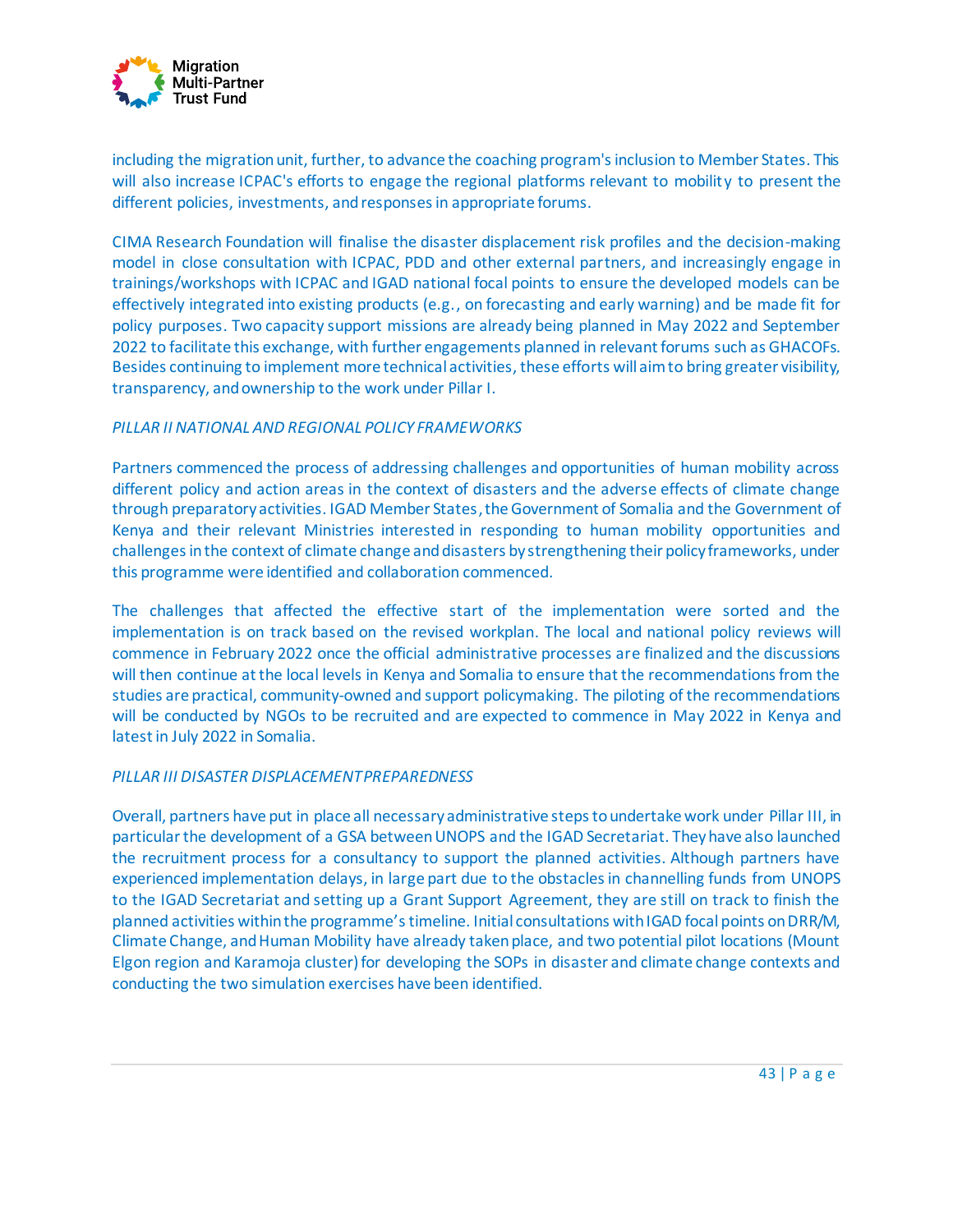including the migration unit, further, to advance the coaching program's inclusion to Member States. This will also increase ICPAC's efforts to engage the regional platforms relevant to mobility to present the different policies, investments, and responses in appropriate forums.

CIMA Research Foundation will finalise the disaster displacement risk profiles and the decision-making model in close consultation with ICPAC, PDD and other external partners, and increasingly engage in trainings/workshops with ICPAC and IGAD national focal points to ensure the developed models can be effectively integrated into existing products (e.g., on forecasting and early warning) and be made fit for policy purposes. Two capacity support missions are already being planned in May 2022 and September 2022 to facilitate this exchange, with further engagements planned in relevant forums such as GHACOFs. Besides continuing to implement more technical activities, these efforts will aim to bring greater visibility, transparency, and ownership to the work under Pillar I.

*PILLAR II NATIONAL AND REGIONAL POLICY FRAMEWORKS*

Partners commenced the process of addressing challenges and opportunities of human mobility across different policy and action areas in the context of disasters and the adverse effects of climate change through preparatory activities. IGAD Member States, the Government of Somalia and the Government of Kenya and their relevant Ministries interested in responding to human mobility opportunities and challenges in the context of climate change and disasters by strengthening their policy frameworks, under this programme were identified and collaboration commenced.

The challenges that affected the effective start of the implementation were sorted and the implementation is on track based on the revised workplan. The local and national policy reviews will commence in February 2022 once the official administrative processes are finalized and the discussions will then continue at the local levels in Kenya and Somalia to ensure that the recommendations from the studies are practical, community-owned and support policymaking. The piloting of the recommendations will be conducted by NGOs to be recruited and are expected to commence in May 2022 in Kenya and latest in July 2022 in Somalia.

*PILLAR III DISASTER DISPLACEMENT PREPAREDNESS*

Overall, partners have put in place all necessary administrative steps to undertake work under Pillar III, in particular the development of a GSA between UNOPS and the IGAD Secretariat. They have also launched the recruitment process for a consultancy to support the planned activities. Although partners have experienced implementation delays, in large part due to the obstacles in channelling funds from UNOPS to the IGAD Secretariat and setting up a Grant Support Agreement, they are still on track to finish the planned activities within the programme's timeline. Initial consultations with IGAD focal points on DRR/M, Climate Change, and Human Mobility have already taken place, and two potential pilot locations (Mount Elgon region and Karamoja cluster) for developing the SOPs in disaster and climate change contexts and conducting the two simulation exercises have been identified.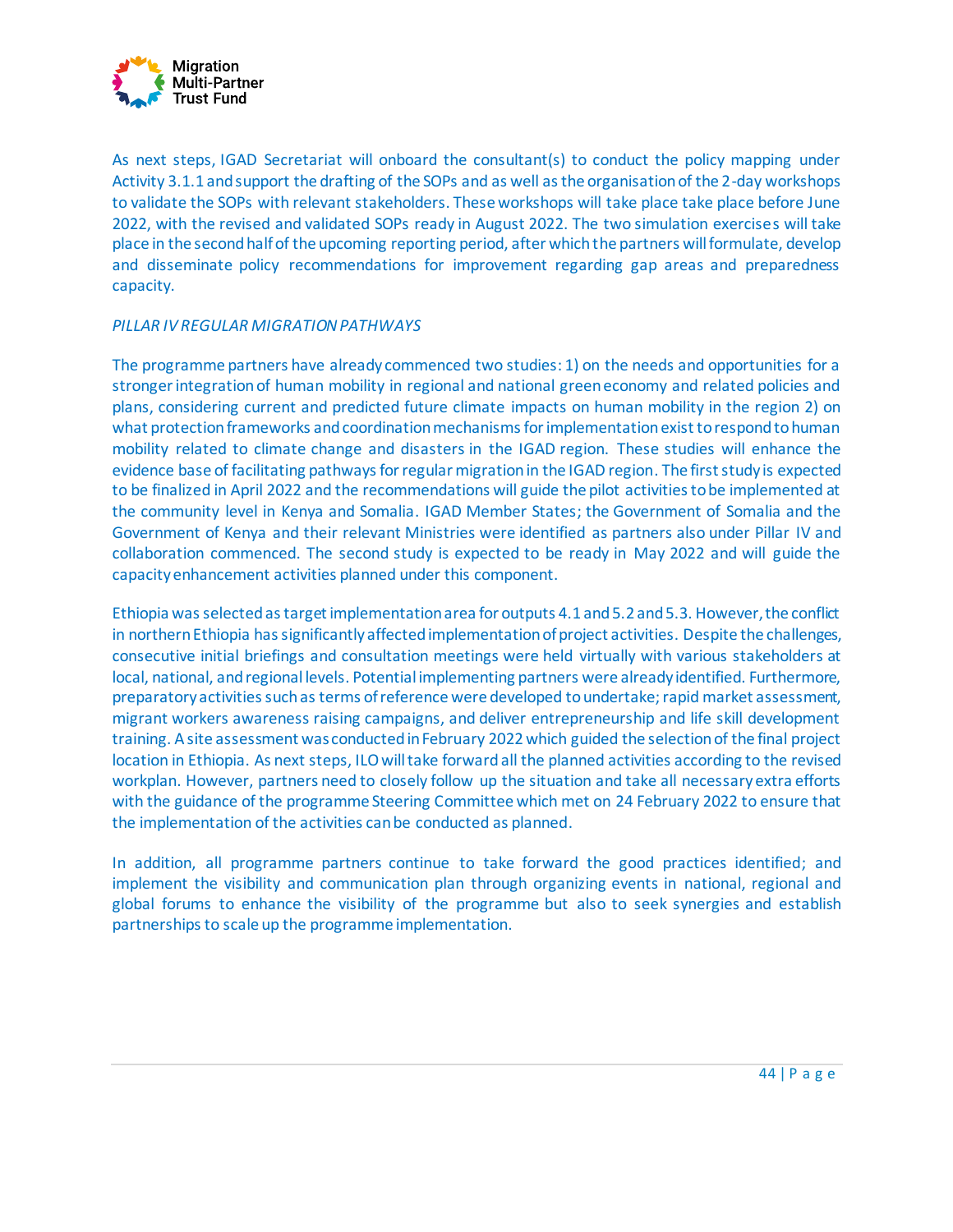As next steps, IGAD Secretariat will onboard the consultant(s) to conduct the policy mapping under Activity 3.1.1 and support the drafting of the SOPs and as well as the organisation of the 2-day workshops to validate the SOPs with relevant stakeholders. These workshops will take place take place before June 2022, with the revised and validated SOPs ready in August 2022. The two simulation exercises will take place in the second half of the upcoming reporting period, after which the partners will formulate, develop and disseminate policy recommendations for improvement regarding gap areas and preparedness capacity.

*PILLAR IV REGULAR MIGRATION PATHWAYS*

The programme partners have already commenced two studies: 1) on the needs and opportunities for a stronger integration of human mobility in regional and national green economy and related policies and plans, considering current and predicted future climate impacts on human mobility in the region 2) on what protection frameworks and coordination mechanisms for implementation exist to respond to human mobility related to climate change and disasters in the IGAD region. These studies will enhance the evidence base of facilitating pathways for regular migration in the IGAD region. The first study is expected to be finalized in April 2022 and the recommendations will guide the pilot activities to be implemented at the community level in Kenya and Somalia. IGAD Member States; the Government of Somalia and the Government of Kenya and their relevant Ministries were identified as partners also under Pillar IV and collaboration commenced. The second study is expected to be ready in May 2022 and will guide the capacity enhancement activities planned under this component.

Ethiopia was selected as target implementation area for outputs 4.1 and 5.2 and 5.3. However, the conflict in northern Ethiopia has significantly affected implementation of project activities. Despite the challenges, consecutive initial briefings and consultation meetings were held virtually with various stakeholders at local, national, and regional levels. Potential implementing partners were already identified. Furthermore, preparatory activities such as terms of reference were developed to undertake; rapid market assessment, migrant workers awareness raising campaigns, and deliver entrepreneurship and life skill development training. A site assessment was conducted in February 2022 which guided the selection of the final project location in Ethiopia. As next steps, ILO will take forward all the planned activities according to the revised workplan. However, partners need to closely follow up the situation and take all necessary extra efforts with the guidance of the programme Steering Committee which met on 24 February 2022 to ensure that the implementation of the activities can be conducted as planned.

In addition, all programme partners continue to take forward the good practices identified; and implement the visibility and communication plan through organizing events in national, regional and global forums to enhance the visibility of the programme but also to seek synergies and establish partnerships to scale up the programme implementation.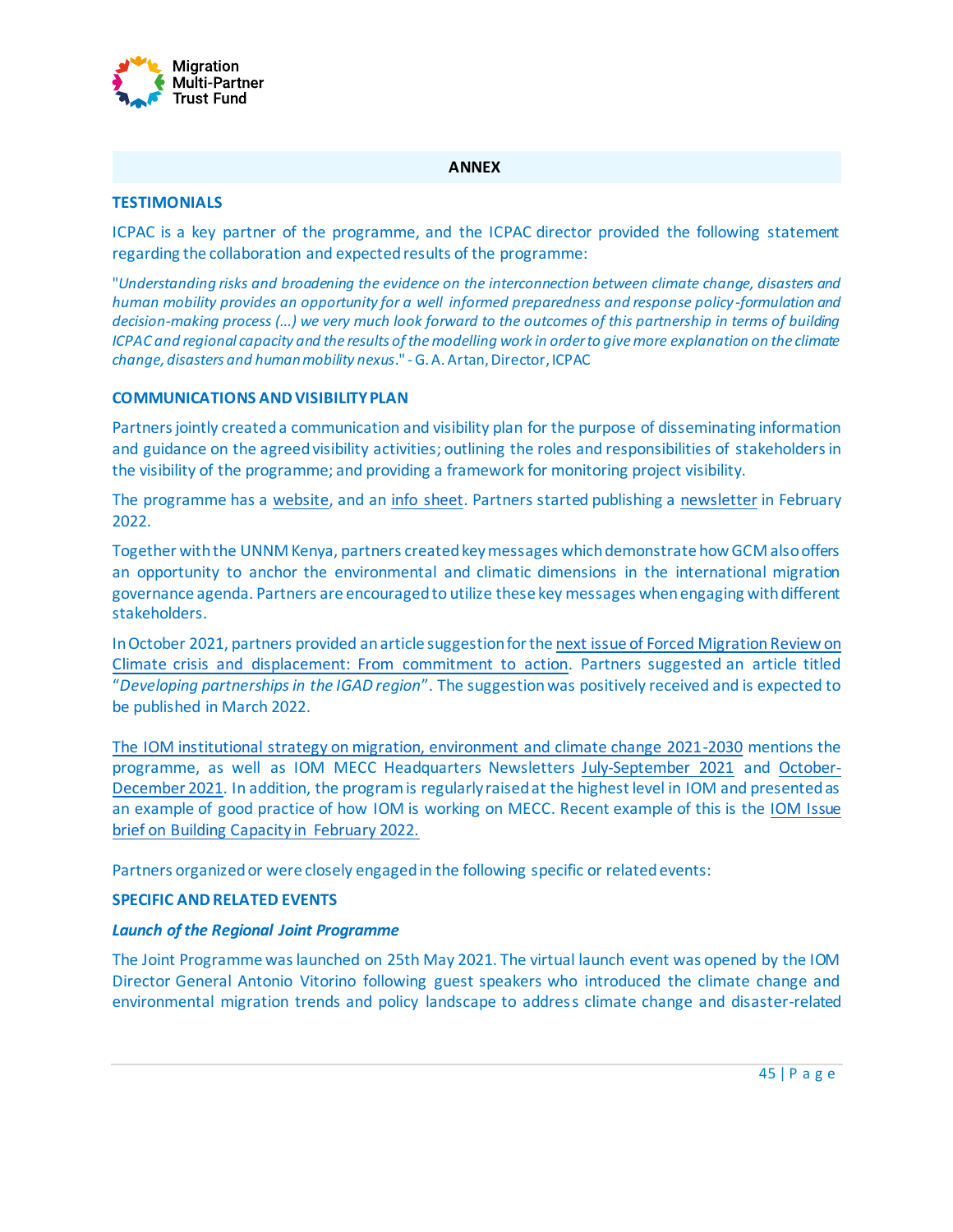## ANNEX

### TESTIMONIALS

ICPAC is a key partner of the programme, and the ICPAC director provided the following statement regarding the collaboration and expected results of the programme:

"*Understanding risks and broadening the evidence on the interconnection between climate change, disasters and human mobility provides an opportunity for a well informed preparedness and response policy-formulation and decision-making process (...) we very much look forward to the outcomes of this partnership in terms of building ICPAC and regional capacity and the results of the modelling work in order to give more explanation on the climate change, disasters and human mobility nexus*." - G. A. Artan, Director, ICPAC

### COMMUNICATIONS AND VISIBILITY PLAN

Partners jointly created a communication and visibility plan for the purpose of disseminating information and guidance on the agreed visibility activities; outlining the roles and responsibilities of stakeholders in the visibility of the programme; and providing a framework for monitoring project visibility.

The programme has a website, and an info sheet. Partners started publishing a newsletter in February 2022.

Together with the UNNM Kenya, partners created key messages which demonstrate how GCM also offers an opportunity to anchor the environmental and climatic dimensions in the international migration governance agenda. Partners are encouraged to utilize these key messages when engaging with different stakeholders.

In October 2021, partners provided an article suggestion for the next issue of Forced Migration Review on Climate crisis and displacement: From commitment to action. Partners suggested an article titled "*Developing partnerships in the IGAD region*". The suggestion was positively received and is expected to be published in March 2022.

The IOM institutional strategy on migration, environment and climate change 2021-2030 mentions the programme, as well as IOM MECC Headquarters Newsletters July-September 2021 and October-December 2021. In addition, the program is regularly raised at the highest level in IOM and presented as an example of good practice of how IOM is working on MECC. Recent example of this is the IOM Issue brief on Building Capacity in February 2022.

Partners organized or were closely engaged in the following specific or related events:

### SPECIFIC AND RELATED EVENTS

***Launch of the Regional Joint Programme***

The Joint Programme was launched on 25th May 2021. The virtual launch event was opened by the IOM Director General Antonio Vitorino following guest speakers who introduced the climate change and environmental migration trends and policy landscape to address climate change and disaster-related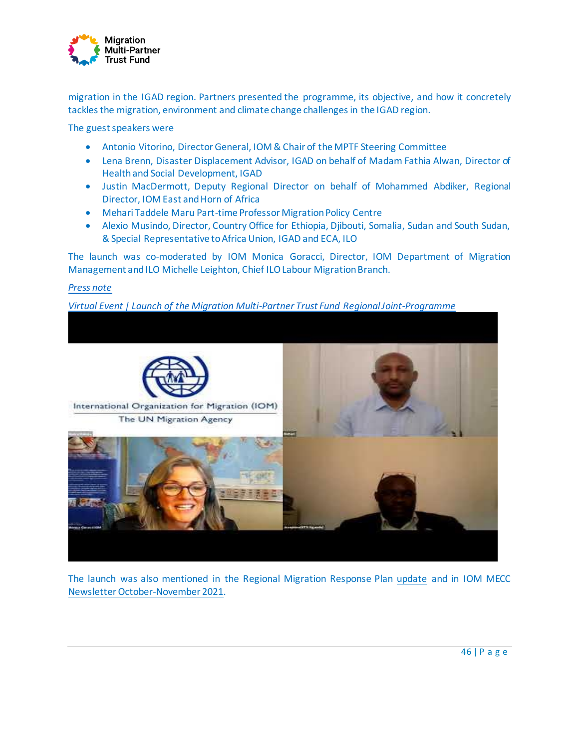migration in the IGAD region. Partners presented the programme, its objective, and how it concretely tackles the migration, environment and climate change challenges in the IGAD region.

The guest speakers were

- Antonio Vitorino, Director General, IOM & Chair of the MPTF Steering Committee
- Lena Brenn, Disaster Displacement Advisor, IGAD on behalf of Madam Fathia Alwan, Director of Health and Social Development, IGAD
- Justin MacDermott, Deputy Regional Director on behalf of Mohammed Abdiker, Regional Director, IOM East and Horn of Africa
- Mehari Taddele Maru Part-time Professor Migration Policy Centre
- Alexio Musindo, Director, Country Office for Ethiopia, Djibouti, Somalia, Sudan and South Sudan, & Special Representative to Africa Union, IGAD and ECA, ILO

The launch was co-moderated by IOM Monica Goracci, Director, IOM Department of Migration Management and ILO Michelle Leighton, Chief ILO Labour Migration Branch.

*Press note*

*Virtual Event | Launch of the Migration Multi-Partner Trust Fund Regional Joint-Programme*

The launch was also mentioned in the Regional Migration Response Plan update and in IOM MECC Newsletter October-November 2021.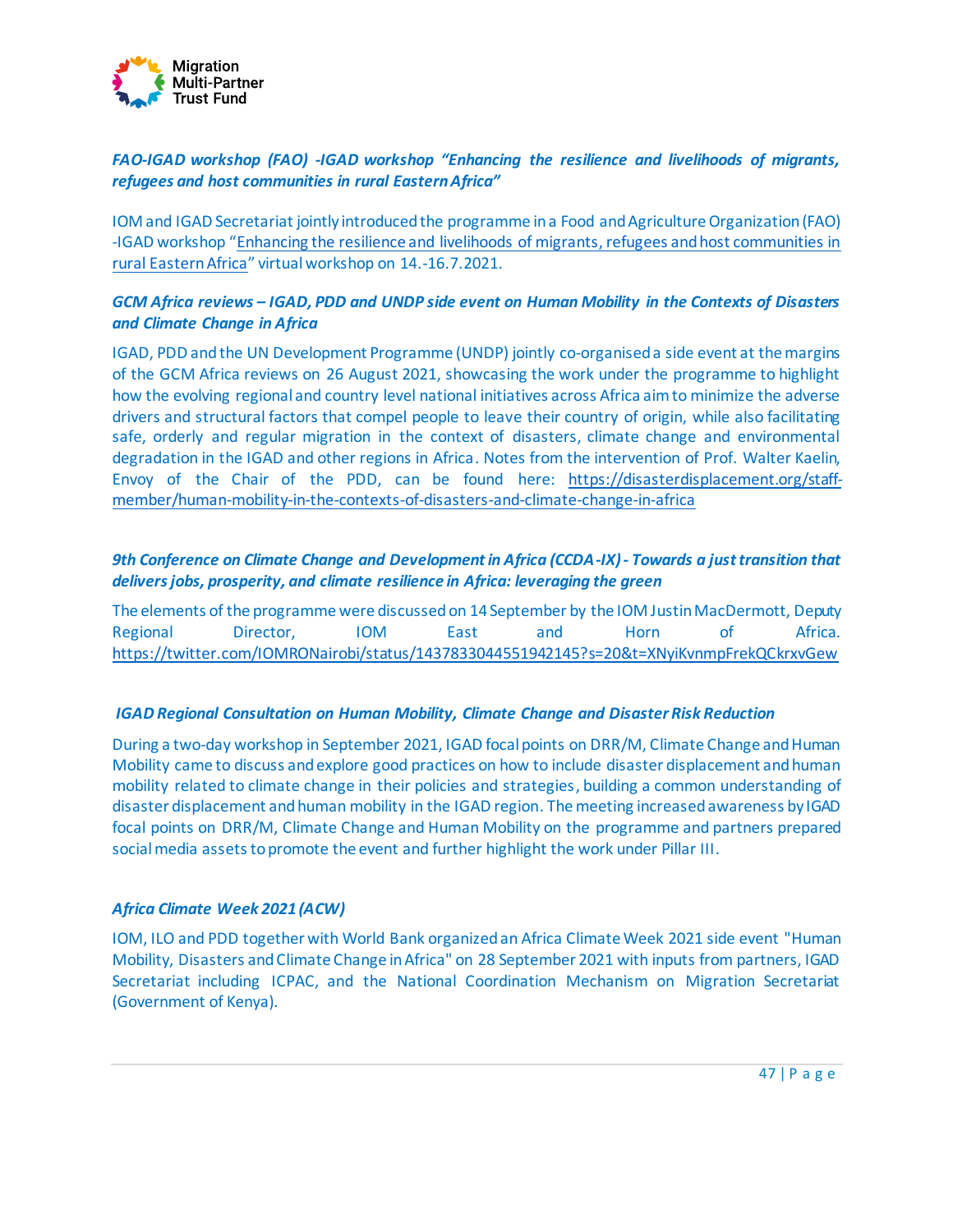### *FAO-IGAD workshop (FAO) -IGAD workshop "Enhancing the resilience and livelihoods of migrants, refugees and host communities in rural Eastern Africa"*

IOM and IGAD Secretariat jointly introduced the programme in a Food and Agriculture Organization (FAO) -IGAD workshop "Enhancing the resilience and livelihoods of migrants, refugees and host communities in rural Eastern Africa" virtual workshop on 14.-16.7.2021.

### *GCM Africa reviews – IGAD, PDD and UNDP side event on Human Mobility in the Contexts of Disasters and Climate Change in Africa*

IGAD, PDD and the UN Development Programme (UNDP) jointly co-organised a side event at the margins of the GCM Africa reviews on 26 August 2021, showcasing the work under the programme to highlight how the evolving regional and country level national initiatives across Africa aim to minimize the adverse drivers and structural factors that compel people to leave their country of origin, while also facilitating safe, orderly and regular migration in the context of disasters, climate change and environmental degradation in the IGAD and other regions in Africa. Notes from the intervention of Prof. Walter Kaelin, Envoy of the Chair of the PDD, can be found here: https://disasterdisplacement.org/staff-member/human-mobility-in-the-contexts-of-disasters-and-climate-change-in-africa

### *9th Conference on Climate Change and Development in Africa (CCDA-IX) - Towards a just transition that delivers jobs, prosperity, and climate resilience in Africa: leveraging the green*

The elements of the programme were discussed on 14 September by the IOM Justin MacDermott, Deputy Regional Director, IOM East and Horn of Africa. https://twitter.com/IOMRONairobi/status/1437833044551942145?s=20&t=XNyiKvnmpFrekQCkrxvGew

### *IGAD Regional Consultation on Human Mobility, Climate Change and Disaster Risk Reduction*

During a two-day workshop in September 2021, IGAD focal points on DRR/M, Climate Change and Human Mobility came to discuss and explore good practices on how to include disaster displacement and human mobility related to climate change in their policies and strategies, building a common understanding of disaster displacement and human mobility in the IGAD region. The meeting increased awareness by IGAD focal points on DRR/M, Climate Change and Human Mobility on the programme and partners prepared social media assets to promote the event and further highlight the work under Pillar III.

### *Africa Climate Week 2021 (ACW)*

IOM, ILO and PDD together with World Bank organized an Africa Climate Week 2021 side event "Human Mobility, Disasters and Climate Change in Africa" on 28 September 2021 with inputs from partners, IGAD Secretariat including ICPAC, and the National Coordination Mechanism on Migration Secretariat (Government of Kenya).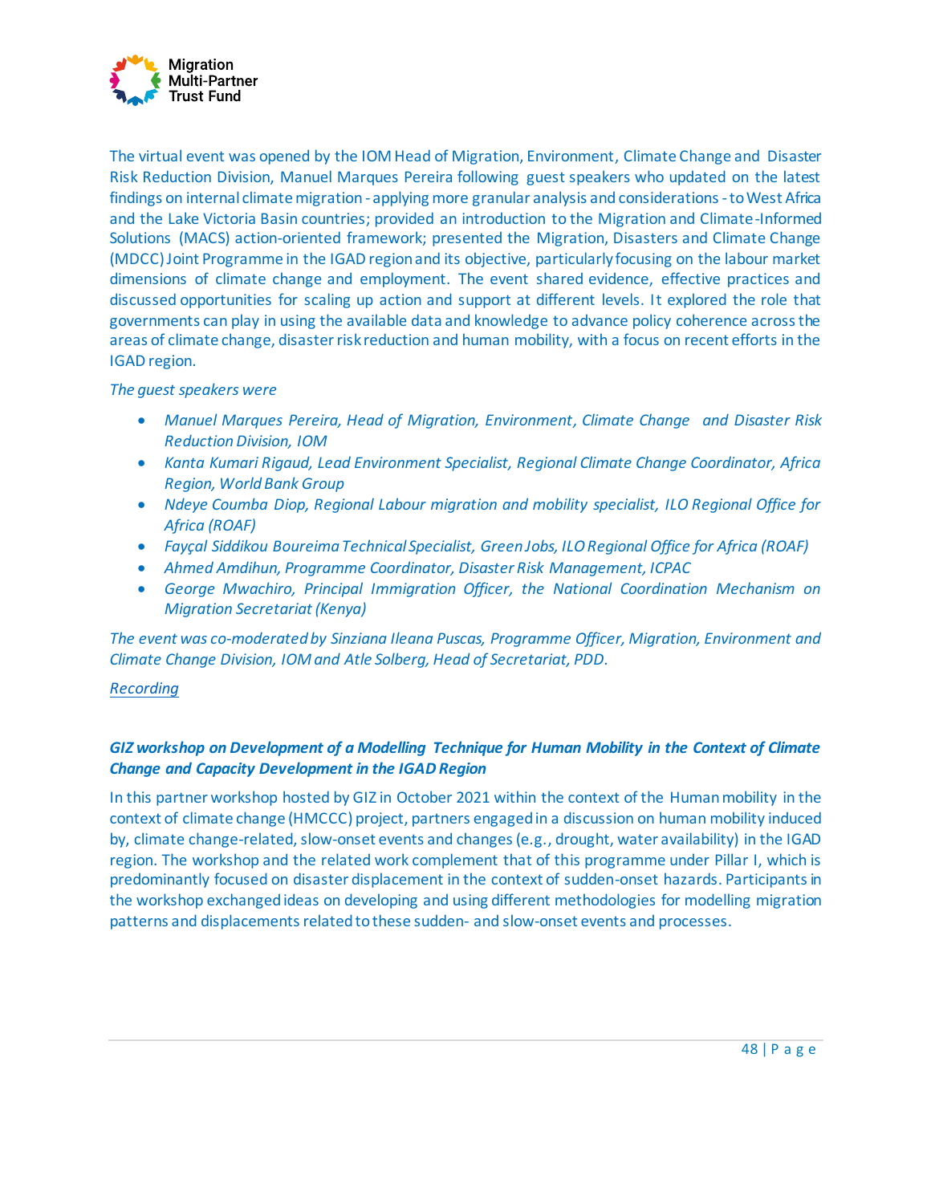The virtual event was opened by the IOM Head of Migration, Environment, Climate Change and Disaster Risk Reduction Division, Manuel Marques Pereira following guest speakers who updated on the latest findings on internal climate migration - applying more granular analysis and considerations - to West Africa and the Lake Victoria Basin countries; provided an introduction to the Migration and Climate-Informed Solutions (MACS) action-oriented framework; presented the Migration, Disasters and Climate Change (MDCC) Joint Programme in the IGAD region and its objective, particularly focusing on the labour market dimensions of climate change and employment. The event shared evidence, effective practices and discussed opportunities for scaling up action and support at different levels. It explored the role that governments can play in using the available data and knowledge to advance policy coherence across the areas of climate change, disaster risk reduction and human mobility, with a focus on recent efforts in the IGAD region.

*The guest speakers were*

- *Manuel Marques Pereira, Head of Migration, Environment, Climate Change and Disaster Risk Reduction Division, IOM*
- *Kanta Kumari Rigaud, Lead Environment Specialist, Regional Climate Change Coordinator, Africa Region, World Bank Group*
- *Ndeye Coumba Diop, Regional Labour migration and mobility specialist, ILO Regional Office for Africa (ROAF)*
- *Fayçal Siddikou Boureima Technical Specialist, Green Jobs, ILO Regional Office for Africa (ROAF)*
- *Ahmed Amdihun, Programme Coordinator, Disaster Risk Management, ICPAC*
- *George Mwachiro, Principal Immigration Officer, the National Coordination Mechanism on Migration Secretariat (Kenya)*

*The event was co-moderated by Sinziana Ileana Puscas, Programme Officer, Migration, Environment and Climate Change Division, IOM and Atle Solberg, Head of Secretariat, PDD.*

Recording

***GIZ workshop on Development of a Modelling Technique for Human Mobility in the Context of Climate Change and Capacity Development in the IGAD Region***

In this partner workshop hosted by GIZ in October 2021 within the context of the Human mobility in the context of climate change (HMCCC) project, partners engaged in a discussion on human mobility induced by, climate change-related, slow-onset events and changes (e.g., drought, water availability) in the IGAD region. The workshop and the related work complement that of this programme under Pillar I, which is predominantly focused on disaster displacement in the context of sudden-onset hazards. Participants in the workshop exchanged ideas on developing and using different methodologies for modelling migration patterns and displacements related to these sudden- and slow-onset events and processes.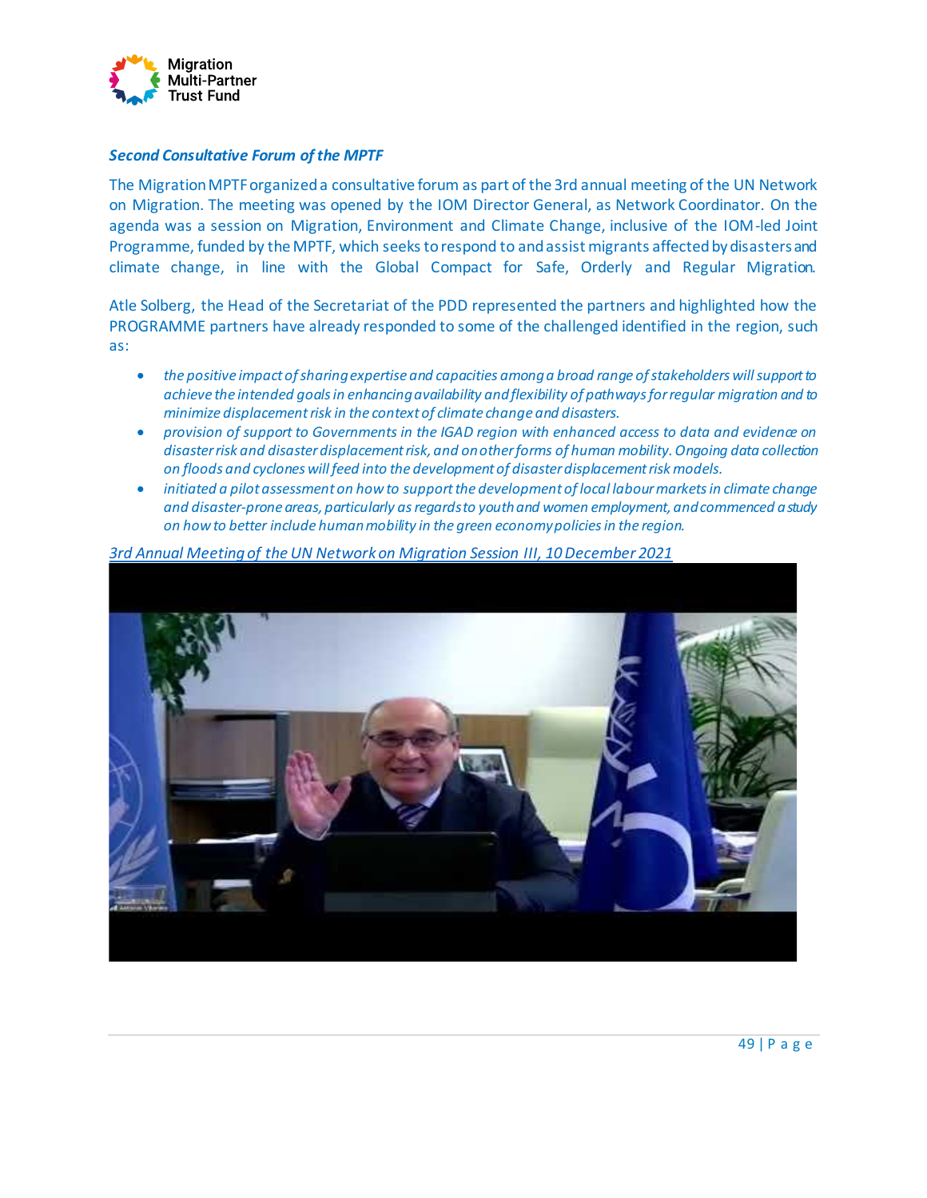***Second Consultative Forum of the MPTF***

The Migration MPTF organized a consultative forum as part of the 3rd annual meeting of the UN Network on Migration. The meeting was opened by the IOM Director General, as Network Coordinator. On the agenda was a session on Migration, Environment and Climate Change, inclusive of the IOM-led Joint Programme, funded by the MPTF, which seeks to respond to and assist migrants affected by disasters and climate change, in line with the Global Compact for Safe, Orderly and Regular Migration.

Atle Solberg, the Head of the Secretariat of the PDD represented the partners and highlighted how the PROGRAMME partners have already responded to some of the challenged identified in the region, such as:

- *the positive impact of sharing expertise and capacities among a broad range of stakeholders will support to achieve the intended goals in enhancing availability and flexibility of pathways for regular migration and to minimize displacement risk in the context of climate change and disasters.*
- *provision of support to Governments in the IGAD region with enhanced access to data and evidence on disaster risk and disaster displacement risk, and on other forms of human mobility. Ongoing data collection on floods and cyclones will feed into the development of disaster displacement risk models.*
- *initiated a pilot assessment on how to support the development of local labour markets in climate change and disaster-prone areas, particularly as regards to youth and women employment, and commenced a study on how to better include human mobility in the green economy policies in the region.*

*3rd Annual Meeting of the UN Network on Migration Session III, 10 December 2021*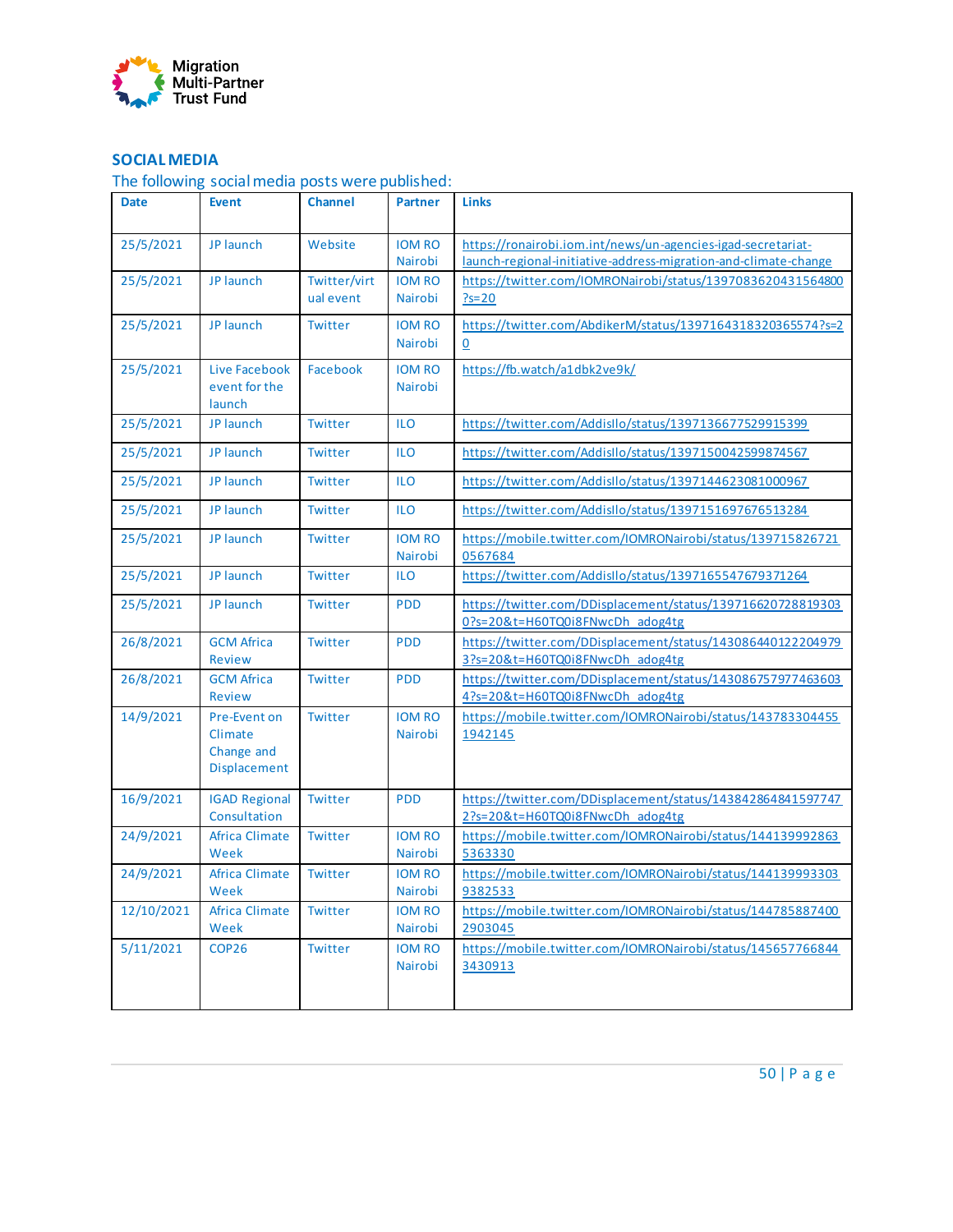## SOCIAL MEDIA

The following social media posts were published:

| Date | Event | Channel | Partner | Links |
|---|---|---|---|---|
| 25/5/2021 | JP launch | Website | IOM RO Nairobi | https://ronairobi.iom.int/news/un-agencies-igad-secretariat-launch-regional-initiative-address-migration-and-climate-change |
| 25/5/2021 | JP launch | Twitter/virtual event | IOM RO Nairobi | https://twitter.com/IOMRONairobi/status/1397083620431564800?s=20 |
| 25/5/2021 | JP launch | Twitter | IOM RO Nairobi | https://twitter.com/AbdikerM/status/1397164318320365574?s=20 |
| 25/5/2021 | Live Facebook event for the launch | Facebook | IOM RO Nairobi | https://fb.watch/a1dbk2ve9k/ |
| 25/5/2021 | JP launch | Twitter | ILO | https://twitter.com/AddisIlo/status/1397136677529915399 |
| 25/5/2021 | JP launch | Twitter | ILO | https://twitter.com/AddisIlo/status/1397150042599874567 |
| 25/5/2021 | JP launch | Twitter | ILO | https://twitter.com/AddisIlo/status/1397144623081000967 |
| 25/5/2021 | JP launch | Twitter | ILO | https://twitter.com/AddisIlo/status/1397151697676513284 |
| 25/5/2021 | JP launch | Twitter | IOM RO Nairobi | https://mobile.twitter.com/IOMRONairobi/status/1397158267210567684 |
| 25/5/2021 | JP launch | Twitter | ILO | https://twitter.com/AddisIlo/status/1397165547679371264 |
| 25/5/2021 | JP launch | Twitter | PDD | https://twitter.com/DDisplacement/status/1397166207288193030?s=20&t=H60TQ0i8FNwcDh_adog4tg |
| 26/8/2021 | GCM Africa Review | Twitter | PDD | https://twitter.com/DDisplacement/status/1430864401222049793?s=20&t=H60TQ0i8FNwcDh_adog4tg |
| 26/8/2021 | GCM Africa Review | Twitter | PDD | https://twitter.com/DDisplacement/status/1430867579774636034?s=20&t=H60TQ0i8FNwcDh_adog4tg |
| 14/9/2021 | Pre-Event on Climate Change and Displacement | Twitter | IOM RO Nairobi | https://mobile.twitter.com/IOMRONairobi/status/1437833044551942145 |
| 16/9/2021 | IGAD Regional Consultation | Twitter | PDD | https://twitter.com/DDisplacement/status/1438428648415977472?s=20&t=H60TQ0i8FNwcDh_adog4tg |
| 24/9/2021 | Africa Climate Week | Twitter | IOM RO Nairobi | https://mobile.twitter.com/IOMRONairobi/status/1441399928635363330 |
| 24/9/2021 | Africa Climate Week | Twitter | IOM RO Nairobi | https://mobile.twitter.com/IOMRONairobi/status/1441399933039382533 |
| 12/10/2021 | Africa Climate Week | Twitter | IOM RO Nairobi | https://mobile.twitter.com/IOMRONairobi/status/1447858874002903045 |
| 5/11/2021 | COP26 | Twitter | IOM RO Nairobi | https://mobile.twitter.com/IOMRONairobi/status/1456577668443430913 |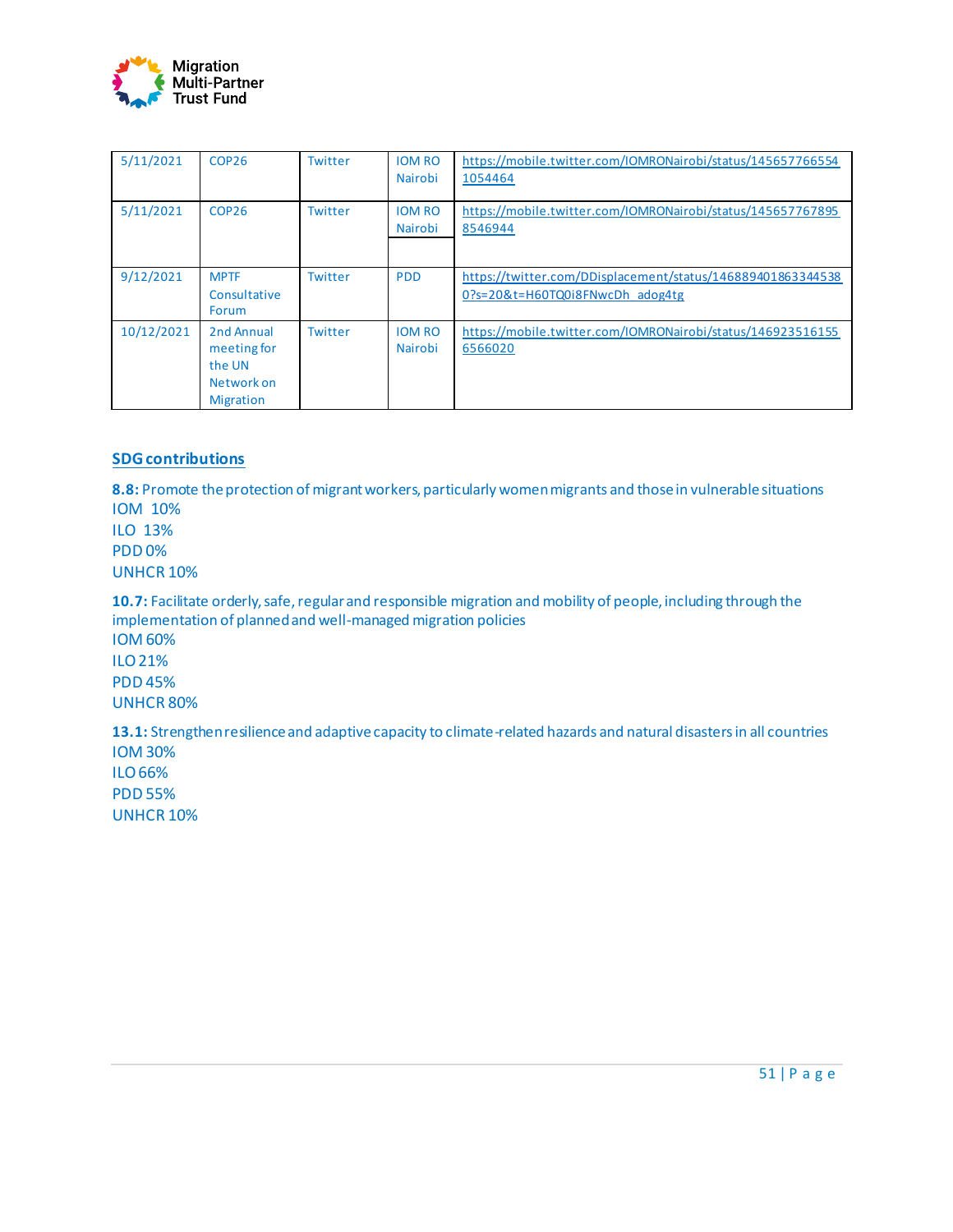| | | | | |
|---|---|---|---|---|
| 5/11/2021 | COP26 | Twitter | IOM RO Nairobi | https://mobile.twitter.com/IOMRONairobi/status/1456577665541054464 |
| 5/11/2021 | COP26 | Twitter | IOM RO Nairobi | https://mobile.twitter.com/IOMRONairobi/status/1456577678958546944 |
| 9/12/2021 | MPTF Consultative Forum | Twitter | PDD | https://twitter.com/DDisplacement/status/1468894018633445380?s=20&t=H60TQ0i8FNwcDh_adog4tg |
| 10/12/2021 | 2nd Annual meeting for the UN Network on Migration | Twitter | IOM RO Nairobi | https://mobile.twitter.com/IOMRONairobi/status/1469235161556566020 |

## SDG contributions

**8.8:** Promote the protection of migrant workers, particularly women migrants and those in vulnerable situations
IOM 10%
ILO 13%
PDD 0%
UNHCR 10%

**10.7:** Facilitate orderly, safe, regular and responsible migration and mobility of people, including through the implementation of planned and well-managed migration policies
IOM 60%
ILO 21%
PDD 45%
UNHCR 80%

**13.1:** Strengthen resilience and adaptive capacity to climate-related hazards and natural disasters in all countries
IOM 30%
ILO 66%
PDD 55%
UNHCR 10%